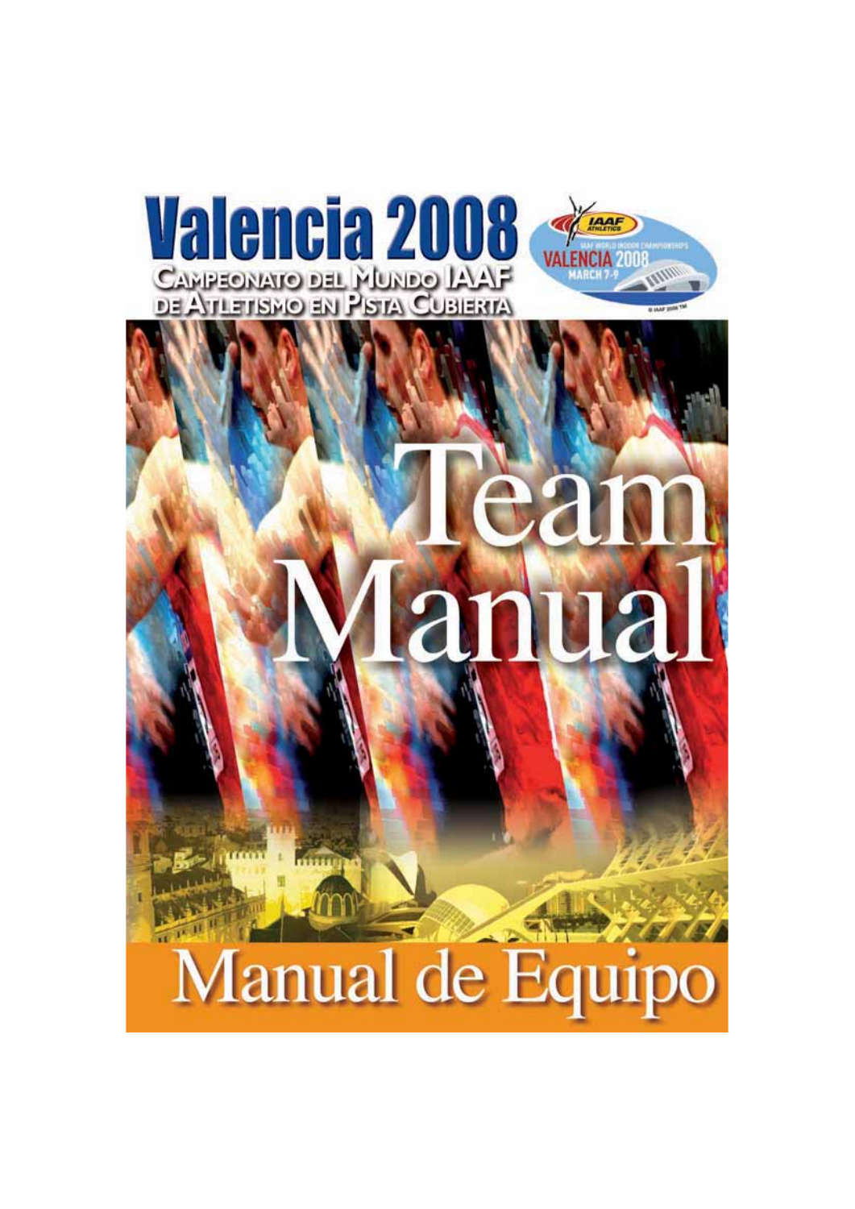# Valencia 2008

**CAMPEONATO DEL MUNDO IAAF DE ATLETISMO EN PISTA CUBIERTA**

IAAF ATHLETICS
IAAF WORLD INDOOR CHAMPIONSHIPS
VALENCIA 2008
MARCH 7-9

© IAAF 2006 TM

# Team Manual

# Manual de Equipo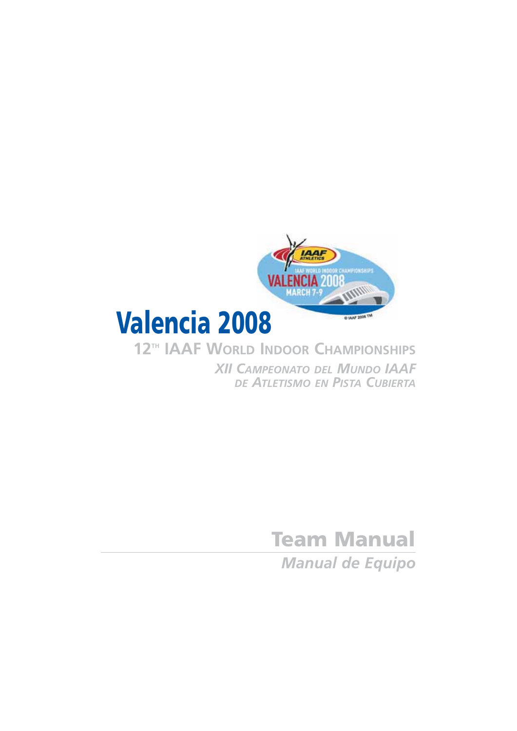# Valencia 2008

## 12TH IAAF World Indoor Championships

*XII Campeonato del Mundo IAAF de Atletismo en Pista Cubierta*

**Team Manual**

*Manual de Equipo*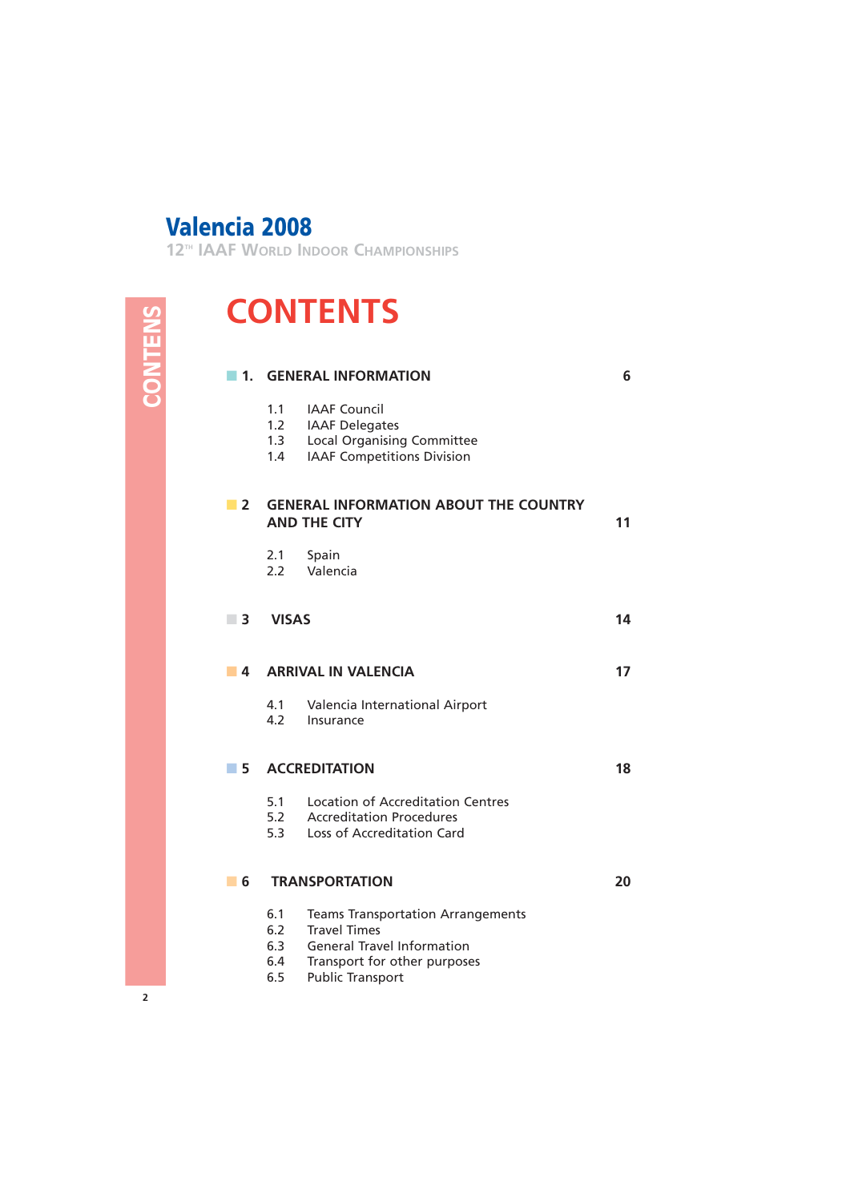Valencia 2008

12TH IAAF WORLD INDOOR CHAMPIONSHIPS

CONTENS

# CONTENTS

**1. GENERAL INFORMATION** — 6

- 1.1 IAAF Council
- 1.2 IAAF Delegates
- 1.3 Local Organising Committee
- 1.4 IAAF Competitions Division

**2 GENERAL INFORMATION ABOUT THE COUNTRY AND THE CITY** — 11

- 2.1 Spain
- 2.2 Valencia

**3 VISAS** — 14

**4 ARRIVAL IN VALENCIA** — 17

- 4.1 Valencia International Airport
- 4.2 Insurance

**5 ACCREDITATION** — 18

- 5.1 Location of Accreditation Centres
- 5.2 Accreditation Procedures
- 5.3 Loss of Accreditation Card

**6 TRANSPORTATION** — 20

- 6.1 Teams Transportation Arrangements
- 6.2 Travel Times
- 6.3 General Travel Information
- 6.4 Transport for other purposes
- 6.5 Public Transport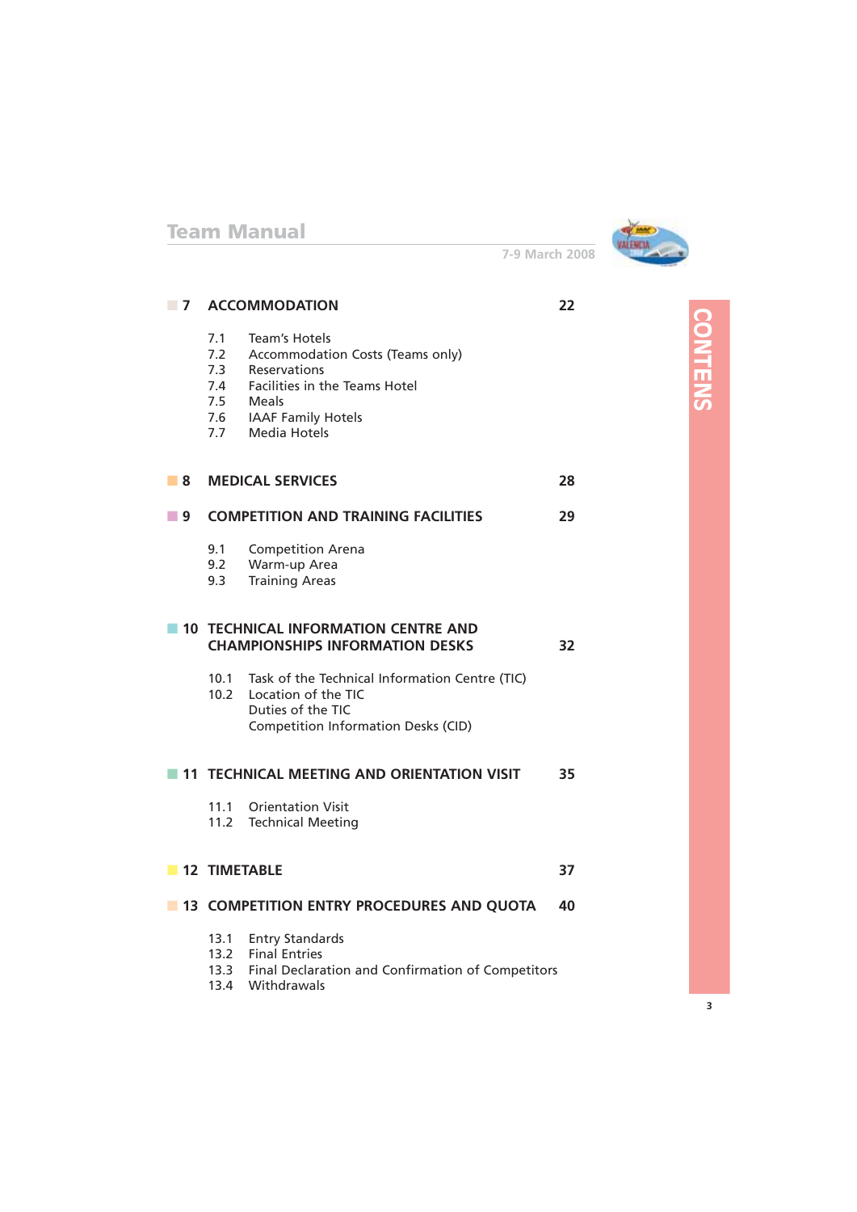| | | |
|---|---|---|
| **7** | **ACCOMMODATION** | **22** |
| | 7.1 Team's Hotels | |
| | 7.2 Accommodation Costs (Teams only) | |
| | 7.3 Reservations | |
| | 7.4 Facilities in the Teams Hotel | |
| | 7.5 Meals | |
| | 7.6 IAAF Family Hotels | |
| | 7.7 Media Hotels | |
| **8** | **MEDICAL SERVICES** | **28** |
| **9** | **COMPETITION AND TRAINING FACILITIES** | **29** |
| | 9.1 Competition Arena | |
| | 9.2 Warm-up Area | |
| | 9.3 Training Areas | |
| **10** | **TECHNICAL INFORMATION CENTRE AND CHAMPIONSHIPS INFORMATION DESKS** | **32** |
| | 10.1 Task of the Technical Information Centre (TIC) | |
| | 10.2 Location of the TIC | |
| | Duties of the TIC | |
| | Competition Information Desks (CID) | |
| **11** | **TECHNICAL MEETING AND ORIENTATION VISIT** | **35** |
| | 11.1 Orientation Visit | |
| | 11.2 Technical Meeting | |
| **12** | **TIMETABLE** | **37** |
| **13** | **COMPETITION ENTRY PROCEDURES AND QUOTA** | **40** |
| | 13.1 Entry Standards | |
| | 13.2 Final Entries | |
| | 13.3 Final Declaration and Confirmation of Competitors | |
| | 13.4 Withdrawals | |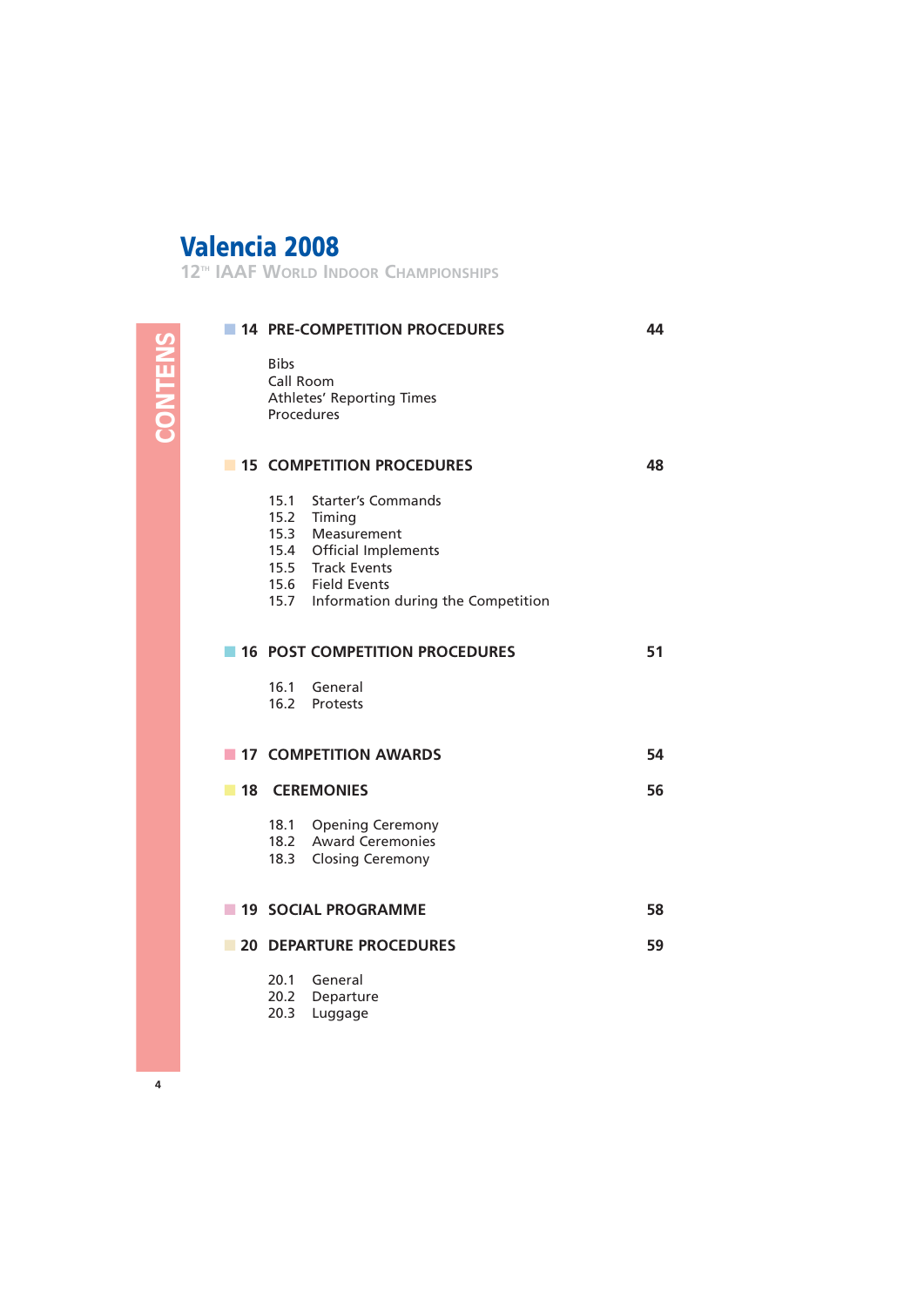# Valencia 2008

12TH IAAF World Indoor Championships

## CONTENS

| | | |
|---|---|---|
| **14** | **PRE-COMPETITION PROCEDURES** | **44** |
| | Bibs | |
| | Call Room | |
| | Athletes' Reporting Times | |
| | Procedures | |
| **15** | **COMPETITION PROCEDURES** | **48** |
| | 15.1 Starter's Commands | |
| | 15.2 Timing | |
| | 15.3 Measurement | |
| | 15.4 Official Implements | |
| | 15.5 Track Events | |
| | 15.6 Field Events | |
| | 15.7 Information during the Competition | |
| **16** | **POST COMPETITION PROCEDURES** | **51** |
| | 16.1 General | |
| | 16.2 Protests | |
| **17** | **COMPETITION AWARDS** | **54** |
| **18** | **CEREMONIES** | **56** |
| | 18.1 Opening Ceremony | |
| | 18.2 Award Ceremonies | |
| | 18.3 Closing Ceremony | |
| **19** | **SOCIAL PROGRAMME** | **58** |
| **20** | **DEPARTURE PROCEDURES** | **59** |
| | 20.1 General | |
| | 20.2 Departure | |
| | 20.3 Luggage | |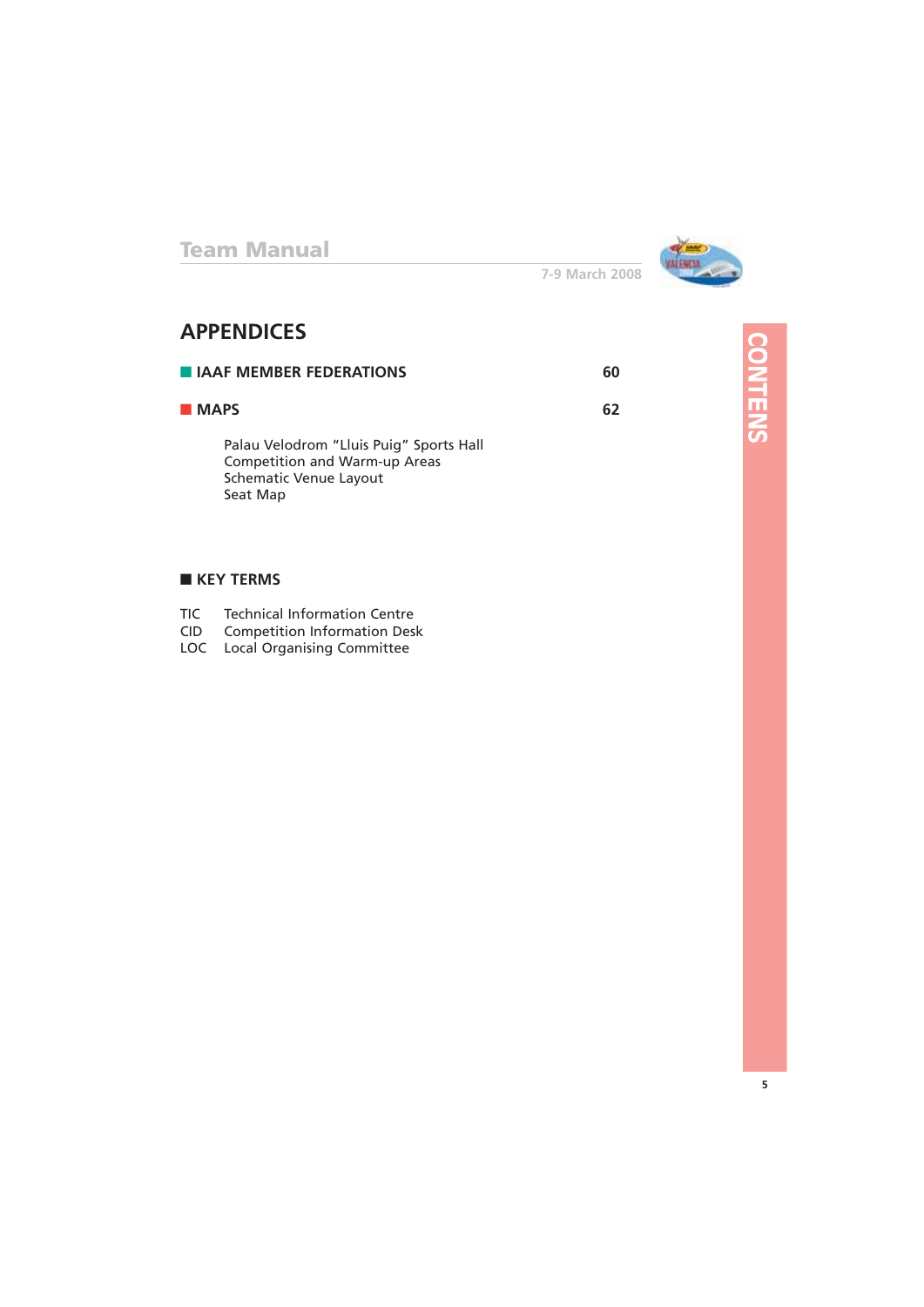## APPENDICES

- **IAAF MEMBER FEDERATIONS** **60**
- **MAPS** **62**

  Palau Velodrom “Lluis Puig” Sports Hall
  Competition and Warm-up Areas
  Schematic Venue Layout
  Seat Map

- **KEY TERMS**

TIC Technical Information Centre
CID Competition Information Desk
LOC Local Organising Committee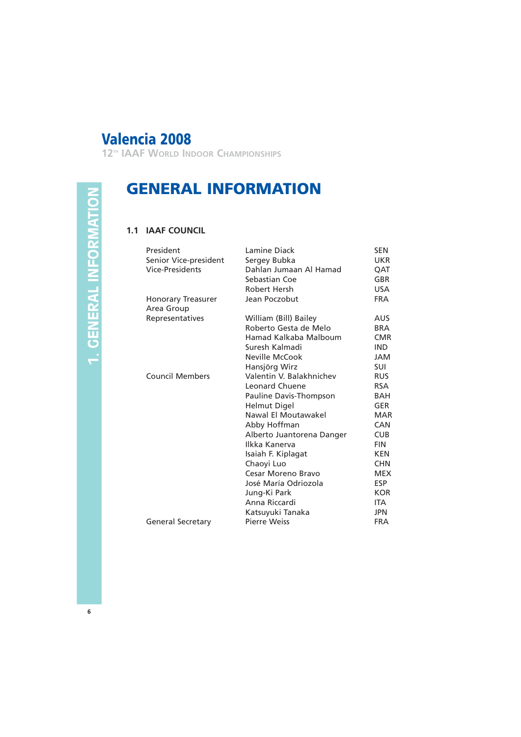# Valencia 2008

12TH IAAF World Indoor Championships

## GENERAL INFORMATION

### 1.1 IAAF COUNCIL

| | | |
|---|---|---|
| President | Lamine Diack | SEN |
| Senior Vice-president | Sergey Bubka | UKR |
| Vice-Presidents | Dahlan Jumaan Al Hamad | QAT |
| | Sebastian Coe | GBR |
| | Robert Hersh | USA |
| Honorary Treasurer | Jean Poczobut | FRA |
| Area Group Representatives | William (Bill) Bailey | AUS |
| | Roberto Gesta de Melo | BRA |
| | Hamad Kalkaba Malboum | CMR |
| | Suresh Kalmadi | IND |
| | Neville McCook | JAM |
| | Hansjörg Wirz | SUI |
| Council Members | Valentin V. Balakhnichev | RUS |
| | Leonard Chuene | RSA |
| | Pauline Davis-Thompson | BAH |
| | Helmut Digel | GER |
| | Nawal El Moutawakel | MAR |
| | Abby Hoffman | CAN |
| | Alberto Juantorena Danger | CUB |
| | Ilkka Kanerva | FIN |
| | Isaiah F. Kiplagat | KEN |
| | Chaoyi Luo | CHN |
| | Cesar Moreno Bravo | MEX |
| | José María Odriozola | ESP |
| | Jung-Ki Park | KOR |
| | Anna Riccardi | ITA |
| | Katsuyuki Tanaka | JPN |
| General Secretary | Pierre Weiss | FRA |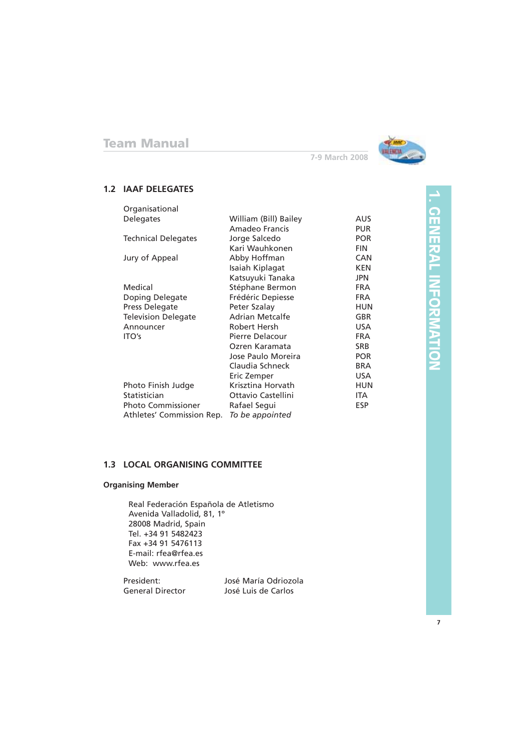## 1.2 IAAF DELEGATES

| | | |
|---|---|---|
| Organisational Delegates | William (Bill) Bailey | AUS |
| | Amadeo Francis | PUR |
| Technical Delegates | Jorge Salcedo | POR |
| | Kari Wauhkonen | FIN |
| Jury of Appeal | Abby Hoffman | CAN |
| | Isaiah Kiplagat | KEN |
| | Katsuyuki Tanaka | JPN |
| Medical | Stéphane Bermon | FRA |
| Doping Delegate | Frédéric Depiesse | FRA |
| Press Delegate | Peter Szalay | HUN |
| Television Delegate | Adrian Metcalfe | GBR |
| Announcer | Robert Hersh | USA |
| ITO's | Pierre Delacour | FRA |
| | Ozren Karamata | SRB |
| | Jose Paulo Moreira | POR |
| | Claudia Schneck | BRA |
| | Eric Zemper | USA |
| Photo Finish Judge | Krisztina Horvath | HUN |
| Statistician | Ottavio Castellini | ITA |
| Photo Commissioner | Rafael Segui | ESP |
| Athletes' Commission Rep. | *To be appointed* | |

## 1.3 LOCAL ORGANISING COMMITTEE

**Organising Member**

Real Federación Española de Atletismo
Avenida Valladolid, 81, 1º
28008 Madrid, Spain
Tel. +34 91 5482423
Fax +34 91 5476113
E-mail: rfea@rfea.es
Web: www.rfea.es

| | |
|---|---|
| President: | José María Odriozola |
| General Director | José Luis de Carlos |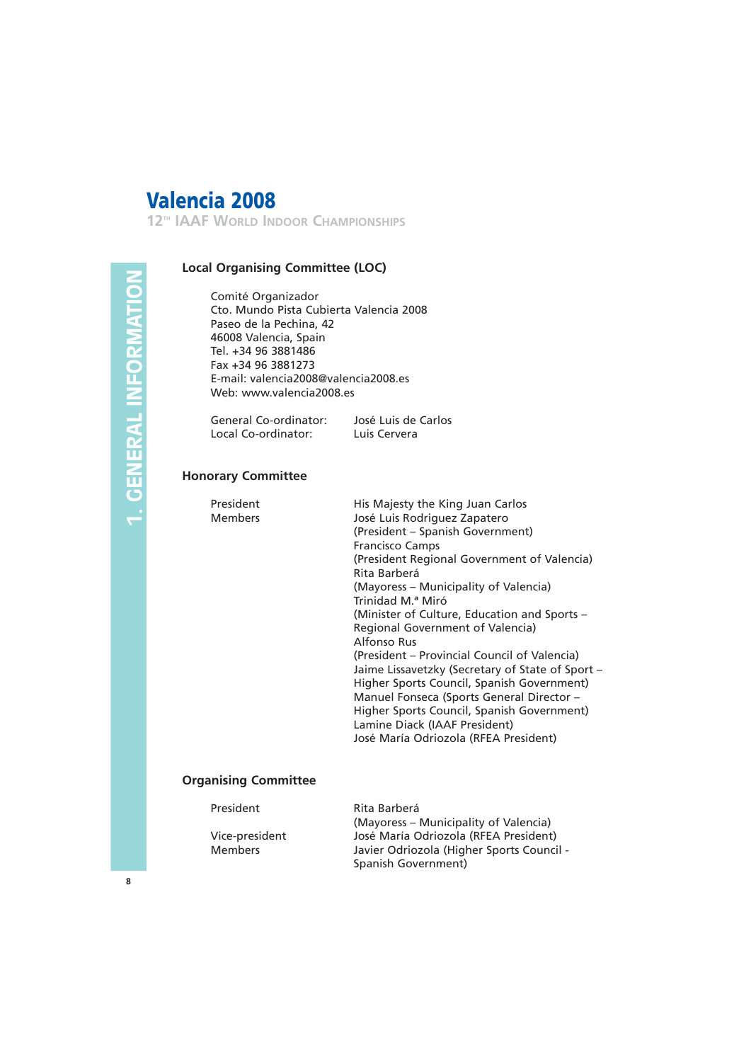# Valencia 2008

## 12TH IAAF World Indoor Championships

### Local Organising Committee (LOC)

Comité Organizador
Cto. Mundo Pista Cubierta Valencia 2008
Paseo de la Pechina, 42
46008 Valencia, Spain
Tel. +34 96 3881486
Fax +34 96 3881273
E-mail: valencia2008@valencia2008.es
Web: www.valencia2008.es

| | |
|---|---|
| General Co-ordinator: | José Luis de Carlos |
| Local Co-ordinator: | Luis Cervera |

### Honorary Committee

| | |
|---|---|
| President | His Majesty the King Juan Carlos |
| Members | José Luis Rodriguez Zapatero (President – Spanish Government) |
| | Francisco Camps (President Regional Government of Valencia) |
| | Rita Barberá (Mayoress – Municipality of Valencia) |
| | Trinidad M.ª Miró (Minister of Culture, Education and Sports – Regional Government of Valencia) |
| | Alfonso Rus (President – Provincial Council of Valencia) |
| | Jaime Lissavetzky (Secretary of State of Sport – Higher Sports Council, Spanish Government) |
| | Manuel Fonseca (Sports General Director – Higher Sports Council, Spanish Government) |
| | Lamine Diack (IAAF President) |
| | José María Odriozola (RFEA President) |

### Organising Committee

| | |
|---|---|
| President | Rita Barberá (Mayoress – Municipality of Valencia) |
| Vice-president | José María Odriozola (RFEA President) |
| Members | Javier Odriozola (Higher Sports Council - Spanish Government) |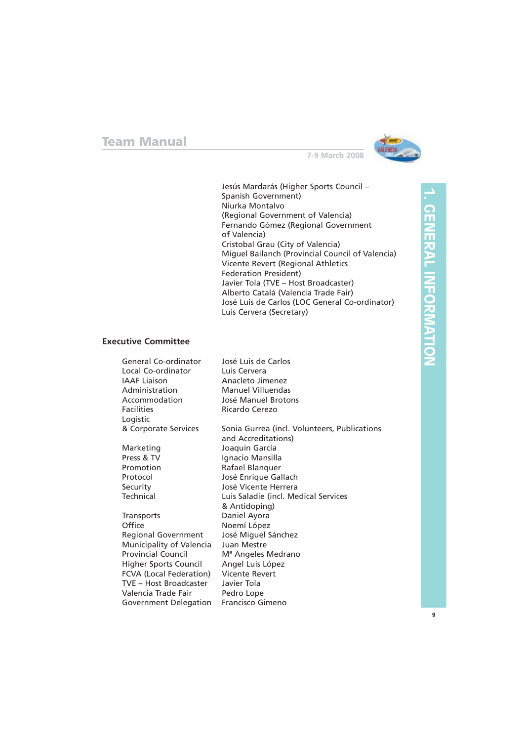Jesús Mardarás (Higher Sports Council – Spanish Government)
Niurka Montalvo (Regional Government of Valencia)
Fernando Gómez (Regional Government of Valencia)
Cristobal Grau (City of Valencia)
Miguel Bailanch (Provincial Council of Valencia)
Vicente Revert (Regional Athletics Federation President)
Javier Tola (TVE – Host Broadcaster)
Alberto Catalá (Valencia Trade Fair)
José Luis de Carlos (LOC General Co-ordinator)
Luis Cervera (Secretary)

**Executive Committee**

| | |
|---|---|
| General Co-ordinator | José Luis de Carlos |
| Local Co-ordinator | Luis Cervera |
| IAAF Liaison | Anacleto Jimenez |
| Administration | Manuel Villuendas |
| Accommodation | José Manuel Brotons |
| Facilities | Ricardo Cerezo |
| Logistic & Corporate Services | Sonia Gurrea (incl. Volunteers, Publications and Accreditations) |
| Marketing | Joaquín García |
| Press & TV | Ignacio Mansilla |
| Promotion | Rafael Blanquer |
| Protocol | José Enrique Gallach |
| Security | José Vicente Herrera |
| Technical | Luis Saladie (incl. Medical Services & Antidoping) |
| Transports | Daniel Ayora |
| Office | Noemí López |
| Regional Government | José Miguel Sánchez |
| Municipality of Valencia | Juan Mestre |
| Provincial Council | Mª Angeles Medrano |
| Higher Sports Council | Angel Luis López |
| FCVA (Local Federation) | Vicente Revert |
| TVE – Host Broadcaster | Javier Tola |
| Valencia Trade Fair | Pedro Lope |
| Government Delegation | Francisco Gimeno |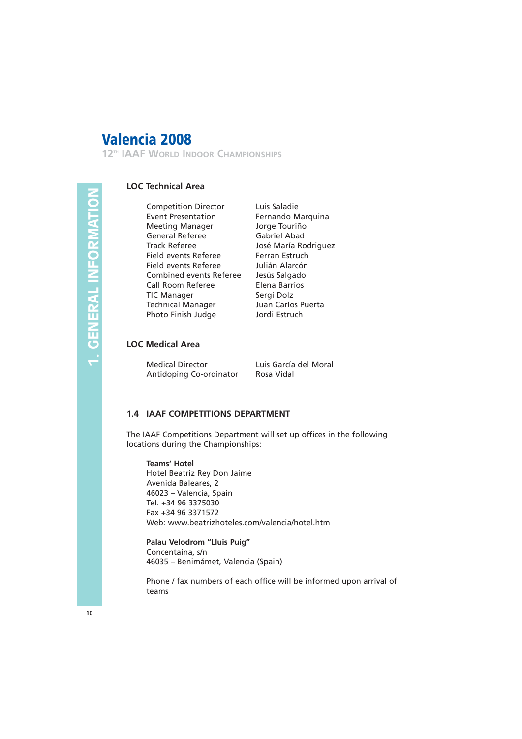### LOC Technical Area

| | |
|---|---|
| Competition Director | Luis Saladie |
| Event Presentation | Fernando Marquina |
| Meeting Manager | Jorge Touriño |
| General Referee | Gabriel Abad |
| Track Referee | José María Rodriguez |
| Field events Referee | Ferran Estruch |
| Field events Referee | Julián Alarcón |
| Combined events Referee | Jesús Salgado |
| Call Room Referee | Elena Barrios |
| TIC Manager | Sergi Dolz |
| Technical Manager | Juan Carlos Puerta |
| Photo Finish Judge | Jordi Estruch |

### LOC Medical Area

| | |
|---|---|
| Medical Director | Luis García del Moral |
| Antidoping Co-ordinator | Rosa Vidal |

## 1.4 IAAF COMPETITIONS DEPARTMENT

The IAAF Competitions Department will set up offices in the following locations during the Championships:

**Teams' Hotel**
Hotel Beatriz Rey Don Jaime
Avenida Baleares, 2
46023 – Valencia, Spain
Tel. +34 96 3375030
Fax +34 96 3371572
Web: www.beatrizhoteles.com/valencia/hotel.htm

**Palau Velodrom "Lluis Puig"**
Concentaina, s/n
46035 – Benimámet, Valencia (Spain)

Phone / fax numbers of each office will be informed upon arrival of teams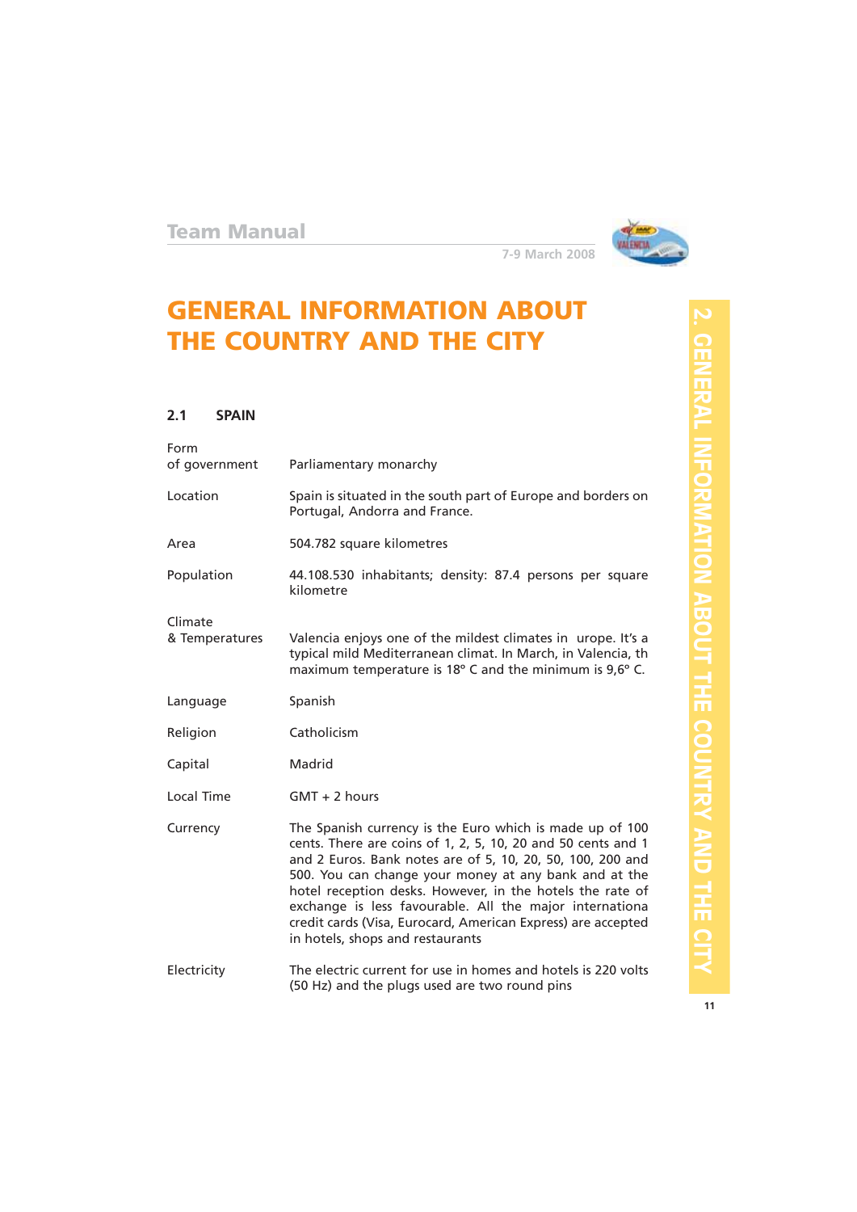# GENERAL INFORMATION ABOUT THE COUNTRY AND THE CITY

## 2.1 SPAIN

| | |
|---|---|
| Form of government | Parliamentary monarchy |
| Location | Spain is situated in the south part of Europe and borders on Portugal, Andorra and France. |
| Area | 504.782 square kilometres |
| Population | 44.108.530 inhabitants; density: 87.4 persons per square kilometre |
| Climate & Temperatures | Valencia enjoys one of the mildest climates in urope. It's a typical mild Mediterranean climat. In March, in Valencia, th maximum temperature is 18º C and the minimum is 9,6º C. |
| Language | Spanish |
| Religion | Catholicism |
| Capital | Madrid |
| Local Time | GMT + 2 hours |
| Currency | The Spanish currency is the Euro which is made up of 100 cents. There are coins of 1, 2, 5, 10, 20 and 50 cents and 1 and 2 Euros. Bank notes are of 5, 10, 20, 50, 100, 200 and 500. You can change your money at any bank and at the hotel reception desks. However, in the hotels the rate of exchange is less favourable. All the major internationa credit cards (Visa, Eurocard, American Express) are accepted in hotels, shops and restaurants |
| Electricity | The electric current for use in homes and hotels is 220 volts (50 Hz) and the plugs used are two round pins |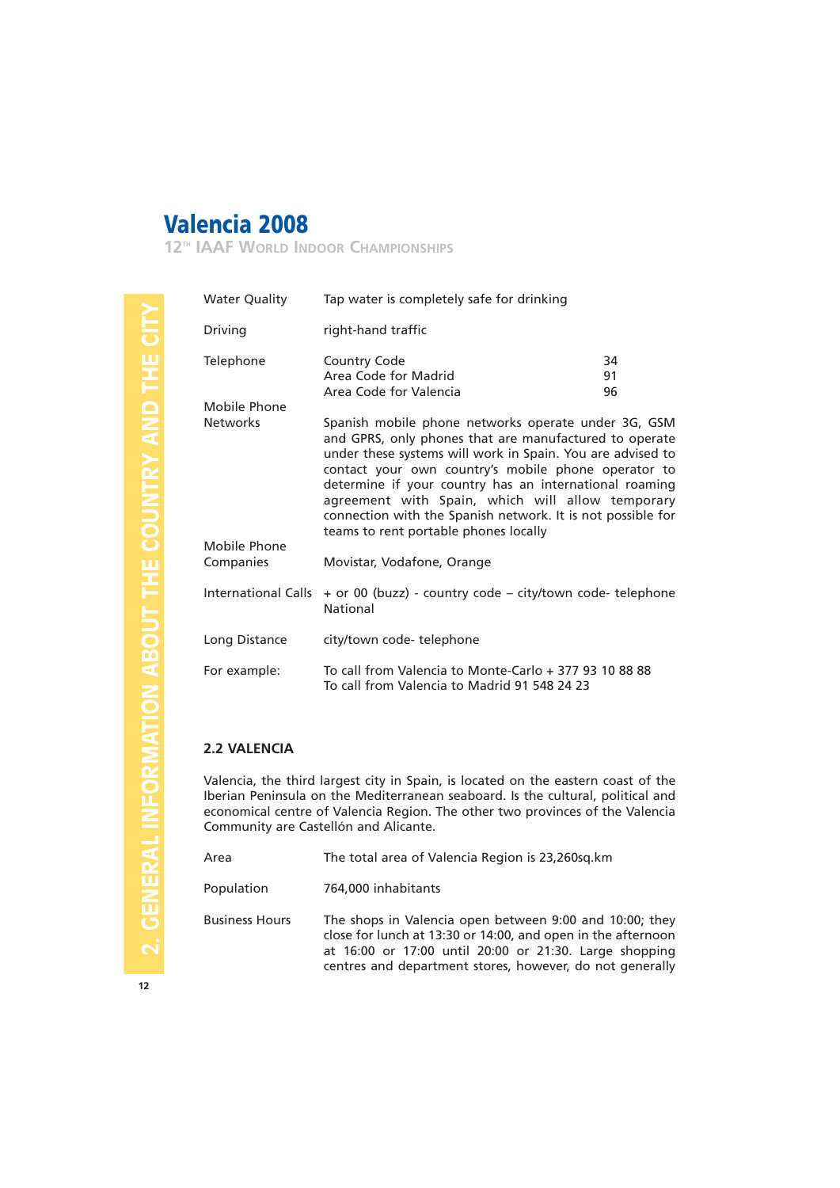| | |
|---|---|
| Water Quality | Tap water is completely safe for drinking |
| Driving | right-hand traffic |
| Telephone | Country Code 34<br>Area Code for Madrid 91<br>Area Code for Valencia 96 |
| Mobile Phone Networks | Spanish mobile phone networks operate under 3G, GSM and GPRS, only phones that are manufactured to operate under these systems will work in Spain. You are advised to contact your own country's mobile phone operator to determine if your country has an international roaming agreement with Spain, which will allow temporary connection with the Spanish network. It is not possible for teams to rent portable phones locally |
| Mobile Phone Companies | Movistar, Vodafone, Orange |
| International Calls | + or 00 (buzz) - country code – city/town code- telephone National |
| Long Distance | city/town code- telephone |
| For example: | To call from Valencia to Monte-Carlo + 377 93 10 88 88<br>To call from Valencia to Madrid 91 548 24 23 |

## 2.2 VALENCIA

Valencia, the third largest city in Spain, is located on the eastern coast of the Iberian Peninsula on the Mediterranean seaboard. Is the cultural, political and economical centre of Valencia Region. The other two provinces of the Valencia Community are Castellón and Alicante.

| | |
|---|---|
| Area | The total area of Valencia Region is 23,260sq.km |
| Population | 764,000 inhabitants |
| Business Hours | The shops in Valencia open between 9:00 and 10:00; they close for lunch at 13:30 or 14:00, and open in the afternoon at 16:00 or 17:00 until 20:00 or 21:30. Large shopping centres and department stores, however, do not generally |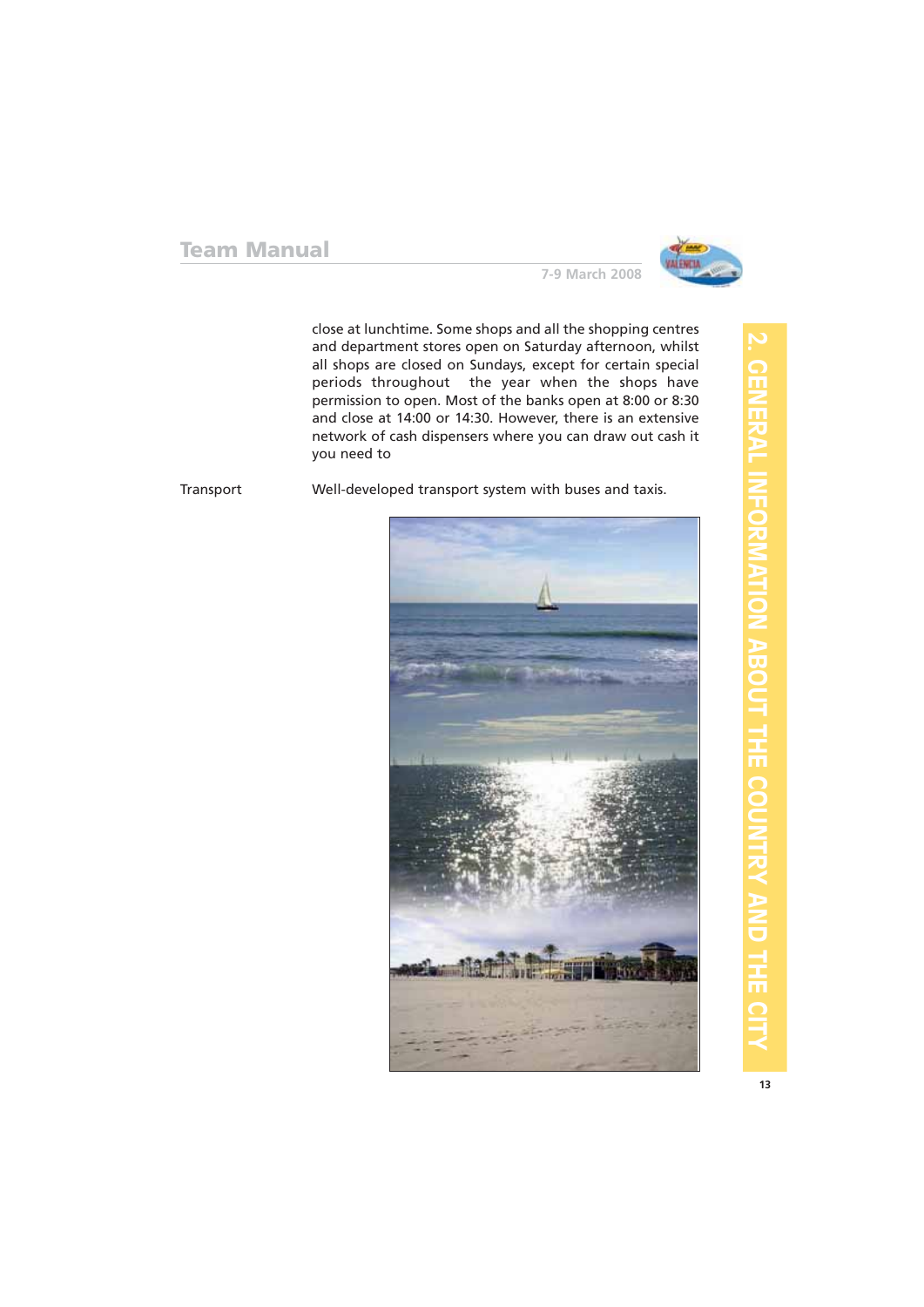close at lunchtime. Some shops and all the shopping centres and department stores open on Saturday afternoon, whilst all shops are closed on Sundays, except for certain special periods throughout the year when the shops have permission to open. Most of the banks open at 8:00 or 8:30 and close at 14:00 or 14:30. However, there is an extensive network of cash dispensers where you can draw out cash it you need to

| | |
|---|---|
| Transport | Well-developed transport system with buses and taxis. |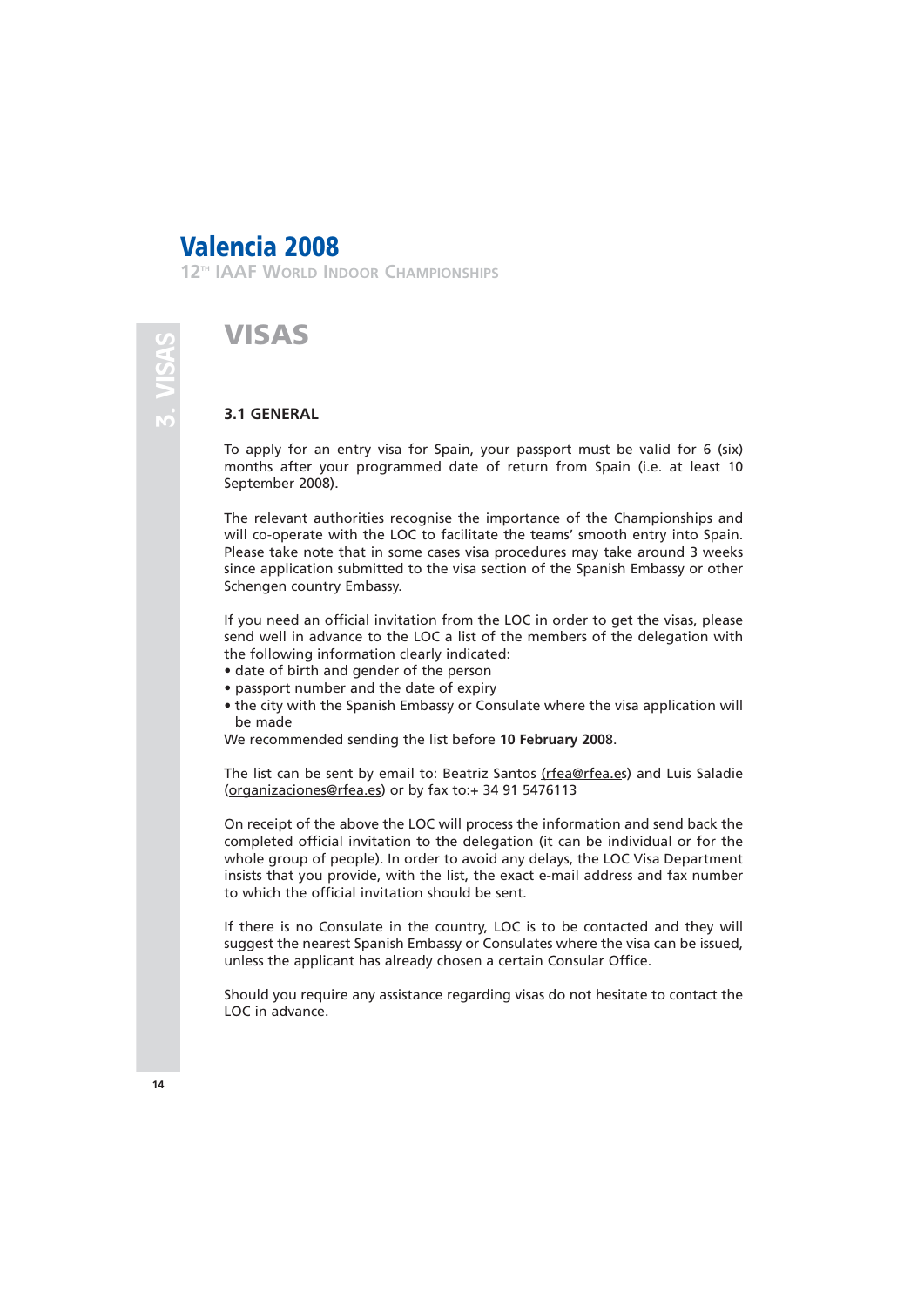# VISAS

## 3.1 GENERAL

To apply for an entry visa for Spain, your passport must be valid for 6 (six) months after your programmed date of return from Spain (i.e. at least 10 September 2008).

The relevant authorities recognise the importance of the Championships and will co-operate with the LOC to facilitate the teams' smooth entry into Spain. Please take note that in some cases visa procedures may take around 3 weeks since application submitted to the visa section of the Spanish Embassy or other Schengen country Embassy.

If you need an official invitation from the LOC in order to get the visas, please send well in advance to the LOC a list of the members of the delegation with the following information clearly indicated:

- date of birth and gender of the person
- passport number and the date of expiry
- the city with the Spanish Embassy or Consulate where the visa application will be made

We recommended sending the list before **10 February 2008**.

The list can be sent by email to: Beatriz Santos (rfea@rfea.es) and Luis Saladie (organizaciones@rfea.es) or by fax to:+ 34 91 5476113

On receipt of the above the LOC will process the information and send back the completed official invitation to the delegation (it can be individual or for the whole group of people). In order to avoid any delays, the LOC Visa Department insists that you provide, with the list, the exact e-mail address and fax number to which the official invitation should be sent.

If there is no Consulate in the country, LOC is to be contacted and they will suggest the nearest Spanish Embassy or Consulates where the visa can be issued, unless the applicant has already chosen a certain Consular Office.

Should you require any assistance regarding visas do not hesitate to contact the LOC in advance.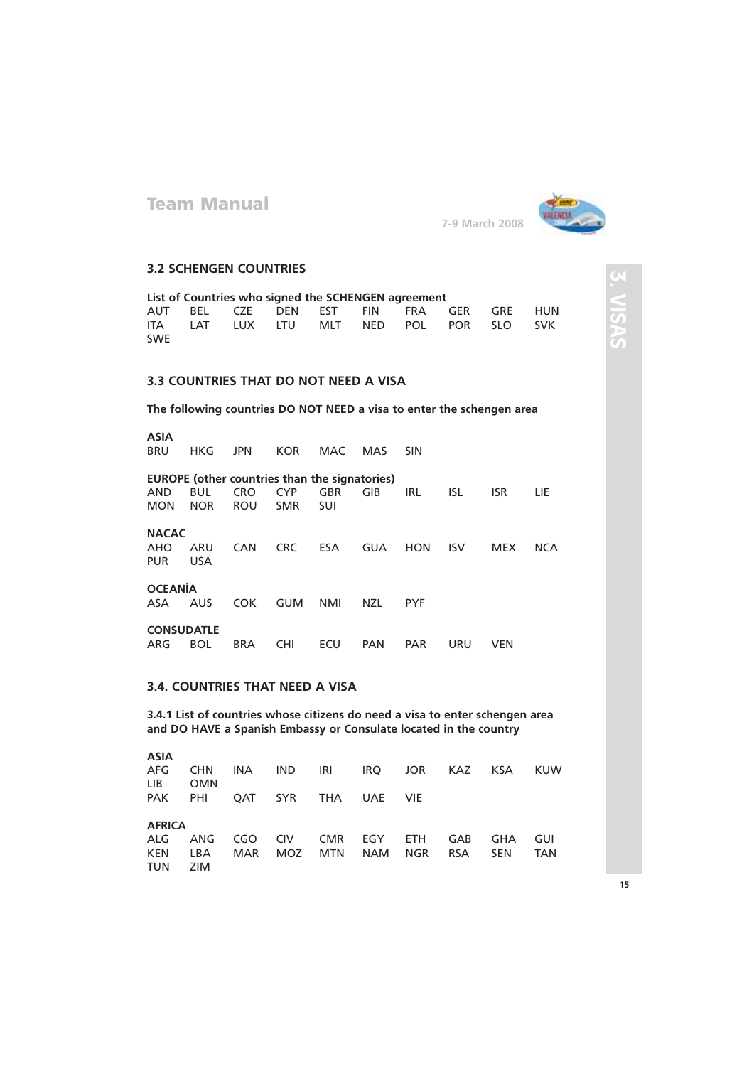## 3.2 SCHENGEN COUNTRIES

**List of Countries who signed the SCHENGEN agreement**

AUT BEL CZE DEN EST FIN FRA GER GRE HUN
ITA LAT LUX LTU MLT NED POL POR SLO SVK
SWE

## 3.3 COUNTRIES THAT DO NOT NEED A VISA

**The following countries DO NOT NEED a visa to enter the schengen area**

**ASIA**

BRU HKG JPN KOR MAC MAS SIN

**EUROPE (other countries than the signatories)**

AND BUL CRO CYP GBR GIB IRL ISL ISR LIE
MON NOR ROU SMR SUI

**NACAC**

AHO ARU CAN CRC ESA GUA HON ISV MEX NCA
PUR USA

**OCEANÍA**

ASA AUS COK GUM NMI NZL PYF

**CONSUDATLE**

ARG BOL BRA CHI ECU PAN PAR URU VEN

## 3.4. COUNTRIES THAT NEED A VISA

**3.4.1 List of countries whose citizens do need a visa to enter schengen area and DO HAVE a Spanish Embassy or Consulate located in the country**

**ASIA**

AFG CHN INA IND IRI IRQ JOR KAZ KSA KUW
LIB OMN
PAK PHI QAT SYR THA UAE VIE

**AFRICA**

ALG ANG CGO CIV CMR EGY ETH GAB GHA GUI
KEN LBA MAR MOZ MTN NAM NGR RSA SEN TAN
TUN ZIM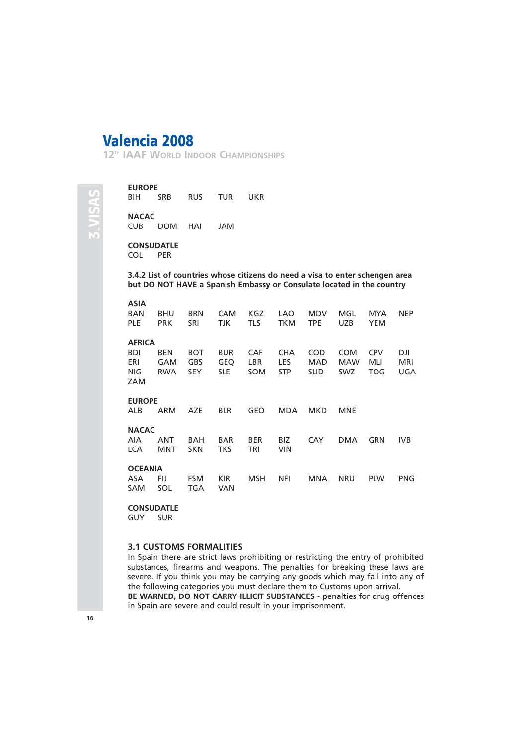**EUROPE**
BIH SRB RUS TUR UKR

**NACAC**
CUB DOM HAI JAM

**CONSUDATLE**
COL PER

**3.4.2 List of countries whose citizens do need a visa to enter schengen area but DO NOT HAVE a Spanish Embassy or Consulate located in the country**

**ASIA**
BAN BHU BRN CAM KGZ LAO MDV MGL MYA NEP
PLE PRK SRI TJK TLS TKM TPE UZB YEM

**AFRICA**
BDI BEN BOT BUR CAF CHA COD COM CPV DJI
ERI GAM GBS GEQ LBR LES MAD MAW MLI MRI
NIG RWA SEY SLE SOM STP SUD SWZ TOG UGA
ZAM

**EUROPE**
ALB ARM AZE BLR GEO MDA MKD MNE

**NACAC**
AIA ANT BAH BAR BER BIZ CAY DMA GRN IVB
LCA MNT SKN TKS TRI VIN

**OCEANIA**
ASA FIJ FSM KIR MSH NFI MNA NRU PLW PNG
SAM SOL TGA VAN

**CONSUDATLE**
GUY SUR

### 3.1 CUSTOMS FORMALITIES

In Spain there are strict laws prohibiting or restricting the entry of prohibited substances, firearms and weapons. The penalties for breaking these laws are severe. If you think you may be carrying any goods which may fall into any of the following categories you must declare them to Customs upon arrival.

**BE WARNED, DO NOT CARRY ILLICIT SUBSTANCES** - penalties for drug offences in Spain are severe and could result in your imprisonment.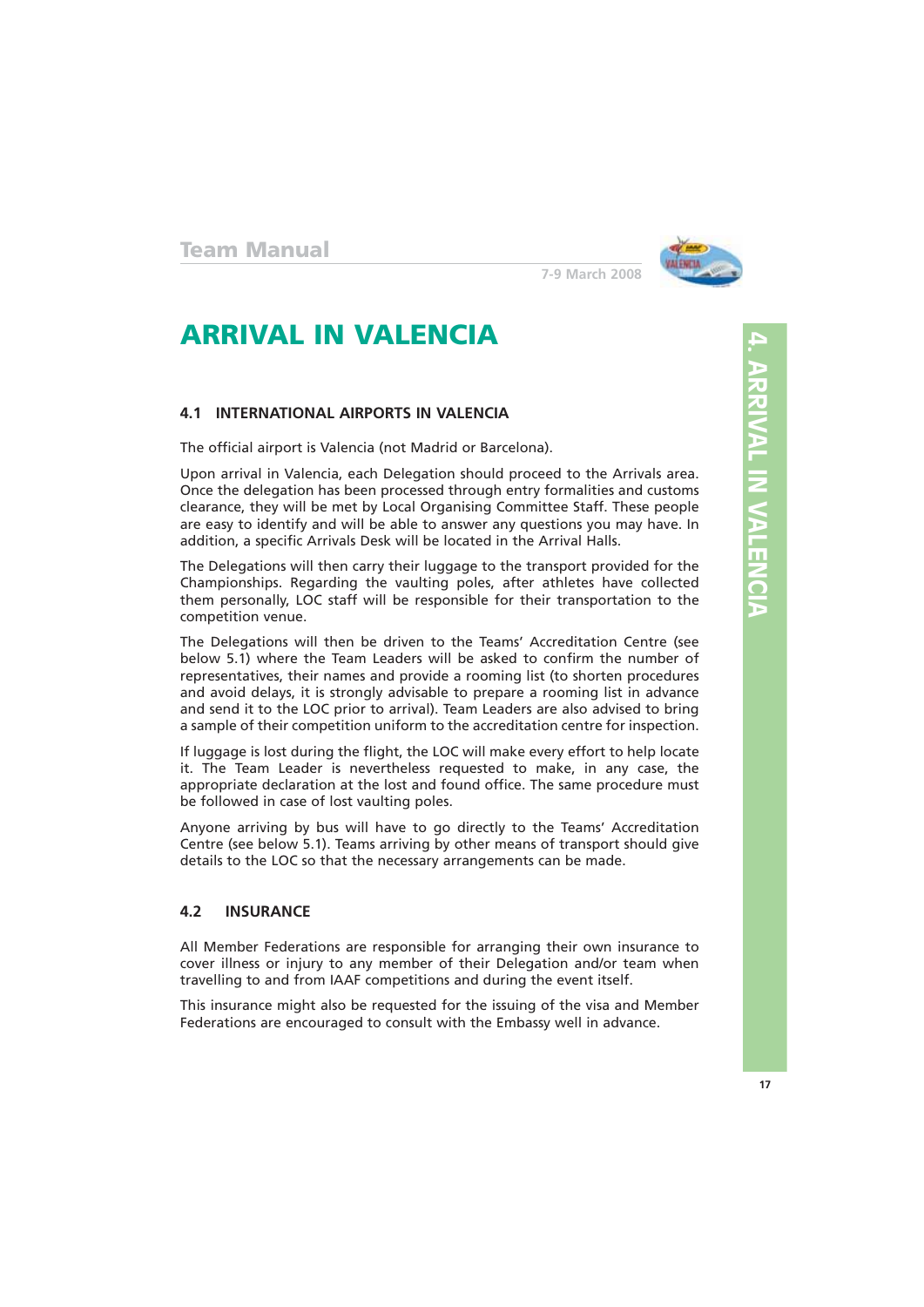# ARRIVAL IN VALENCIA

## 4.1 INTERNATIONAL AIRPORTS IN VALENCIA

The official airport is Valencia (not Madrid or Barcelona).

Upon arrival in Valencia, each Delegation should proceed to the Arrivals area. Once the delegation has been processed through entry formalities and customs clearance, they will be met by Local Organising Committee Staff. These people are easy to identify and will be able to answer any questions you may have. In addition, a specific Arrivals Desk will be located in the Arrival Halls.

The Delegations will then carry their luggage to the transport provided for the Championships. Regarding the vaulting poles, after athletes have collected them personally, LOC staff will be responsible for their transportation to the competition venue.

The Delegations will then be driven to the Teams' Accreditation Centre (see below 5.1) where the Team Leaders will be asked to confirm the number of representatives, their names and provide a rooming list (to shorten procedures and avoid delays, it is strongly advisable to prepare a rooming list in advance and send it to the LOC prior to arrival). Team Leaders are also advised to bring a sample of their competition uniform to the accreditation centre for inspection.

If luggage is lost during the flight, the LOC will make every effort to help locate it. The Team Leader is nevertheless requested to make, in any case, the appropriate declaration at the lost and found office. The same procedure must be followed in case of lost vaulting poles.

Anyone arriving by bus will have to go directly to the Teams' Accreditation Centre (see below 5.1). Teams arriving by other means of transport should give details to the LOC so that the necessary arrangements can be made.

## 4.2 INSURANCE

All Member Federations are responsible for arranging their own insurance to cover illness or injury to any member of their Delegation and/or team when travelling to and from IAAF competitions and during the event itself.

This insurance might also be requested for the issuing of the visa and Member Federations are encouraged to consult with the Embassy well in advance.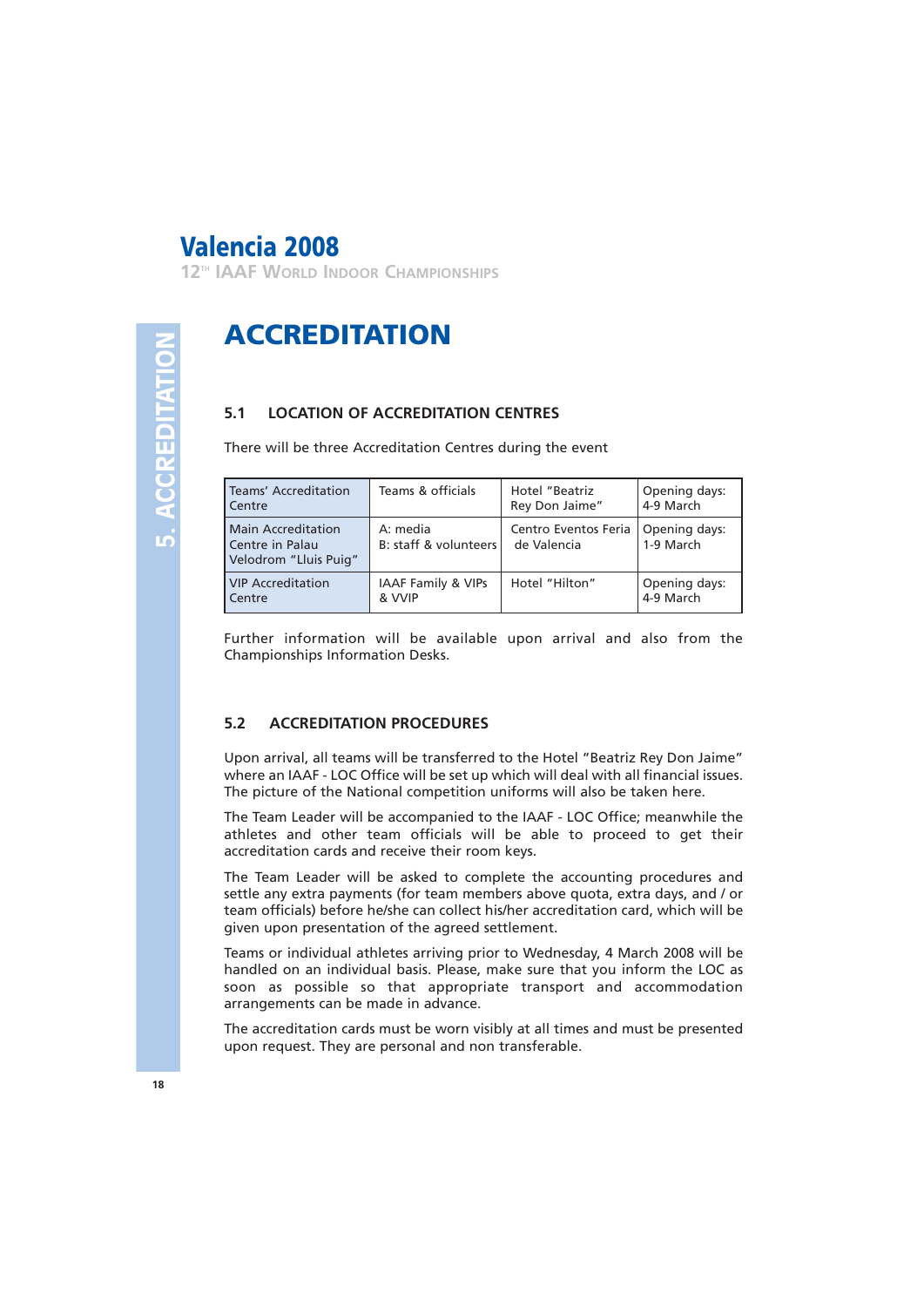# ACCREDITATION

## 5.1 LOCATION OF ACCREDITATION CENTRES

There will be three Accreditation Centres during the event

| | | | |
|---|---|---|---|
| Teams' Accreditation Centre | Teams & officials | Hotel "Beatriz Rey Don Jaime" | Opening days: 4-9 March |
| Main Accreditation Centre in Palau Velodrom "Lluis Puig" | A: media<br>B: staff & volunteers | Centro Eventos Feria de Valencia | Opening days: 1-9 March |
| VIP Accreditation Centre | IAAF Family & VIPs & VVIP | Hotel "Hilton" | Opening days: 4-9 March |

Further information will be available upon arrival and also from the Championships Information Desks.

## 5.2 ACCREDITATION PROCEDURES

Upon arrival, all teams will be transferred to the Hotel "Beatriz Rey Don Jaime" where an IAAF - LOC Office will be set up which will deal with all financial issues. The picture of the National competition uniforms will also be taken here.

The Team Leader will be accompanied to the IAAF - LOC Office; meanwhile the athletes and other team officials will be able to proceed to get their accreditation cards and receive their room keys.

The Team Leader will be asked to complete the accounting procedures and settle any extra payments (for team members above quota, extra days, and / or team officials) before he/she can collect his/her accreditation card, which will be given upon presentation of the agreed settlement.

Teams or individual athletes arriving prior to Wednesday, 4 March 2008 will be handled on an individual basis. Please, make sure that you inform the LOC as soon as possible so that appropriate transport and accommodation arrangements can be made in advance.

The accreditation cards must be worn visibly at all times and must be presented upon request. They are personal and non transferable.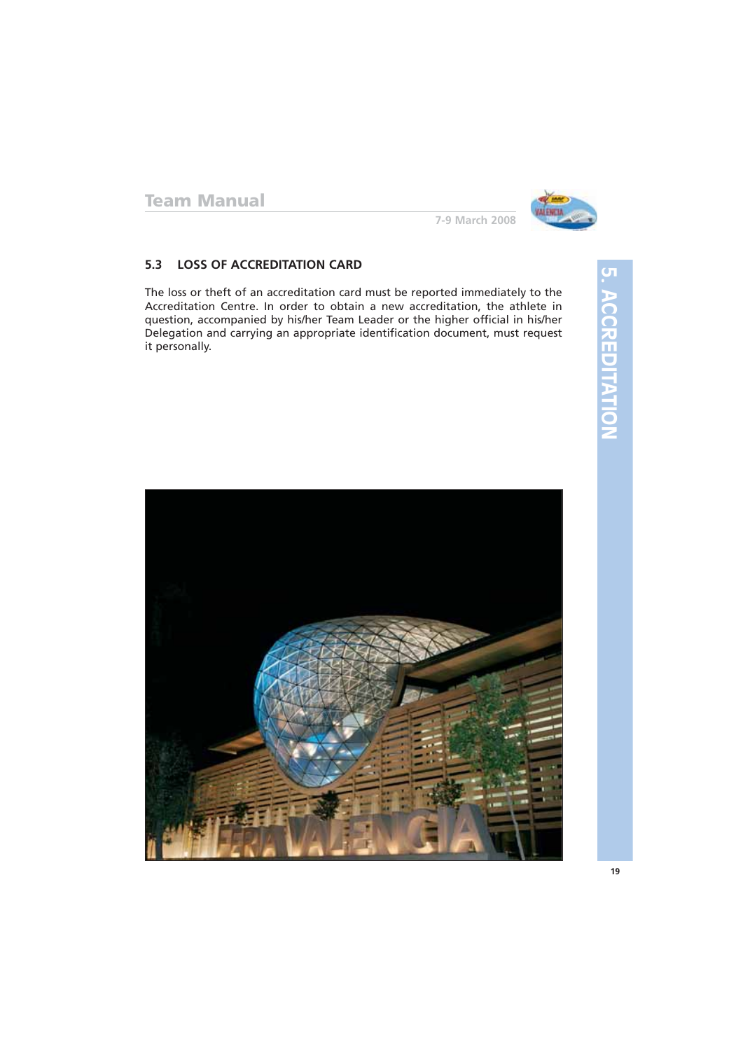## 5.3 LOSS OF ACCREDITATION CARD

The loss or theft of an accreditation card must be reported immediately to the Accreditation Centre. In order to obtain a new accreditation, the athlete in question, accompanied by his/her Team Leader or the higher official in his/her Delegation and carrying an appropriate identification document, must request it personally.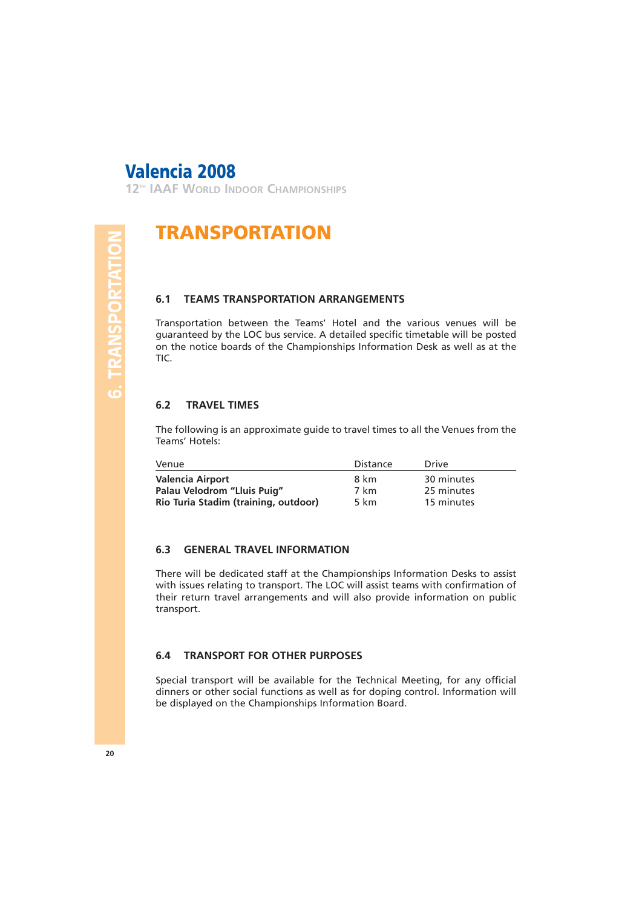# TRANSPORTATION

## 6.1 TEAMS TRANSPORTATION ARRANGEMENTS

Transportation between the Teams' Hotel and the various venues will be guaranteed by the LOC bus service. A detailed specific timetable will be posted on the notice boards of the Championships Information Desk as well as at the TIC.

## 6.2 TRAVEL TIMES

The following is an approximate guide to travel times to all the Venues from the Teams' Hotels:

| Venue | Distance | Drive |
|---|---|---|
| **Valencia Airport** | 8 km | 30 minutes |
| **Palau Velodrom "Lluis Puig"** | 7 km | 25 minutes |
| **Rio Turia Stadim (training, outdoor)** | 5 km | 15 minutes |

## 6.3 GENERAL TRAVEL INFORMATION

There will be dedicated staff at the Championships Information Desks to assist with issues relating to transport. The LOC will assist teams with confirmation of their return travel arrangements and will also provide information on public transport.

## 6.4 TRANSPORT FOR OTHER PURPOSES

Special transport will be available for the Technical Meeting, for any official dinners or other social functions as well as for doping control. Information will be displayed on the Championships Information Board.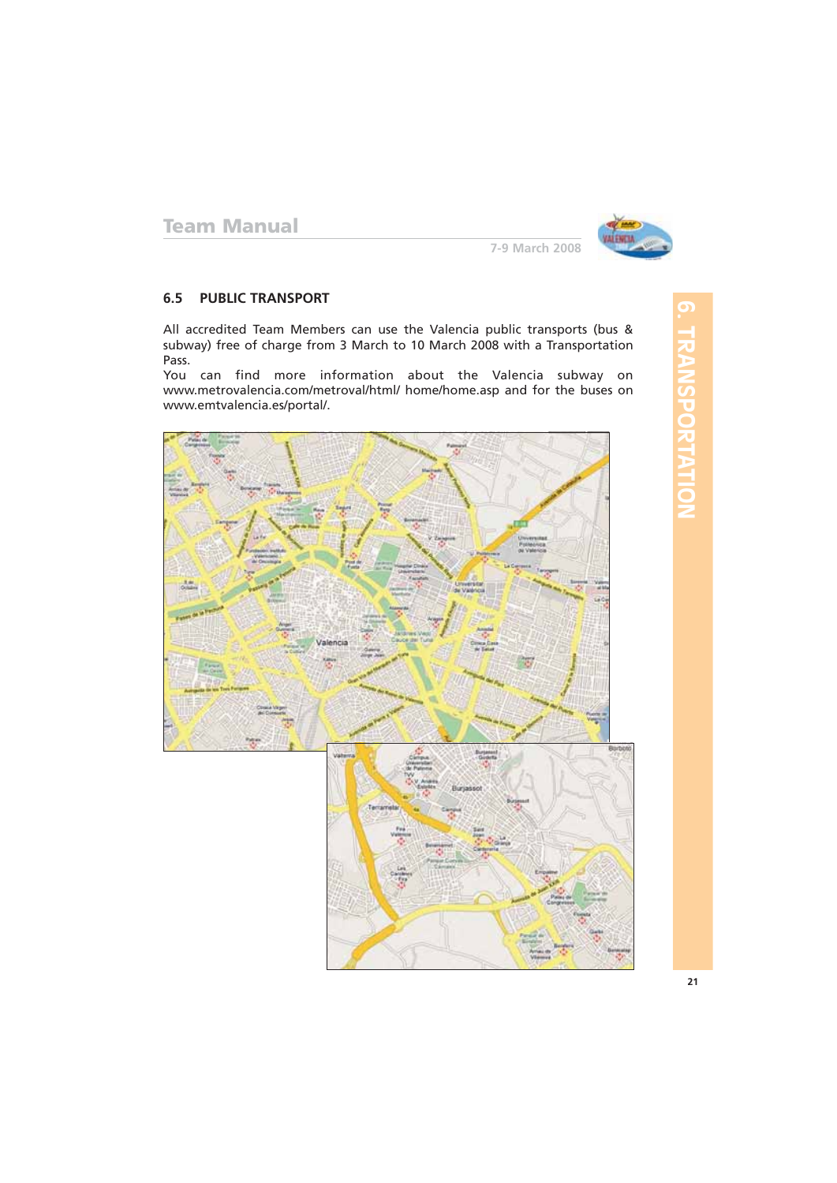## 6.5 PUBLIC TRANSPORT

All accredited Team Members can use the Valencia public transports (bus & subway) free of charge from 3 March to 10 March 2008 with a Transportation Pass.
You can find more information about the Valencia subway on www.metrovalencia.com/metroval/html/ home/home.asp and for the buses on www.emtvalencia.es/portal/.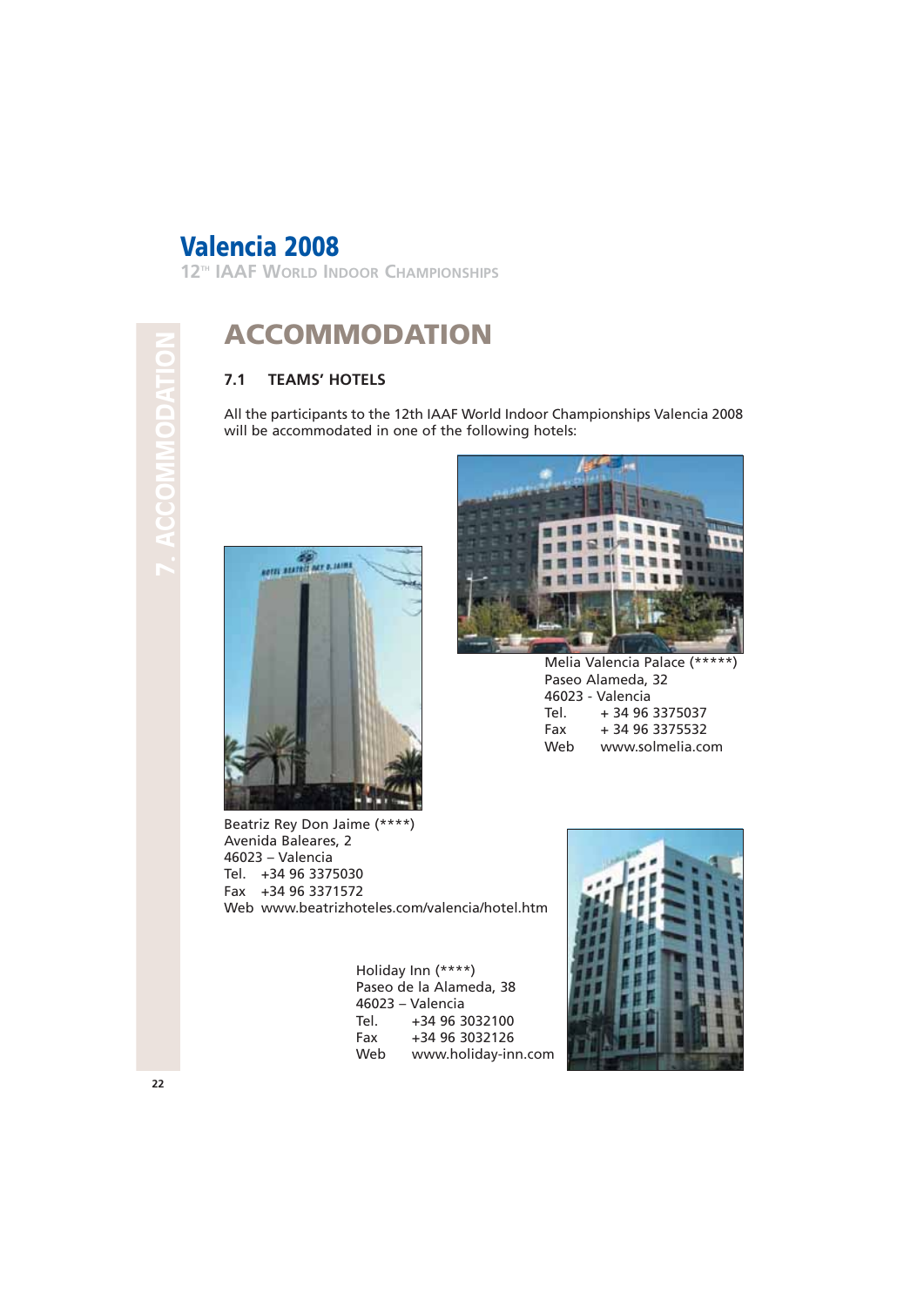# ACCOMMODATION

## 7.1 TEAMS' HOTELS

All the participants to the 12th IAAF World Indoor Championships Valencia 2008 will be accommodated in one of the following hotels:

Melia Valencia Palace (*****)
Paseo Alameda, 32
46023 - Valencia
Tel. + 34 96 3375037
Fax + 34 96 3375532
Web www.solmelia.com

Beatriz Rey Don Jaime (****)
Avenida Baleares, 2
46023 – Valencia
Tel. +34 96 3375030
Fax +34 96 3371572
Web www.beatrizhoteles.com/valencia/hotel.htm

Holiday Inn (****)
Paseo de la Alameda, 38
46023 – Valencia
Tel. +34 96 3032100
Fax +34 96 3032126
Web www.holiday-inn.com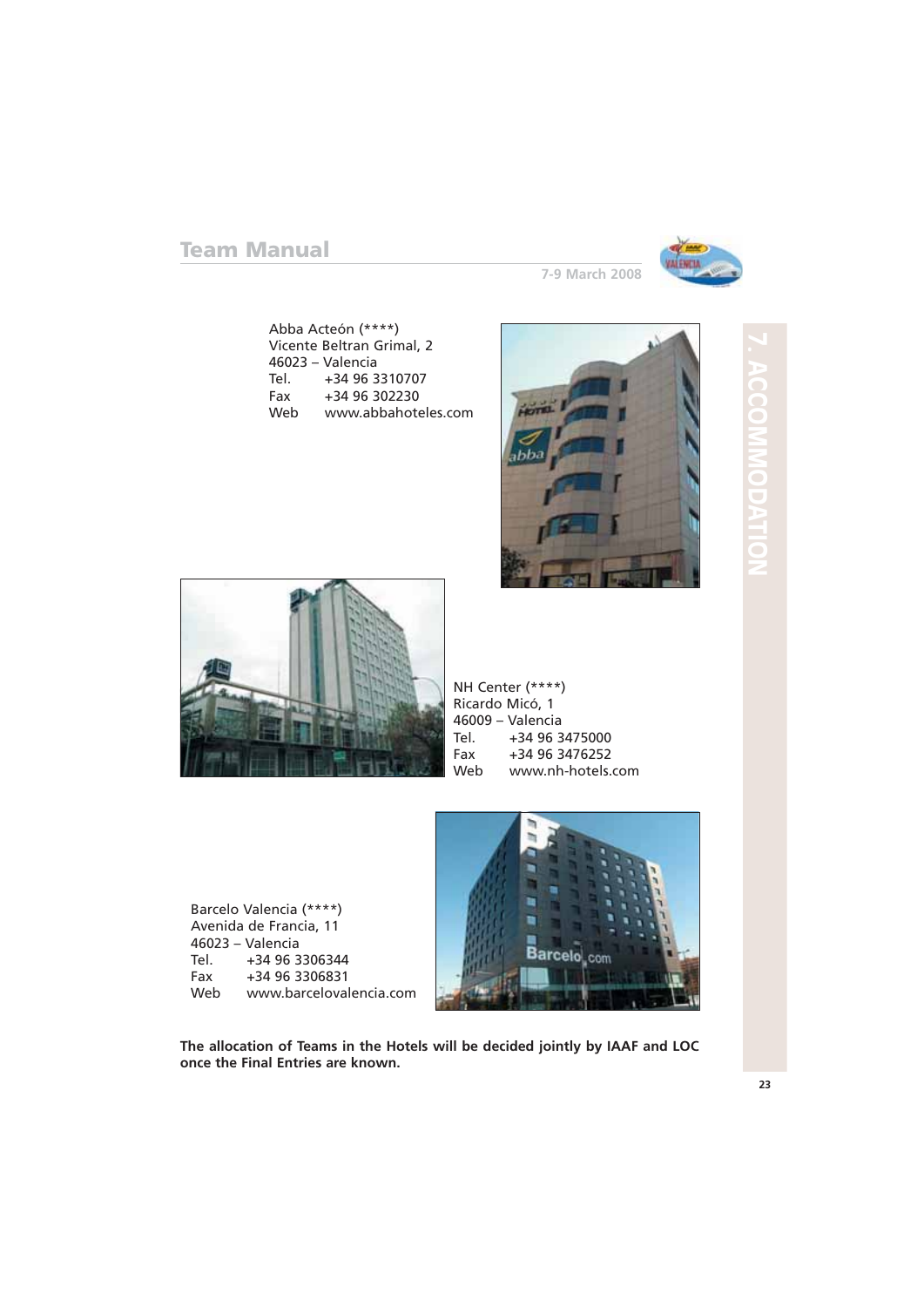Abba Acteón (****)
Vicente Beltran Grimal, 2
46023 – Valencia
Tel. +34 96 3310707
Fax +34 96 302230
Web www.abbahoteles.com

NH Center (****)
Ricardo Micó, 1
46009 – Valencia
Tel. +34 96 3475000
Fax +34 96 3476252
Web www.nh-hotels.com

Barcelo Valencia (****)
Avenida de Francia, 11
46023 – Valencia
Tel. +34 96 3306344
Fax +34 96 3306831
Web www.barcelovalencia.com

**The allocation of Teams in the Hotels will be decided jointly by IAAF and LOC once the Final Entries are known.**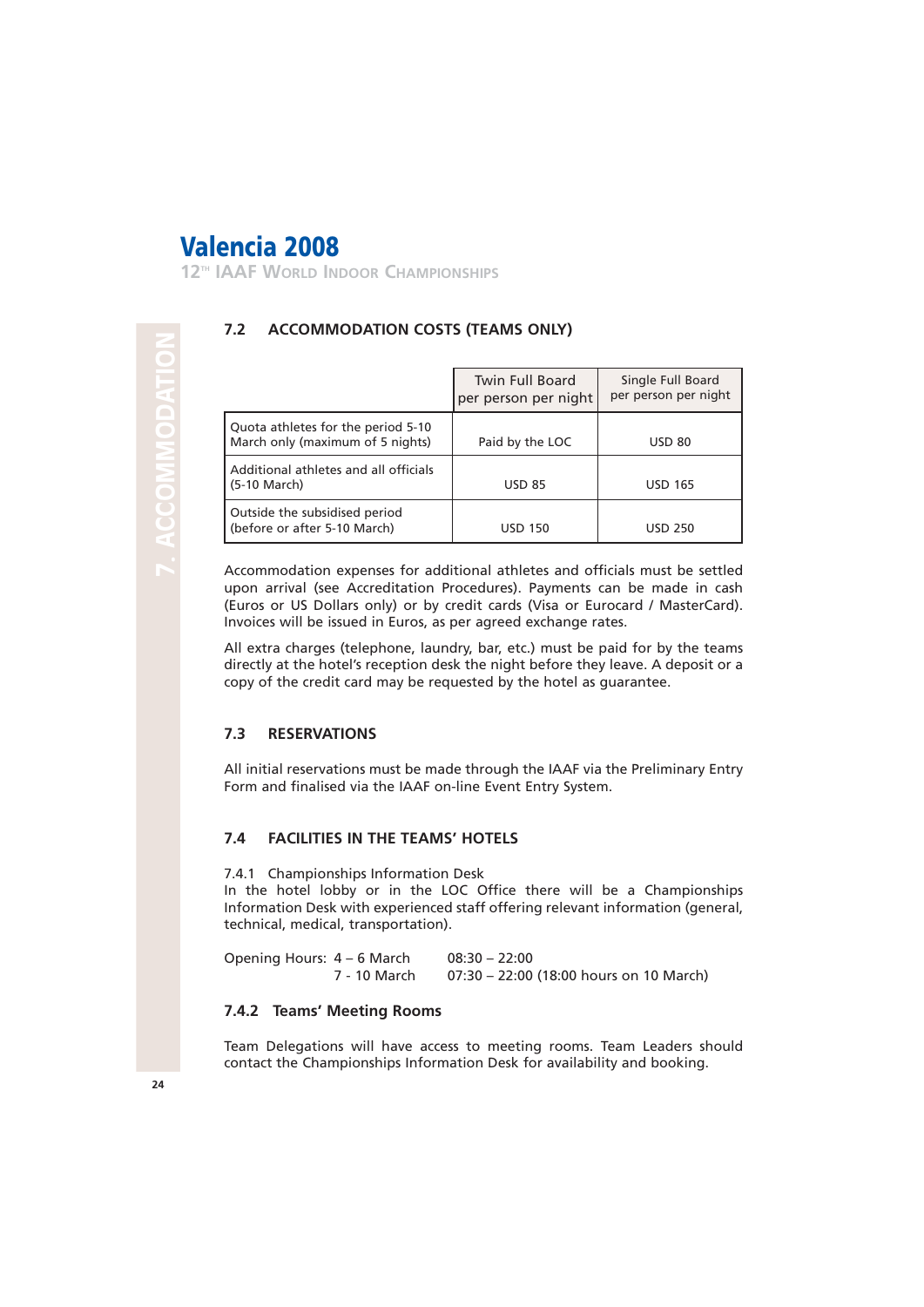## 7.2 ACCOMMODATION COSTS (TEAMS ONLY)

| | Twin Full Board per person per night | Single Full Board per person per night |
|---|---|---|
| Quota athletes for the period 5-10 March only (maximum of 5 nights) | Paid by the LOC | USD 80 |
| Additional athletes and all officials (5-10 March) | USD 85 | USD 165 |
| Outside the subsidised period (before or after 5-10 March) | USD 150 | USD 250 |

Accommodation expenses for additional athletes and officials must be settled upon arrival (see Accreditation Procedures). Payments can be made in cash (Euros or US Dollars only) or by credit cards (Visa or Eurocard / MasterCard). Invoices will be issued in Euros, as per agreed exchange rates.

All extra charges (telephone, laundry, bar, etc.) must be paid for by the teams directly at the hotel's reception desk the night before they leave. A deposit or a copy of the credit card may be requested by the hotel as guarantee.

## 7.3 RESERVATIONS

All initial reservations must be made through the IAAF via the Preliminary Entry Form and finalised via the IAAF on-line Event Entry System.

## 7.4 FACILITIES IN THE TEAMS' HOTELS

7.4.1 Championships Information Desk

In the hotel lobby or in the LOC Office there will be a Championships Information Desk with experienced staff offering relevant information (general, technical, medical, transportation).

Opening Hours: 4 – 6 March 08:30 – 22:00
7 - 10 March 07:30 – 22:00 (18:00 hours on 10 March)

### 7.4.2 Teams' Meeting Rooms

Team Delegations will have access to meeting rooms. Team Leaders should contact the Championships Information Desk for availability and booking.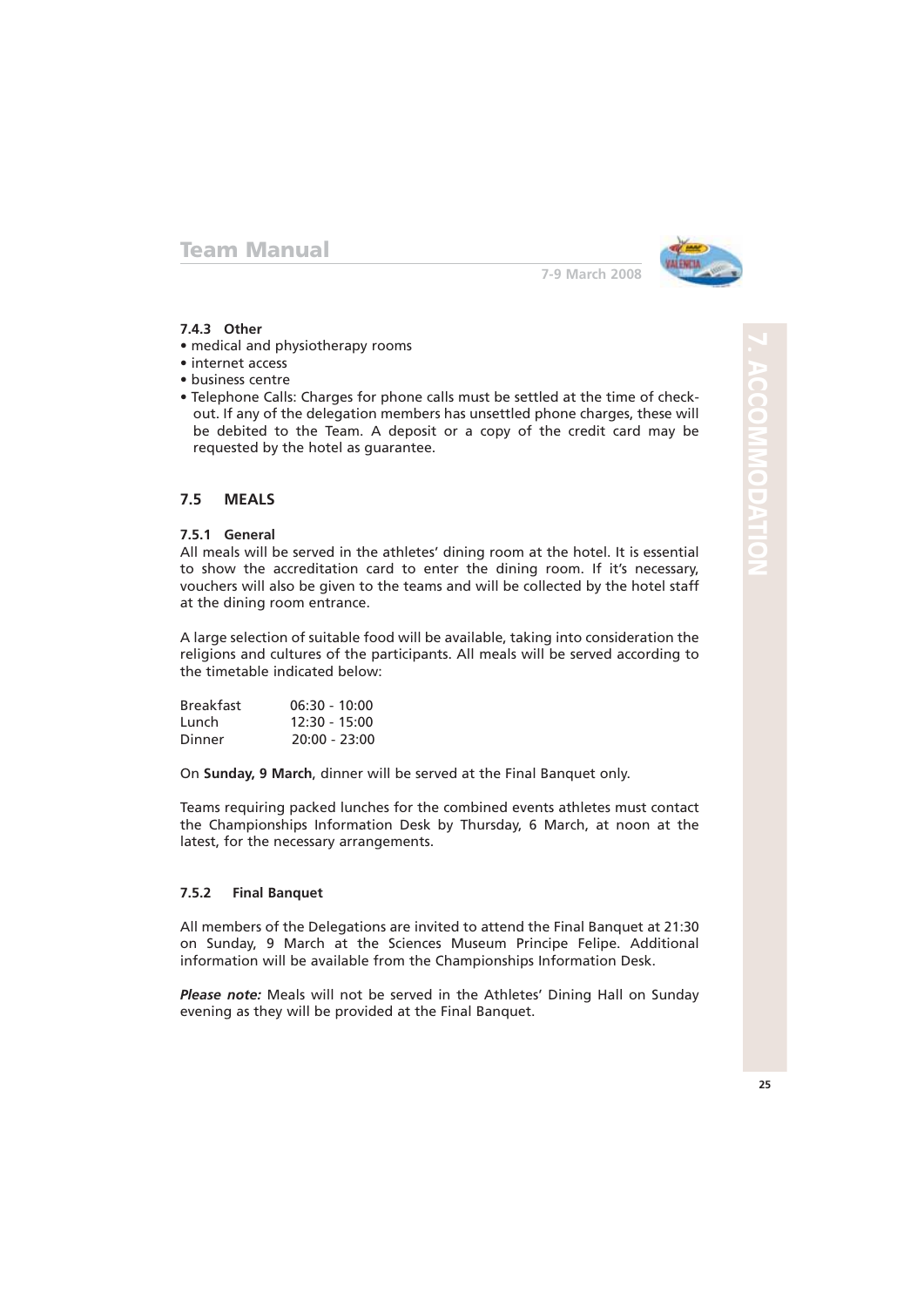#### 7.4.3 Other

- medical and physiotherapy rooms
- internet access
- business centre
- Telephone Calls: Charges for phone calls must be settled at the time of check-out. If any of the delegation members has unsettled phone charges, these will be debited to the Team. A deposit or a copy of the credit card may be requested by the hotel as guarantee.

### 7.5 MEALS

#### 7.5.1 General

All meals will be served in the athletes' dining room at the hotel. It is essential to show the accreditation card to enter the dining room. If it's necessary, vouchers will also be given to the teams and will be collected by the hotel staff at the dining room entrance.

A large selection of suitable food will be available, taking into consideration the religions and cultures of the participants. All meals will be served according to the timetable indicated below:

| | |
|---|---|
| Breakfast | 06:30 - 10:00 |
| Lunch | 12:30 - 15:00 |
| Dinner | 20:00 - 23:00 |

On **Sunday, 9 March**, dinner will be served at the Final Banquet only.

Teams requiring packed lunches for the combined events athletes must contact the Championships Information Desk by Thursday, 6 March, at noon at the latest, for the necessary arrangements.

#### 7.5.2 Final Banquet

All members of the Delegations are invited to attend the Final Banquet at 21:30 on Sunday, 9 March at the Sciences Museum Principe Felipe. Additional information will be available from the Championships Information Desk.

***Please note:*** Meals will not be served in the Athletes' Dining Hall on Sunday evening as they will be provided at the Final Banquet.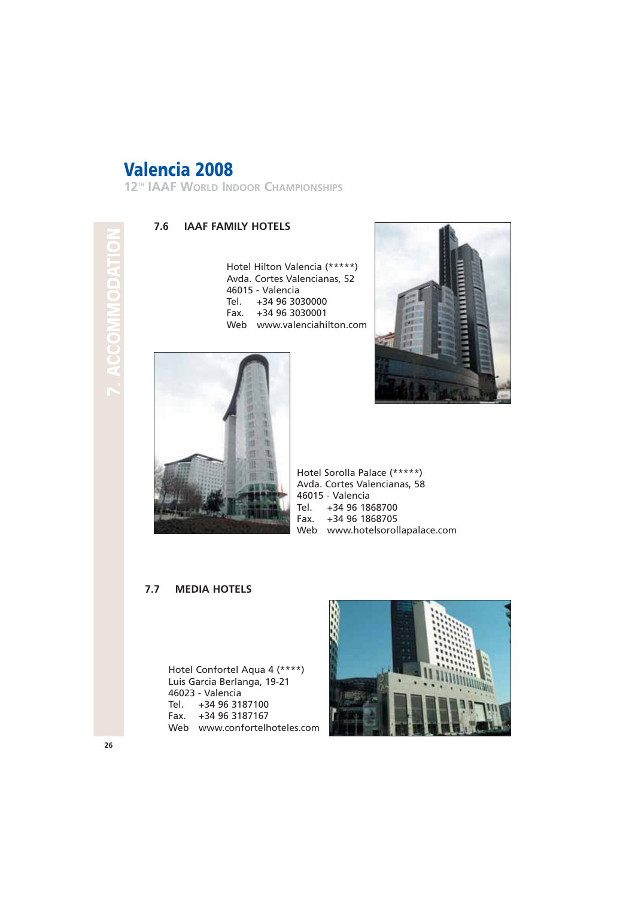## 7.6 IAAF FAMILY HOTELS

Hotel Hilton Valencia (*****)
Avda. Cortes Valencianas, 52
46015 - Valencia
Tel. +34 96 3030000
Fax. +34 96 3030001
Web www.valenciahilton.com

Hotel Sorolla Palace (*****)
Avda. Cortes Valencianas, 58
46015 - Valencia
Tel. +34 96 1868700
Fax. +34 96 1868705
Web www.hotelsorollapalace.com

## 7.7 MEDIA HOTELS

Hotel Confortel Aqua 4 (****)
Luis Garcia Berlanga, 19-21
46023 - Valencia
Tel. +34 96 3187100
Fax. +34 96 3187167
Web www.confortelhoteles.com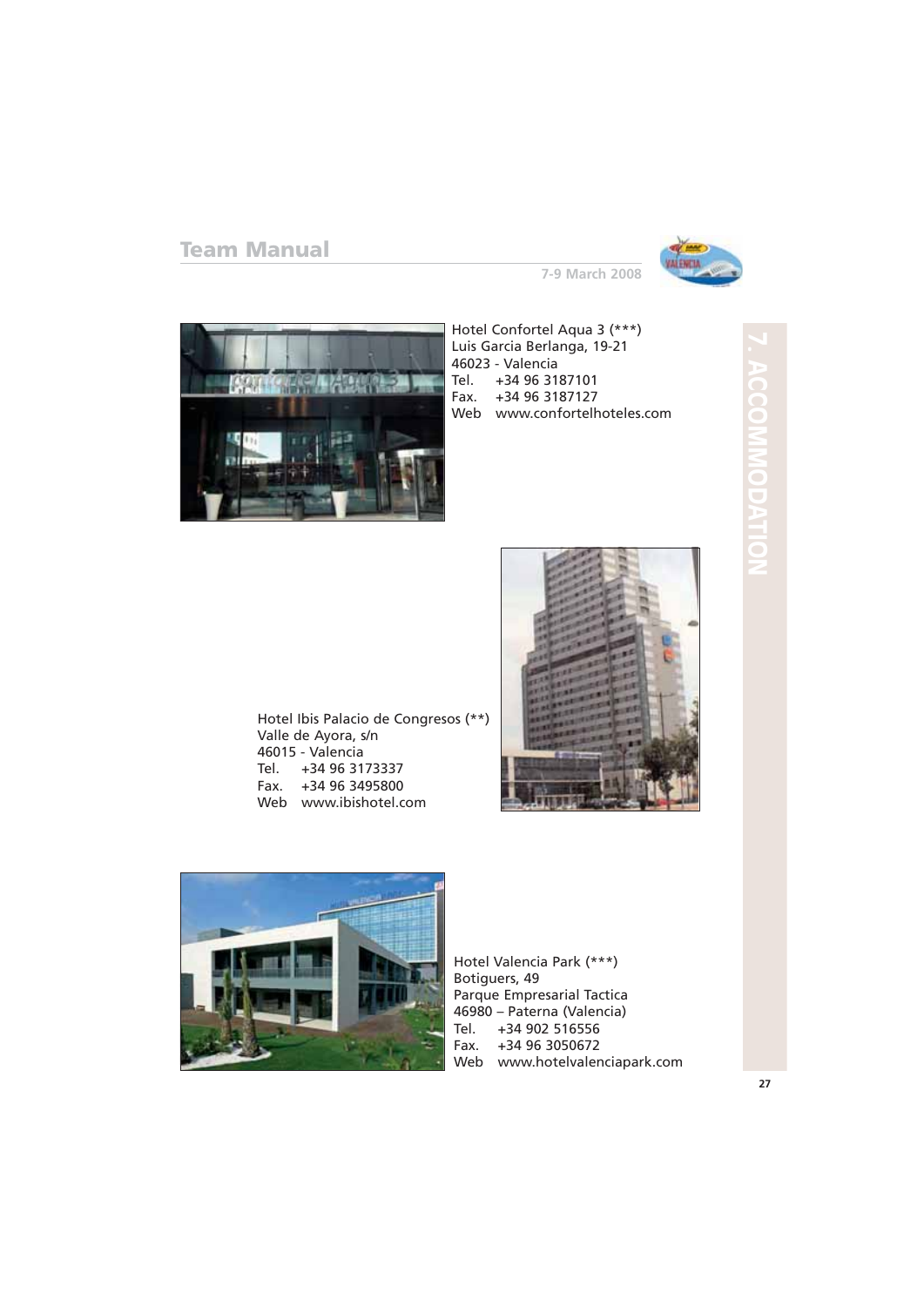Hotel Confortel Aqua 3 (***)
Luis Garcia Berlanga, 19-21
46023 - Valencia
Tel. +34 96 3187101
Fax. +34 96 3187127
Web www.confortelhoteles.com

Hotel Ibis Palacio de Congresos (**)
Valle de Ayora, s/n
46015 - Valencia
Tel. +34 96 3173337
Fax. +34 96 3495800
Web www.ibishotel.com

Hotel Valencia Park (***)
Botiguers, 49
Parque Empresarial Tactica
46980 – Paterna (Valencia)
Tel. +34 902 516556
Fax. +34 96 3050672
Web www.hotelvalenciapark.com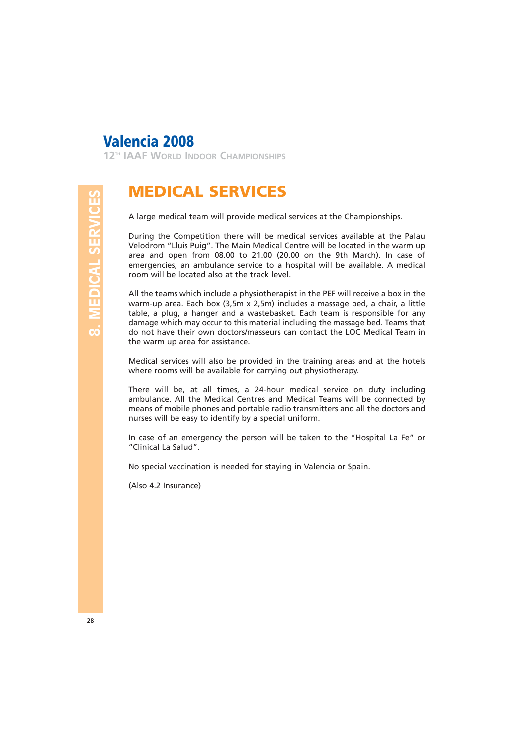# MEDICAL SERVICES

A large medical team will provide medical services at the Championships.

During the Competition there will be medical services available at the Palau Velodrom "Lluis Puig". The Main Medical Centre will be located in the warm up area and open from 08.00 to 21.00 (20.00 on the 9th March). In case of emergencies, an ambulance service to a hospital will be available. A medical room will be located also at the track level.

All the teams which include a physiotherapist in the PEF will receive a box in the warm-up area. Each box (3,5m x 2,5m) includes a massage bed, a chair, a little table, a plug, a hanger and a wastebasket. Each team is responsible for any damage which may occur to this material including the massage bed. Teams that do not have their own doctors/masseurs can contact the LOC Medical Team in the warm up area for assistance.

Medical services will also be provided in the training areas and at the hotels where rooms will be available for carrying out physiotherapy.

There will be, at all times, a 24-hour medical service on duty including ambulance. All the Medical Centres and Medical Teams will be connected by means of mobile phones and portable radio transmitters and all the doctors and nurses will be easy to identify by a special uniform.

In case of an emergency the person will be taken to the "Hospital La Fe" or "Clinical La Salud".

No special vaccination is needed for staying in Valencia or Spain.

(Also 4.2 Insurance)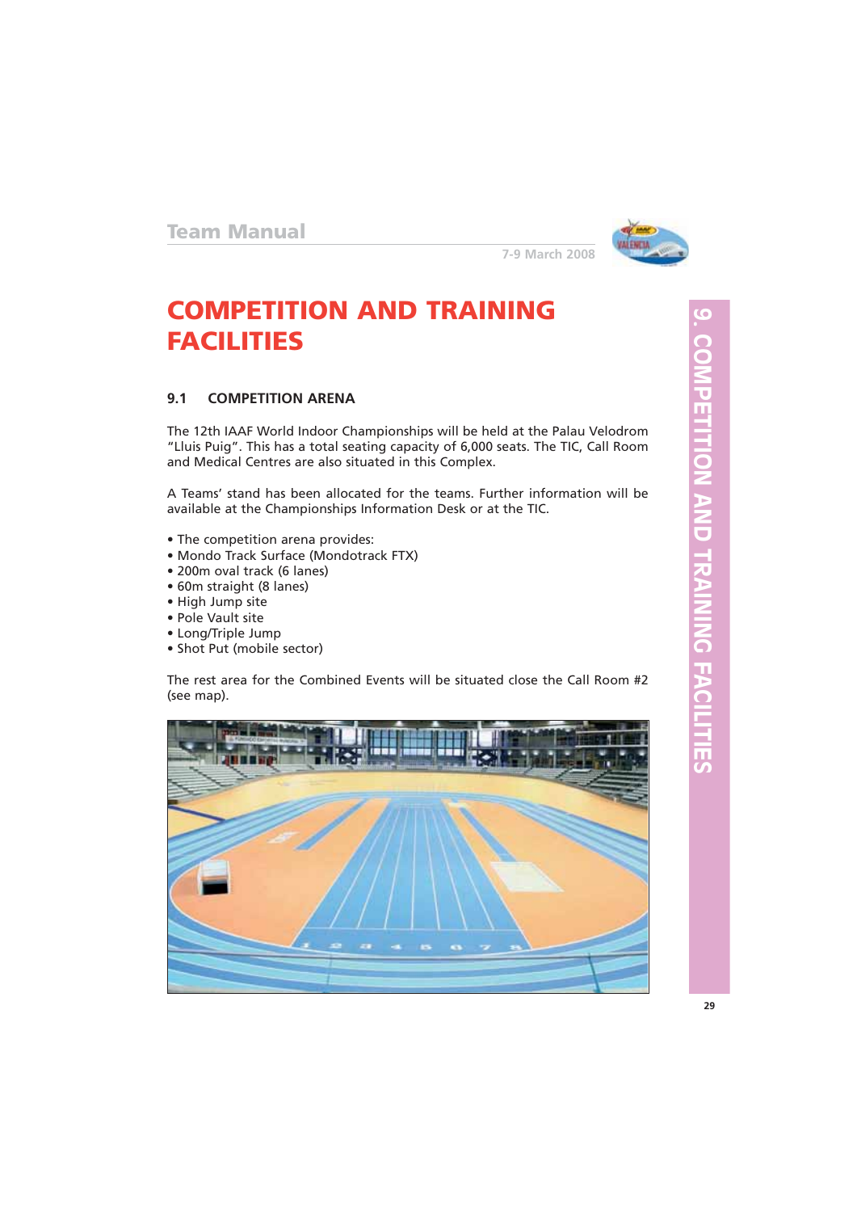# COMPETITION AND TRAINING FACILITIES

## 9.1 COMPETITION ARENA

The 12th IAAF World Indoor Championships will be held at the Palau Velodrom "Lluis Puig". This has a total seating capacity of 6,000 seats. The TIC, Call Room and Medical Centres are also situated in this Complex.

A Teams' stand has been allocated for the teams. Further information will be available at the Championships Information Desk or at the TIC.

- The competition arena provides:
- Mondo Track Surface (Mondotrack FTX)
- 200m oval track (6 lanes)
- 60m straight (8 lanes)
- High Jump site
- Pole Vault site
- Long/Triple Jump
- Shot Put (mobile sector)

The rest area for the Combined Events will be situated close the Call Room #2 (see map).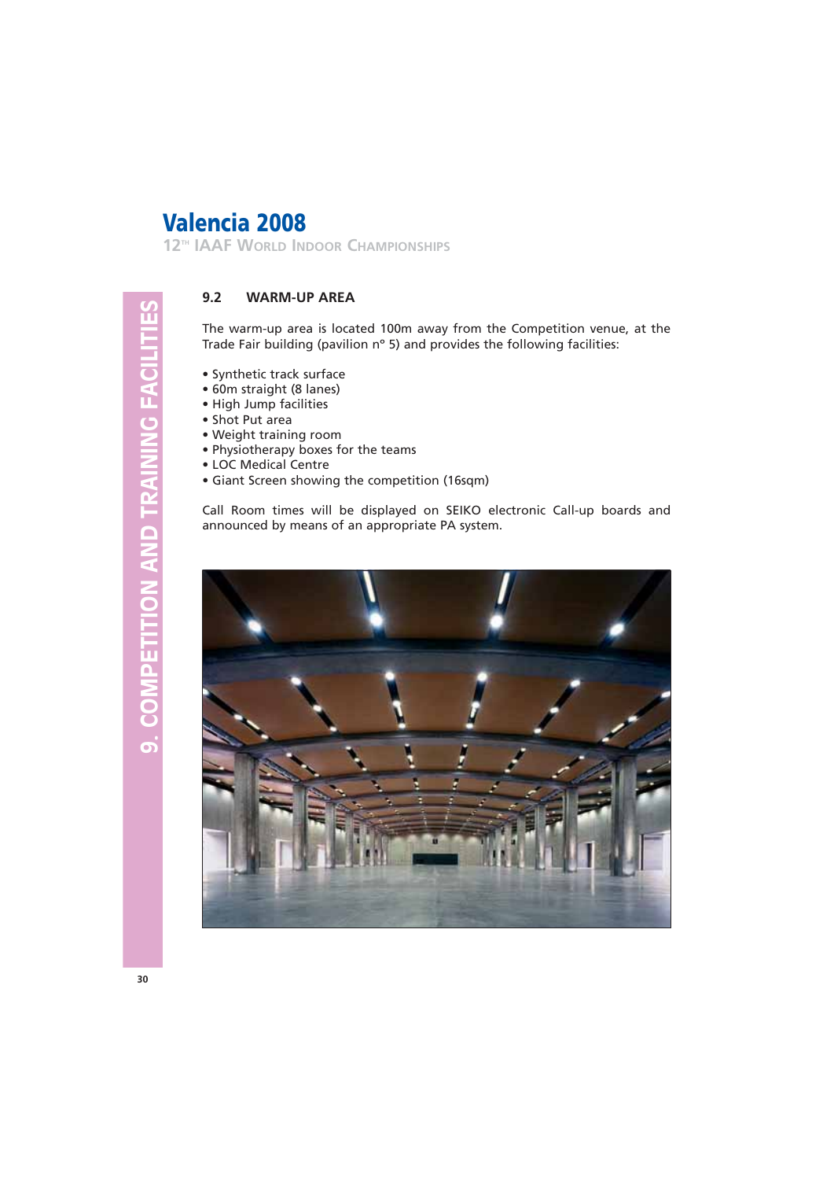## 9.2 WARM-UP AREA

The warm-up area is located 100m away from the Competition venue, at the Trade Fair building (pavilion nº 5) and provides the following facilities:

- Synthetic track surface
- 60m straight (8 lanes)
- High Jump facilities
- Shot Put area
- Weight training room
- Physiotherapy boxes for the teams
- LOC Medical Centre
- Giant Screen showing the competition (16sqm)

Call Room times will be displayed on SEIKO electronic Call-up boards and announced by means of an appropriate PA system.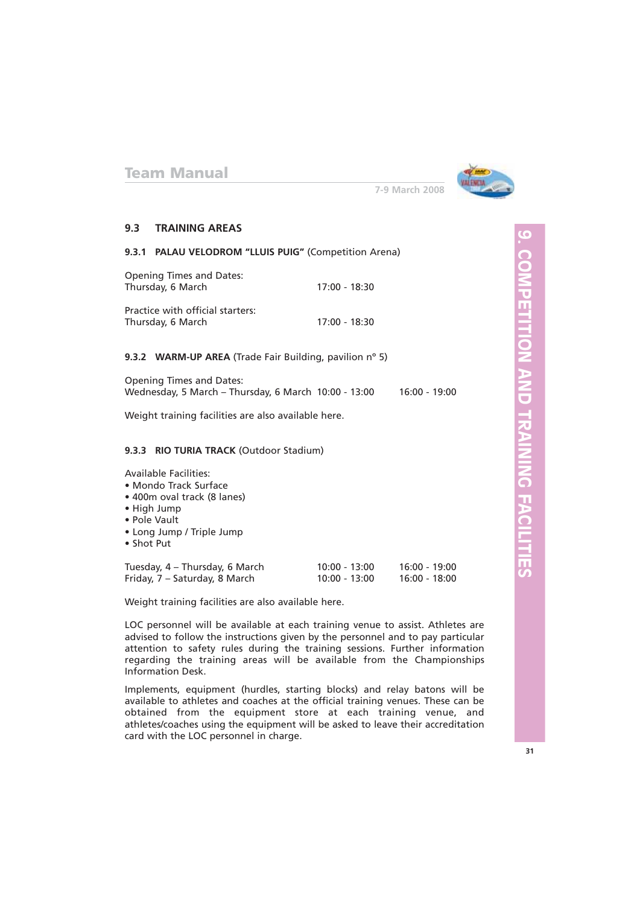## 9.3 TRAINING AREAS

### 9.3.1 PALAU VELODROM "LLUIS PUIG" (Competition Arena)

Opening Times and Dates:

| | |
|---|---|
| Thursday, 6 March | 17:00 - 18:30 |

Practice with official starters:

| | |
|---|---|
| Thursday, 6 March | 17:00 - 18:30 |

### 9.3.2 WARM-UP AREA (Trade Fair Building, pavilion nº 5)

Opening Times and Dates:

| | | |
|---|---|---|
| Wednesday, 5 March – Thursday, 6 March | 10:00 - 13:00 | 16:00 - 19:00 |

Weight training facilities are also available here.

### 9.3.3 RIO TURIA TRACK (Outdoor Stadium)

Available Facilities:

- Mondo Track Surface
- 400m oval track (8 lanes)
- High Jump
- Pole Vault
- Long Jump / Triple Jump
- Shot Put

| | | |
|---|---|---|
| Tuesday, 4 – Thursday, 6 March | 10:00 - 13:00 | 16:00 - 19:00 |
| Friday, 7 – Saturday, 8 March | 10:00 - 13:00 | 16:00 - 18:00 |

Weight training facilities are also available here.

LOC personnel will be available at each training venue to assist. Athletes are advised to follow the instructions given by the personnel and to pay particular attention to safety rules during the training sessions. Further information regarding the training areas will be available from the Championships Information Desk.

Implements, equipment (hurdles, starting blocks) and relay batons will be available to athletes and coaches at the official training venues. These can be obtained from the equipment store at each training venue, and athletes/coaches using the equipment will be asked to leave their accreditation card with the LOC personnel in charge.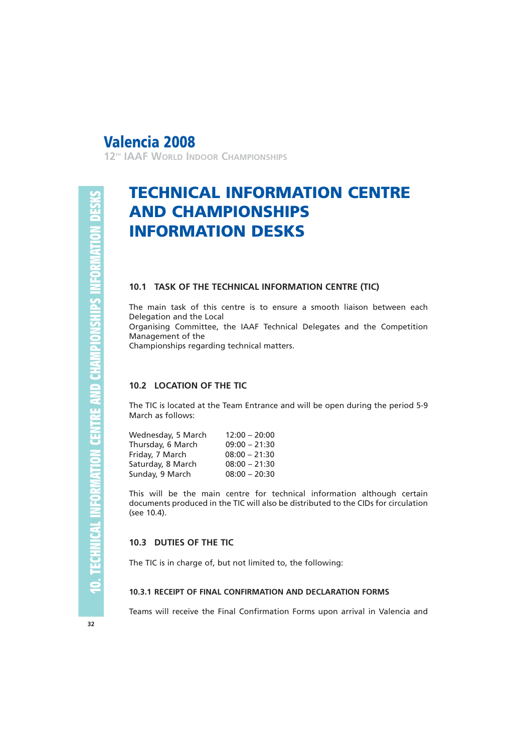# TECHNICAL INFORMATION CENTRE AND CHAMPIONSHIPS INFORMATION DESKS

## 10.1 TASK OF THE TECHNICAL INFORMATION CENTRE (TIC)

The main task of this centre is to ensure a smooth liaison between each Delegation and the Local Organising Committee, the IAAF Technical Delegates and the Competition Management of the Championships regarding technical matters.

## 10.2 LOCATION OF THE TIC

The TIC is located at the Team Entrance and will be open during the period 5-9 March as follows:

| | |
|---|---|
| Wednesday, 5 March | 12:00 – 20:00 |
| Thursday, 6 March | 09:00 – 21:30 |
| Friday, 7 March | 08:00 – 21:30 |
| Saturday, 8 March | 08:00 – 21:30 |
| Sunday, 9 March | 08:00 – 20:30 |

This will be the main centre for technical information although certain documents produced in the TIC will also be distributed to the CIDs for circulation (see 10.4).

## 10.3 DUTIES OF THE TIC

The TIC is in charge of, but not limited to, the following:

### 10.3.1 RECEIPT OF FINAL CONFIRMATION AND DECLARATION FORMS

Teams will receive the Final Confirmation Forms upon arrival in Valencia and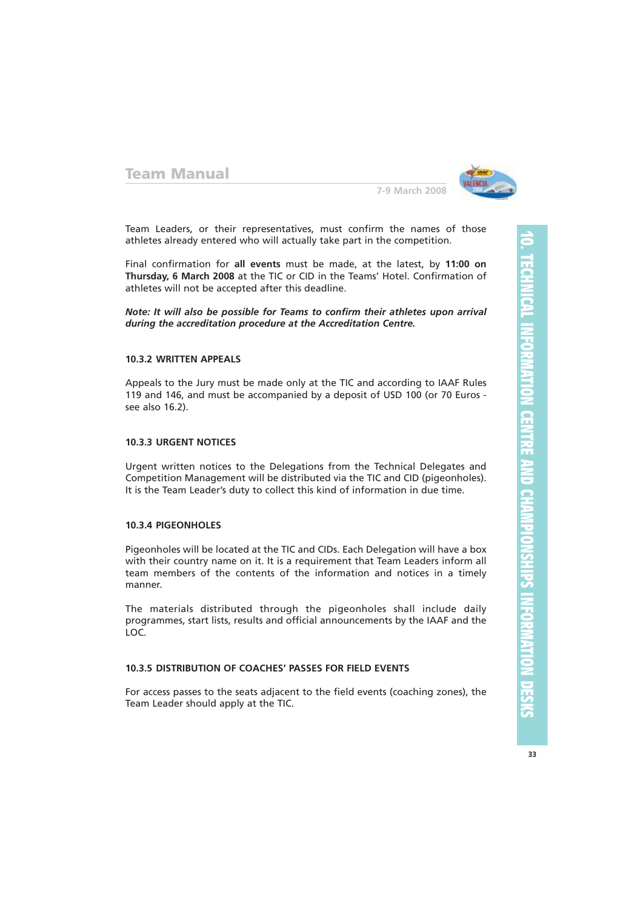Team Leaders, or their representatives, must confirm the names of those athletes already entered who will actually take part in the competition.

Final confirmation for **all events** must be made, at the latest, by **11:00 on Thursday, 6 March 2008** at the TIC or CID in the Teams' Hotel. Confirmation of athletes will not be accepted after this deadline.

***Note: It will also be possible for Teams to confirm their athletes upon arrival during the accreditation procedure at the Accreditation Centre.***

### 10.3.2 WRITTEN APPEALS

Appeals to the Jury must be made only at the TIC and according to IAAF Rules 119 and 146, and must be accompanied by a deposit of USD 100 (or 70 Euros - see also 16.2).

### 10.3.3 URGENT NOTICES

Urgent written notices to the Delegations from the Technical Delegates and Competition Management will be distributed via the TIC and CID (pigeonholes). It is the Team Leader's duty to collect this kind of information in due time.

### 10.3.4 PIGEONHOLES

Pigeonholes will be located at the TIC and CIDs. Each Delegation will have a box with their country name on it. It is a requirement that Team Leaders inform all team members of the contents of the information and notices in a timely manner.

The materials distributed through the pigeonholes shall include daily programmes, start lists, results and official announcements by the IAAF and the LOC.

### 10.3.5 DISTRIBUTION OF COACHES' PASSES FOR FIELD EVENTS

For access passes to the seats adjacent to the field events (coaching zones), the Team Leader should apply at the TIC.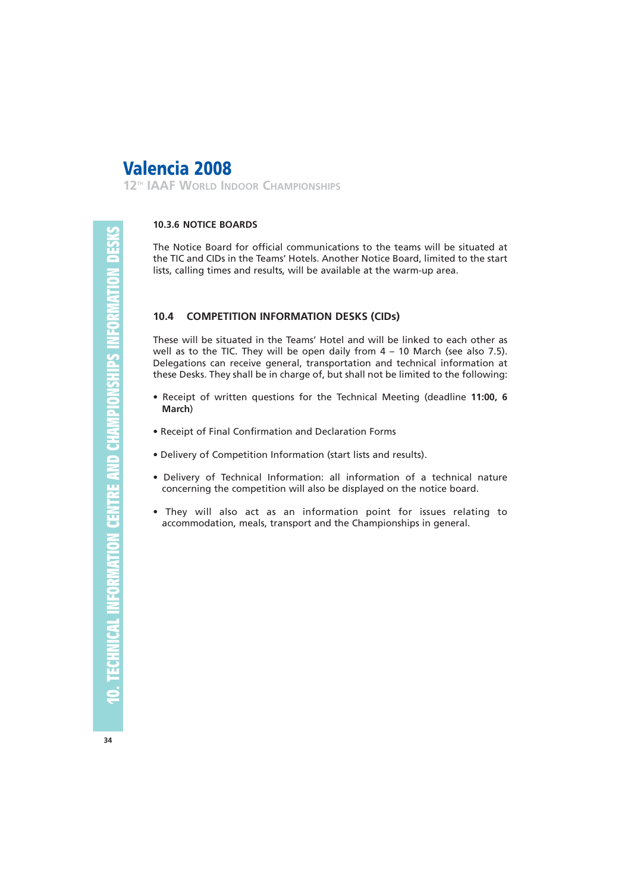#### 10.3.6 NOTICE BOARDS

The Notice Board for official communications to the teams will be situated at the TIC and CIDs in the Teams' Hotels. Another Notice Board, limited to the start lists, calling times and results, will be available at the warm-up area.

### 10.4 COMPETITION INFORMATION DESKS (CIDs)

These will be situated in the Teams' Hotel and will be linked to each other as well as to the TIC. They will be open daily from 4 – 10 March (see also 7.5). Delegations can receive general, transportation and technical information at these Desks. They shall be in charge of, but shall not be limited to the following:

- Receipt of written questions for the Technical Meeting (deadline **11:00, 6 March**)
- Receipt of Final Confirmation and Declaration Forms
- Delivery of Competition Information (start lists and results).
- Delivery of Technical Information: all information of a technical nature concerning the competition will also be displayed on the notice board.
- They will also act as an information point for issues relating to accommodation, meals, transport and the Championships in general.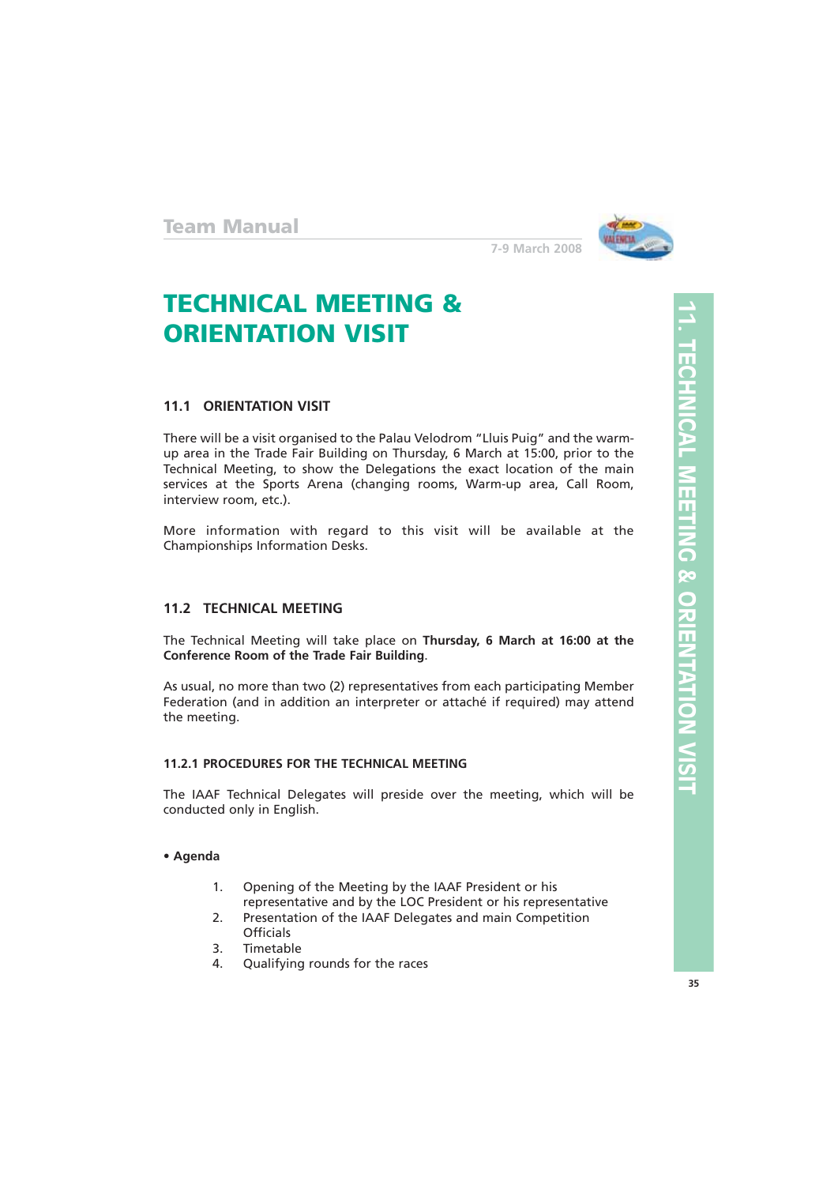# TECHNICAL MEETING & ORIENTATION VISIT

## 11.1 ORIENTATION VISIT

There will be a visit organised to the Palau Velodrom "Lluis Puig" and the warm-up area in the Trade Fair Building on Thursday, 6 March at 15:00, prior to the Technical Meeting, to show the Delegations the exact location of the main services at the Sports Arena (changing rooms, Warm-up area, Call Room, interview room, etc.).

More information with regard to this visit will be available at the Championships Information Desks.

## 11.2 TECHNICAL MEETING

The Technical Meeting will take place on **Thursday, 6 March at 16:00 at the Conference Room of the Trade Fair Building**.

As usual, no more than two (2) representatives from each participating Member Federation (and in addition an interpreter or attaché if required) may attend the meeting.

### 11.2.1 PROCEDURES FOR THE TECHNICAL MEETING

The IAAF Technical Delegates will preside over the meeting, which will be conducted only in English.

- **Agenda**

1. Opening of the Meeting by the IAAF President or his representative and by the LOC President or his representative
2. Presentation of the IAAF Delegates and main Competition Officials
3. Timetable
4. Qualifying rounds for the races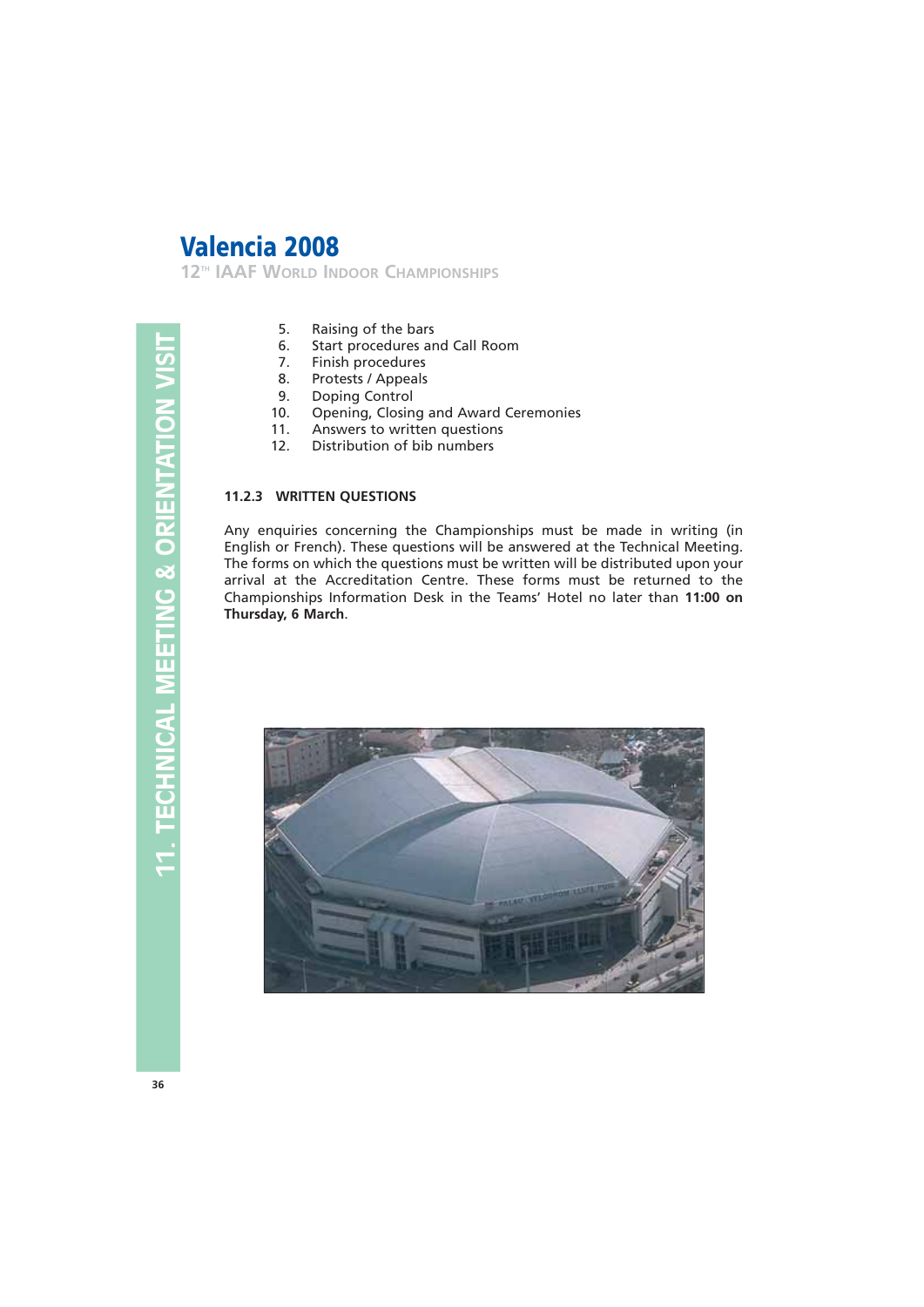5. Raising of the bars
6. Start procedures and Call Room
7. Finish procedures
8. Protests / Appeals
9. Doping Control
10. Opening, Closing and Award Ceremonies
11. Answers to written questions
12. Distribution of bib numbers

### 11.2.3 WRITTEN QUESTIONS

Any enquiries concerning the Championships must be made in writing (in English or French). These questions will be answered at the Technical Meeting. The forms on which the questions must be written will be distributed upon your arrival at the Accreditation Centre. These forms must be returned to the Championships Information Desk in the Teams' Hotel no later than **11:00 on Thursday, 6 March**.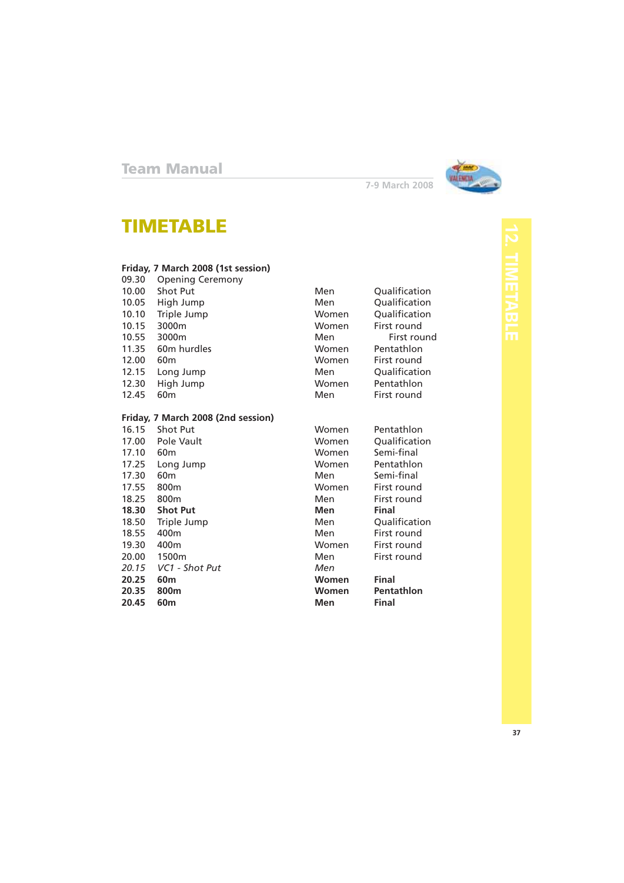# TIMETABLE

**Friday, 7 March 2008 (1st session)**

| | | | |
|---|---|---|---|
| 09.30 | Opening Ceremony | | |
| 10.00 | Shot Put | Men | Qualification |
| 10.05 | High Jump | Men | Qualification |
| 10.10 | Triple Jump | Women | Qualification |
| 10.15 | 3000m | Women | First round |
| 10.55 | 3000m | Men | First round |
| 11.35 | 60m hurdles | Women | Pentathlon |
| 12.00 | 60m | Women | First round |
| 12.15 | Long Jump | Men | Qualification |
| 12.30 | High Jump | Women | Pentathlon |
| 12.45 | 60m | Men | First round |

**Friday, 7 March 2008 (2nd session)**

| | | | |
|---|---|---|---|
| 16.15 | Shot Put | Women | Pentathlon |
| 17.00 | Pole Vault | Women | Qualification |
| 17.10 | 60m | Women | Semi-final |
| 17.25 | Long Jump | Women | Pentathlon |
| 17.30 | 60m | Men | Semi-final |
| 17.55 | 800m | Women | First round |
| 18.25 | 800m | Men | First round |
| **18.30** | **Shot Put** | **Men** | **Final** |
| 18.50 | Triple Jump | Men | Qualification |
| 18.55 | 400m | Men | First round |
| 19.30 | 400m | Women | First round |
| 20.00 | 1500m | Men | First round |
| *20.15* | *VC1 - Shot Put* | *Men* | |
| **20.25** | **60m** | **Women** | **Final** |
| **20.35** | **800m** | **Women** | **Pentathlon** |
| **20.45** | **60m** | **Men** | **Final** |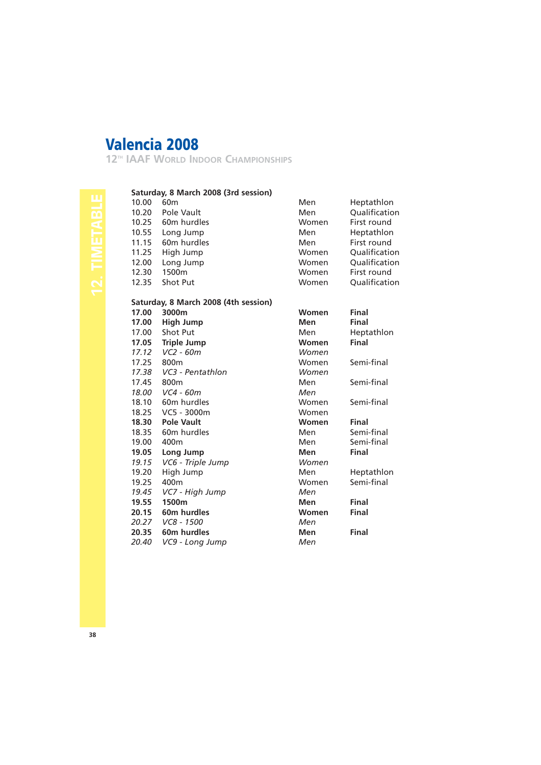# Valencia 2008

12TH IAAF WORLD INDOOR CHAMPIONSHIPS

## 12. TIMETABLE

**Saturday, 8 March 2008 (3rd session)**

| | | | |
|---|---|---|---|
| 10.00 | 60m | Men | Heptathlon |
| 10.20 | Pole Vault | Men | Qualification |
| 10.25 | 60m hurdles | Women | First round |
| 10.55 | Long Jump | Men | Heptathlon |
| 11.15 | 60m hurdles | Men | First round |
| 11.25 | High Jump | Women | Qualification |
| 12.00 | Long Jump | Women | Qualification |
| 12.30 | 1500m | Women | First round |
| 12.35 | Shot Put | Women | Qualification |

**Saturday, 8 March 2008 (4th session)**

| | | | |
|---|---|---|---|
| **17.00** | **3000m** | **Women** | **Final** |
| **17.00** | **High Jump** | **Men** | **Final** |
| 17.00 | Shot Put | Men | Heptathlon |
| **17.05** | **Triple Jump** | **Women** | **Final** |
| *17.12* | *VC2 - 60m* | *Women* | |
| 17.25 | 800m | Women | Semi-final |
| *17.38* | *VC3 - Pentathlon* | *Women* | |
| 17.45 | 800m | Men | Semi-final |
| *18.00* | *VC4 - 60m* | *Men* | |
| 18.10 | 60m hurdles | Women | Semi-final |
| 18.25 | VC5 - 3000m | Women | |
| **18.30** | **Pole Vault** | **Women** | **Final** |
| 18.35 | 60m hurdles | Men | Semi-final |
| 19.00 | 400m | Men | Semi-final |
| **19.05** | **Long Jump** | **Men** | **Final** |
| *19.15* | *VC6 - Triple Jump* | *Women* | |
| 19.20 | High Jump | Men | Heptathlon |
| 19.25 | 400m | Women | Semi-final |
| *19.45* | *VC7 - High Jump* | *Men* | |
| **19.55** | **1500m** | **Men** | **Final** |
| **20.15** | **60m hurdles** | **Women** | **Final** |
| *20.27* | *VC8 - 1500* | *Men* | |
| **20.35** | **60m hurdles** | **Men** | **Final** |
| *20.40* | *VC9 - Long Jump* | *Men* | |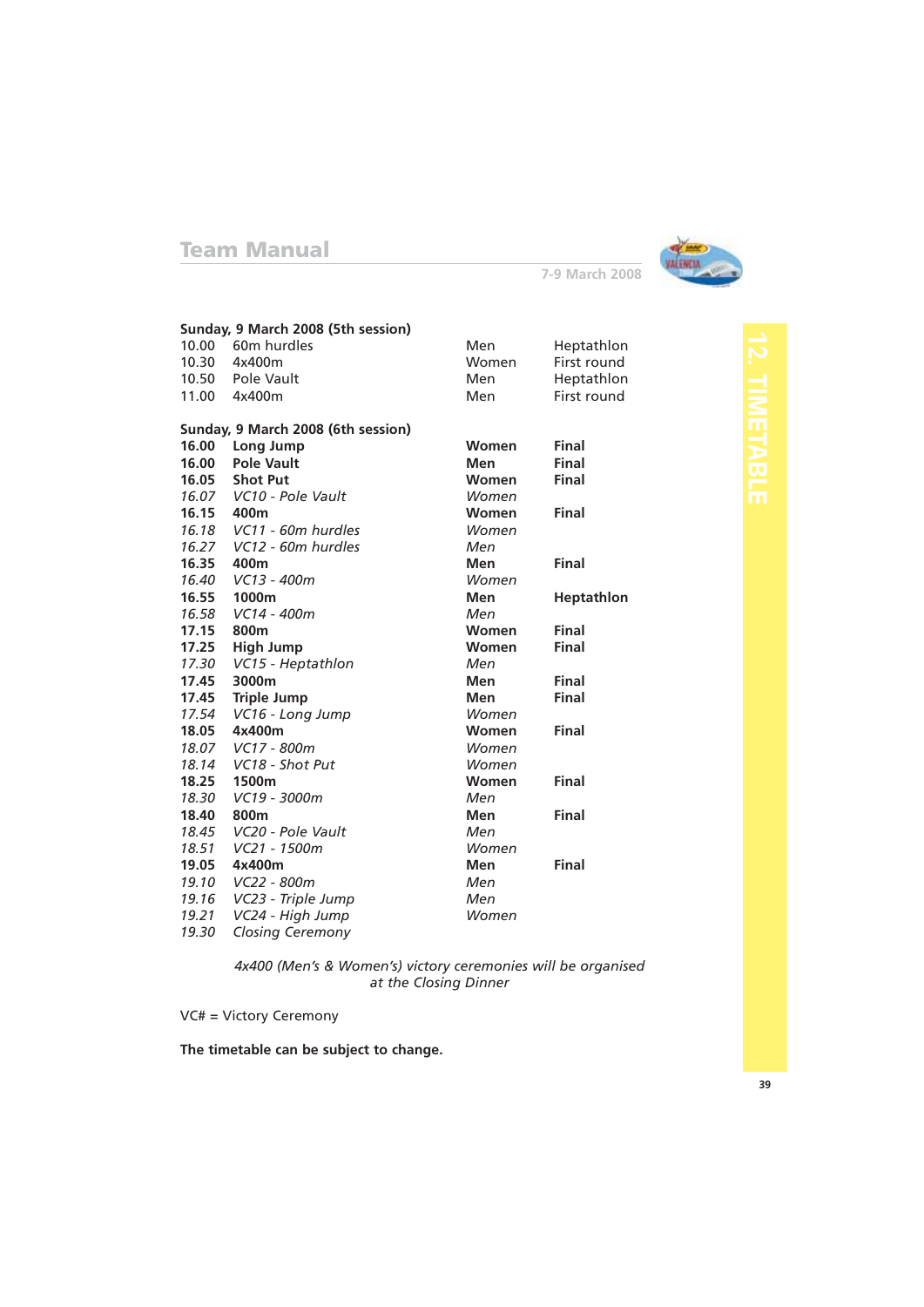**Sunday, 9 March 2008 (5th session)**

| | | | |
|---|---|---|---|
| 10.00 | 60m hurdles | Men | Heptathlon |
| 10.30 | 4x400m | Women | First round |
| 10.50 | Pole Vault | Men | Heptathlon |
| 11.00 | 4x400m | Men | First round |

**Sunday, 9 March 2008 (6th session)**

| | | | |
|---|---|---|---|
| **16.00** | **Long Jump** | **Women** | **Final** |
| **16.00** | **Pole Vault** | **Men** | **Final** |
| **16.05** | **Shot Put** | **Women** | **Final** |
| *16.07* | *VC10 - Pole Vault* | *Women* | |
| **16.15** | **400m** | **Women** | **Final** |
| *16.18* | *VC11 - 60m hurdles* | *Women* | |
| *16.27* | *VC12 - 60m hurdles* | *Men* | |
| **16.35** | **400m** | **Men** | **Final** |
| *16.40* | *VC13 - 400m* | *Women* | |
| **16.55** | **1000m** | **Men** | **Heptathlon** |
| *16.58* | *VC14 - 400m* | *Men* | |
| **17.15** | **800m** | **Women** | **Final** |
| **17.25** | **High Jump** | **Women** | **Final** |
| *17.30* | *VC15 - Heptathlon* | *Men* | |
| **17.45** | **3000m** | **Men** | **Final** |
| **17.45** | **Triple Jump** | **Men** | **Final** |
| *17.54* | *VC16 - Long Jump* | *Women* | |
| **18.05** | **4x400m** | **Women** | **Final** |
| *18.07* | *VC17 - 800m* | *Women* | |
| *18.14* | *VC18 - Shot Put* | *Women* | |
| **18.25** | **1500m** | **Women** | **Final** |
| *18.30* | *VC19 - 3000m* | *Men* | |
| **18.40** | **800m** | **Men** | **Final** |
| *18.45* | *VC20 - Pole Vault* | *Men* | |
| *18.51* | *VC21 - 1500m* | *Women* | |
| **19.05** | **4x400m** | **Men** | **Final** |
| *19.10* | *VC22 - 800m* | *Men* | |
| *19.16* | *VC23 - Triple Jump* | *Men* | |
| *19.21* | *VC24 - High Jump* | *Women* | |
| *19.30* | *Closing Ceremony* | | |

*4x400 (Men's & Women's) victory ceremonies will be organised at the Closing Dinner*

VC# = Victory Ceremony

**The timetable can be subject to change.**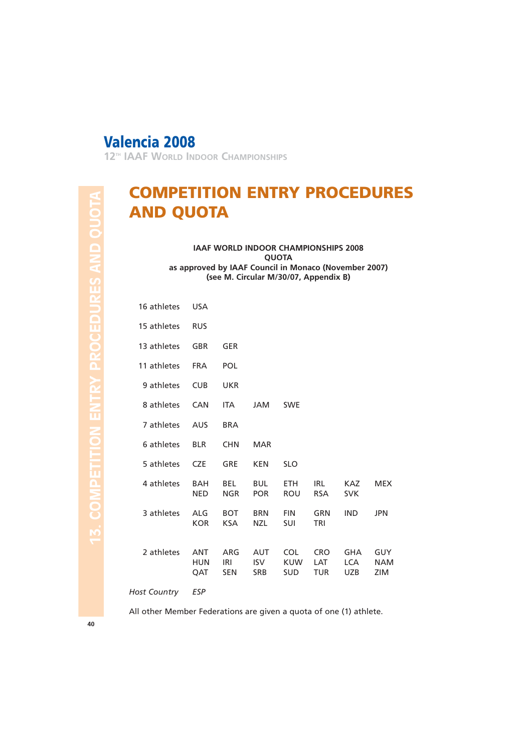# COMPETITION ENTRY PROCEDURES AND QUOTA

**IAAF WORLD INDOOR CHAMPIONSHIPS 2008**
**QUOTA**
**as approved by IAAF Council in Monaco (November 2007)**
**(see M. Circular M/30/07, Appendix B)**

| | | | | | | | |
|---|---|---|---|---|---|---|---|
| 16 athletes | USA | | | | | | |
| 15 athletes | RUS | | | | | | |
| 13 athletes | GBR | GER | | | | | |
| 11 athletes | FRA | POL | | | | | |
| 9 athletes | CUB | UKR | | | | | |
| 8 athletes | CAN | ITA | JAM | SWE | | | |
| 7 athletes | AUS | BRA | | | | | |
| 6 athletes | BLR | CHN | MAR | | | | |
| 5 athletes | CZE | GRE | KEN | SLO | | | |
| 4 athletes | BAH | BEL | BUL | ETH | IRL | KAZ | MEX |
| | NED | NGR | POR | ROU | RSA | SVK | |
| 3 athletes | ALG | BOT | BRN | FIN | GRN | IND | JPN |
| | KOR | KSA | NZL | SUI | TRI | | |
| 2 athletes | ANT | ARG | AUT | COL | CRO | GHA | GUY |
| | HUN | IRI | ISV | KUW | LAT | LCA | NAM |
| | QAT | SEN | SRB | SUD | TUR | UZB | ZIM |
| *Host Country* | *ESP* | | | | | | |

All other Member Federations are given a quota of one (1) athlete.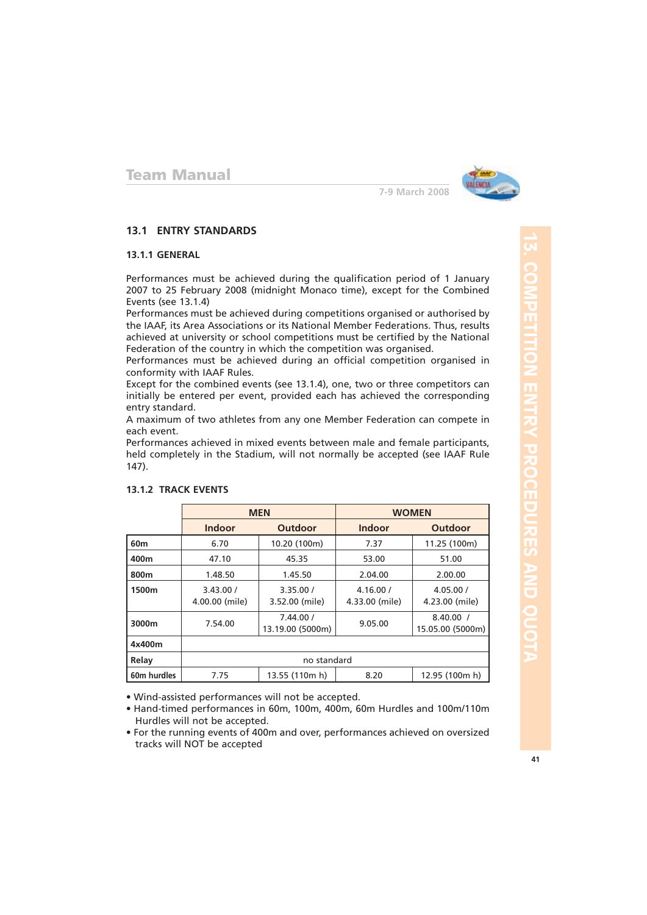## 13.1 ENTRY STANDARDS

### 13.1.1 GENERAL

Performances must be achieved during the qualification period of 1 January 2007 to 25 February 2008 (midnight Monaco time), except for the Combined Events (see 13.1.4)

Performances must be achieved during competitions organised or authorised by the IAAF, its Area Associations or its National Member Federations. Thus, results achieved at university or school competitions must be certified by the National Federation of the country in which the competition was organised.

Performances must be achieved during an official competition organised in conformity with IAAF Rules.

Except for the combined events (see 13.1.4), one, two or three competitors can initially be entered per event, provided each has achieved the corresponding entry standard.

A maximum of two athletes from any one Member Federation can compete in each event.

Performances achieved in mixed events between male and female participants, held completely in the Stadium, will not normally be accepted (see IAAF Rule 147).

### 13.1.2 TRACK EVENTS

| | MEN | | WOMEN | |
|---|---|---|---|---|
| | Indoor | Outdoor | Indoor | Outdoor |
| 60m | 6.70 | 10.20 (100m) | 7.37 | 11.25 (100m) |
| 400m | 47.10 | 45.35 | 53.00 | 51.00 |
| 800m | 1.48.50 | 1.45.50 | 2.04.00 | 2.00.00 |
| 1500m | 3.43.00 / 4.00.00 (mile) | 3.35.00 / 3.52.00 (mile) | 4.16.00 / 4.33.00 (mile) | 4.05.00 / 4.23.00 (mile) |
| 3000m | 7.54.00 | 7.44.00 / 13.19.00 (5000m) | 9.05.00 | 8.40.00 / 15.05.00 (5000m) |
| 4x400m Relay | no standard | | | |
| 60m hurdles | 7.75 | 13.55 (110m h) | 8.20 | 12.95 (100m h) |

- Wind-assisted performances will not be accepted.
- Hand-timed performances in 60m, 100m, 400m, 60m Hurdles and 100m/110m Hurdles will not be accepted.
- For the running events of 400m and over, performances achieved on oversized tracks will NOT be accepted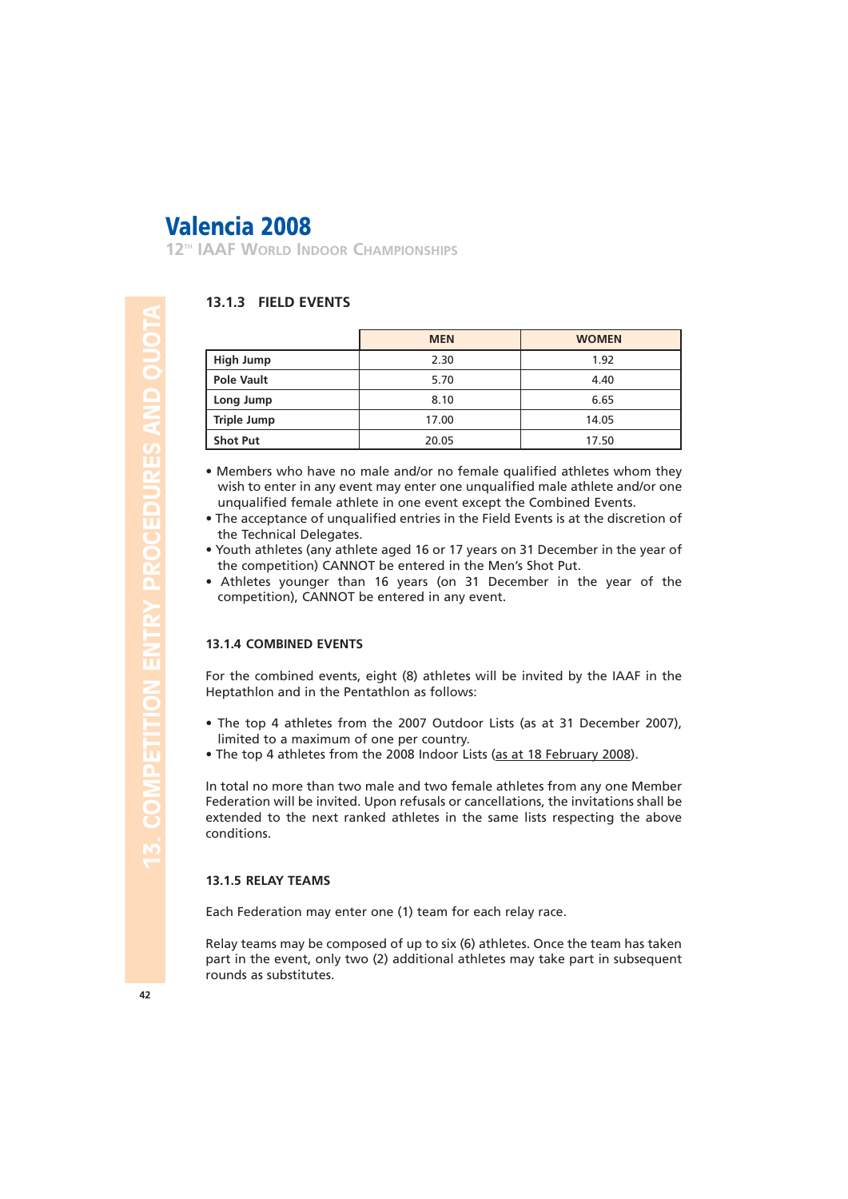### 13.1.3 FIELD EVENTS

| | MEN | WOMEN |
|---|---|---|
| **High Jump** | 2.30 | 1.92 |
| **Pole Vault** | 5.70 | 4.40 |
| **Long Jump** | 8.10 | 6.65 |
| **Triple Jump** | 17.00 | 14.05 |
| **Shot Put** | 20.05 | 17.50 |

- Members who have no male and/or no female qualified athletes whom they wish to enter in any event may enter one unqualified male athlete and/or one unqualified female athlete in one event except the Combined Events.
- The acceptance of unqualified entries in the Field Events is at the discretion of the Technical Delegates.
- Youth athletes (any athlete aged 16 or 17 years on 31 December in the year of the competition) CANNOT be entered in the Men's Shot Put.
- Athletes younger than 16 years (on 31 December in the year of the competition), CANNOT be entered in any event.

### 13.1.4 COMBINED EVENTS

For the combined events, eight (8) athletes will be invited by the IAAF in the Heptathlon and in the Pentathlon as follows:

- The top 4 athletes from the 2007 Outdoor Lists (as at 31 December 2007), limited to a maximum of one per country.
- The top 4 athletes from the 2008 Indoor Lists (as at 18 February 2008).

In total no more than two male and two female athletes from any one Member Federation will be invited. Upon refusals or cancellations, the invitations shall be extended to the next ranked athletes in the same lists respecting the above conditions.

### 13.1.5 RELAY TEAMS

Each Federation may enter one (1) team for each relay race.

Relay teams may be composed of up to six (6) athletes. Once the team has taken part in the event, only two (2) additional athletes may take part in subsequent rounds as substitutes.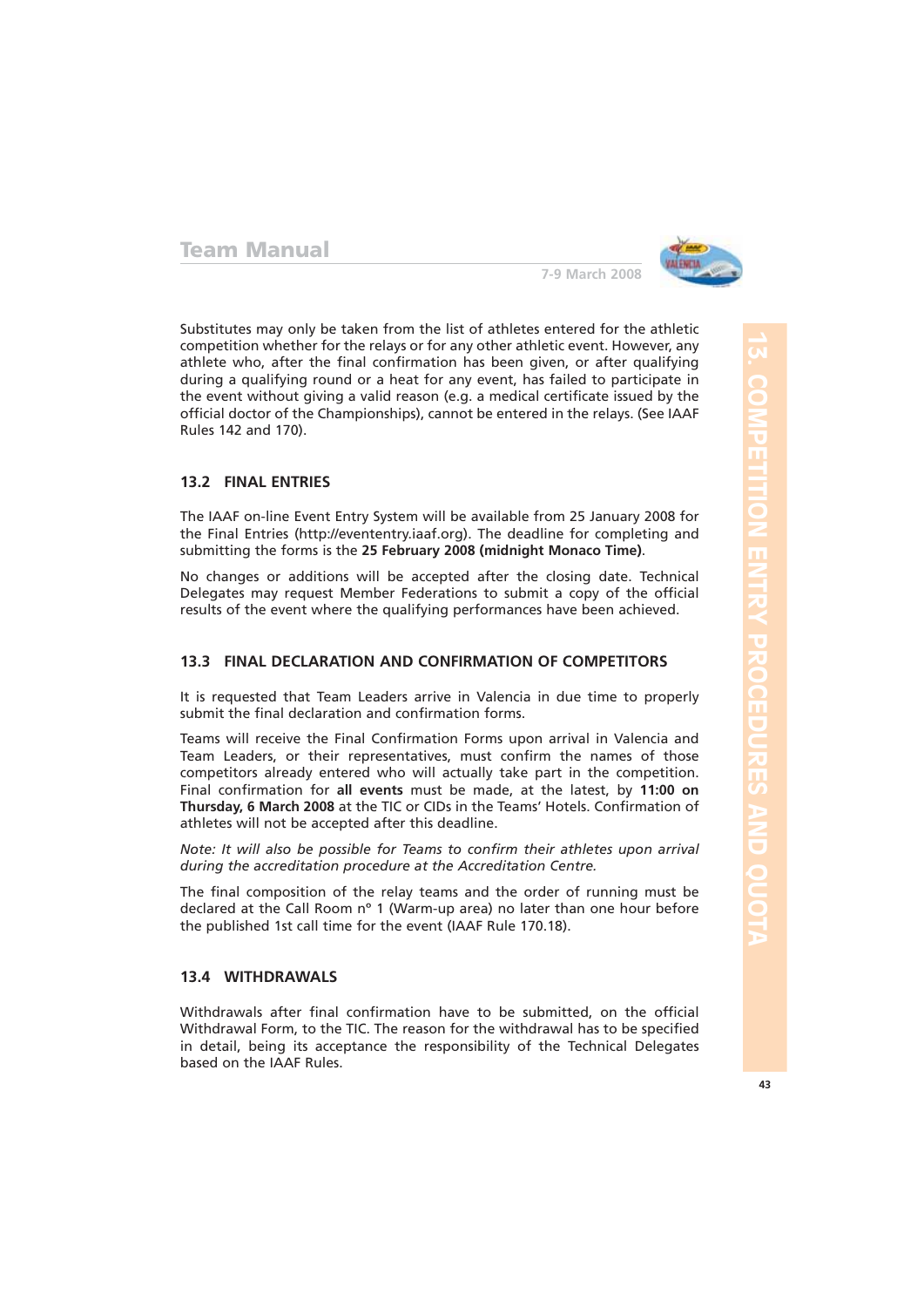Substitutes may only be taken from the list of athletes entered for the athletic competition whether for the relays or for any other athletic event. However, any athlete who, after the final confirmation has been given, or after qualifying during a qualifying round or a heat for any event, has failed to participate in the event without giving a valid reason (e.g. a medical certificate issued by the official doctor of the Championships), cannot be entered in the relays. (See IAAF Rules 142 and 170).

### 13.2 FINAL ENTRIES

The IAAF on-line Event Entry System will be available from 25 January 2008 for the Final Entries (http://evententry.iaaf.org). The deadline for completing and submitting the forms is the **25 February 2008 (midnight Monaco Time)**.

No changes or additions will be accepted after the closing date. Technical Delegates may request Member Federations to submit a copy of the official results of the event where the qualifying performances have been achieved.

### 13.3 FINAL DECLARATION AND CONFIRMATION OF COMPETITORS

It is requested that Team Leaders arrive in Valencia in due time to properly submit the final declaration and confirmation forms.

Teams will receive the Final Confirmation Forms upon arrival in Valencia and Team Leaders, or their representatives, must confirm the names of those competitors already entered who will actually take part in the competition. Final confirmation for **all events** must be made, at the latest, by **11:00 on Thursday, 6 March 2008** at the TIC or CIDs in the Teams' Hotels. Confirmation of athletes will not be accepted after this deadline.

*Note: It will also be possible for Teams to confirm their athletes upon arrival during the accreditation procedure at the Accreditation Centre.*

The final composition of the relay teams and the order of running must be declared at the Call Room nº 1 (Warm-up area) no later than one hour before the published 1st call time for the event (IAAF Rule 170.18).

### 13.4 WITHDRAWALS

Withdrawals after final confirmation have to be submitted, on the official Withdrawal Form, to the TIC. The reason for the withdrawal has to be specified in detail, being its acceptance the responsibility of the Technical Delegates based on the IAAF Rules.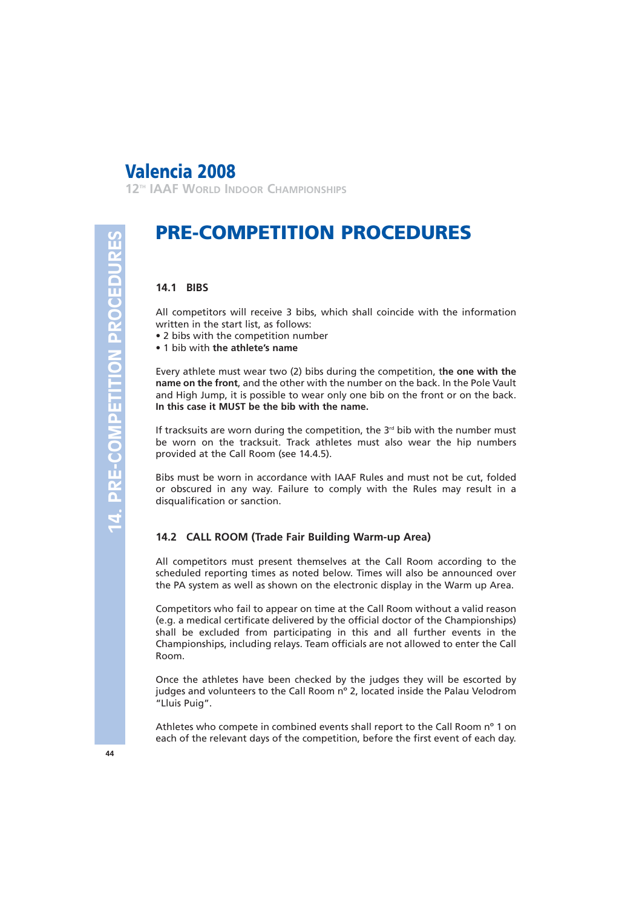# PRE-COMPETITION PROCEDURES

## 14.1 BIBS

All competitors will receive 3 bibs, which shall coincide with the information written in the start list, as follows:

- 2 bibs with the competition number
- 1 bib with **the athlete's name**

Every athlete must wear two (2) bibs during the competition, **the one with the name on the front**, and the other with the number on the back. In the Pole Vault and High Jump, it is possible to wear only one bib on the front or on the back. **In this case it MUST be the bib with the name.**

If tracksuits are worn during the competition, the 3rd bib with the number must be worn on the tracksuit. Track athletes must also wear the hip numbers provided at the Call Room (see 14.4.5).

Bibs must be worn in accordance with IAAF Rules and must not be cut, folded or obscured in any way. Failure to comply with the Rules may result in a disqualification or sanction.

## 14.2 CALL ROOM (Trade Fair Building Warm-up Area)

All competitors must present themselves at the Call Room according to the scheduled reporting times as noted below. Times will also be announced over the PA system as well as shown on the electronic display in the Warm up Area.

Competitors who fail to appear on time at the Call Room without a valid reason (e.g. a medical certificate delivered by the official doctor of the Championships) shall be excluded from participating in this and all further events in the Championships, including relays. Team officials are not allowed to enter the Call Room.

Once the athletes have been checked by the judges they will be escorted by judges and volunteers to the Call Room nº 2, located inside the Palau Velodrom "Lluis Puig".

Athletes who compete in combined events shall report to the Call Room nº 1 on each of the relevant days of the competition, before the first event of each day.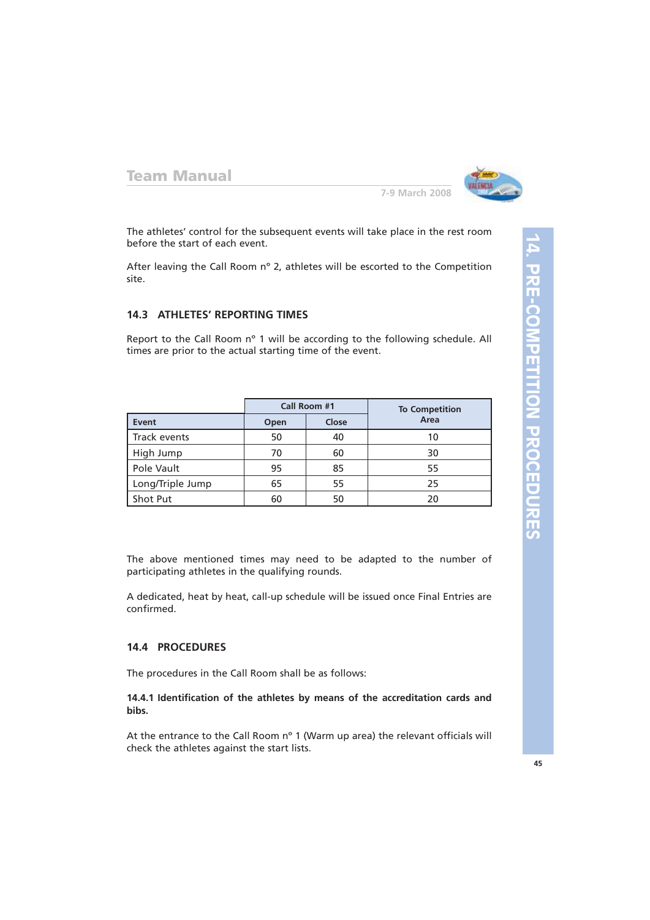The athletes' control for the subsequent events will take place in the rest room before the start of each event.

After leaving the Call Room n° 2, athletes will be escorted to the Competition site.

### 14.3 ATHLETES' REPORTING TIMES

Report to the Call Room n° 1 will be according to the following schedule. All times are prior to the actual starting time of the event.

| | Call Room #1 | | To Competition Area |
|---|---|---|---|
| Event | Open | Close | |
| Track events | 50 | 40 | 10 |
| High Jump | 70 | 60 | 30 |
| Pole Vault | 95 | 85 | 55 |
| Long/Triple Jump | 65 | 55 | 25 |
| Shot Put | 60 | 50 | 20 |

The above mentioned times may need to be adapted to the number of participating athletes in the qualifying rounds.

A dedicated, heat by heat, call-up schedule will be issued once Final Entries are confirmed.

### 14.4 PROCEDURES

The procedures in the Call Room shall be as follows:

**14.4.1 Identification of the athletes by means of the accreditation cards and bibs.**

At the entrance to the Call Room n° 1 (Warm up area) the relevant officials will check the athletes against the start lists.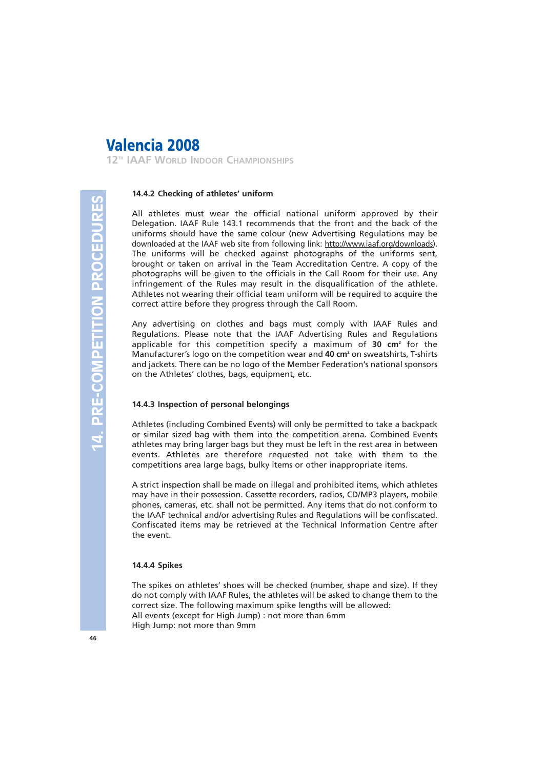### 14.4.2 Checking of athletes' uniform

All athletes must wear the official national uniform approved by their Delegation. IAAF Rule 143.1 recommends that the front and the back of the uniforms should have the same colour (new Advertising Regulations may be downloaded at the IAAF web site from following link: http://www.iaaf.org/downloads). The uniforms will be checked against photographs of the uniforms sent, brought or taken on arrival in the Team Accreditation Centre. A copy of the photographs will be given to the officials in the Call Room for their use. Any infringement of the Rules may result in the disqualification of the athlete. Athletes not wearing their official team uniform will be required to acquire the correct attire before they progress through the Call Room.

Any advertising on clothes and bags must comply with IAAF Rules and Regulations. Please note that the IAAF Advertising Rules and Regulations applicable for this competition specify a maximum of **30 cm²** for the Manufacturer's logo on the competition wear and **40 cm²** on sweatshirts, T-shirts and jackets. There can be no logo of the Member Federation's national sponsors on the Athletes' clothes, bags, equipment, etc.

### 14.4.3 Inspection of personal belongings

Athletes (including Combined Events) will only be permitted to take a backpack or similar sized bag with them into the competition arena. Combined Events athletes may bring larger bags but they must be left in the rest area in between events. Athletes are therefore requested not take with them to the competitions area large bags, bulky items or other inappropriate items.

A strict inspection shall be made on illegal and prohibited items, which athletes may have in their possession. Cassette recorders, radios, CD/MP3 players, mobile phones, cameras, etc. shall not be permitted. Any items that do not conform to the IAAF technical and/or advertising Rules and Regulations will be confiscated. Confiscated items may be retrieved at the Technical Information Centre after the event.

### 14.4.4 Spikes

The spikes on athletes' shoes will be checked (number, shape and size). If they do not comply with IAAF Rules, the athletes will be asked to change them to the correct size. The following maximum spike lengths will be allowed:
All events (except for High Jump) : not more than 6mm
High Jump: not more than 9mm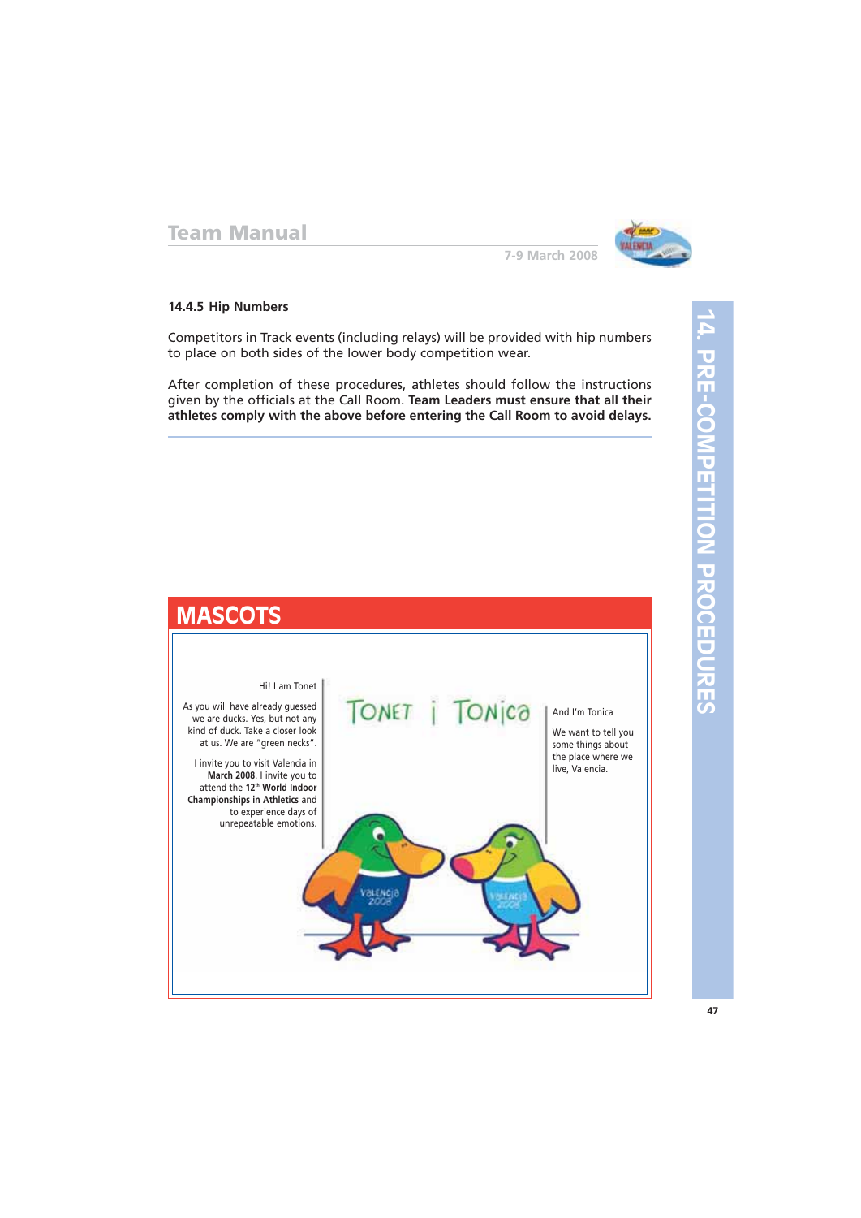### 14.4.5 Hip Numbers

Competitors in Track events (including relays) will be provided with hip numbers to place on both sides of the lower body competition wear.

After completion of these procedures, athletes should follow the instructions given by the officials at the Call Room. **Team Leaders must ensure that all their athletes comply with the above before entering the Call Room to avoid delays.**

## MASCOTS

Hi! I am Tonet

As you will have already guessed we are ducks. Yes, but not any kind of duck. Take a closer look at us. We are "green necks".

I invite you to visit Valencia in **March 2008**. I invite you to attend the **12th World Indoor Championships in Athletics** and to experience days of unrepeatable emotions.

TONET i TONICA

And I'm Tonica

We want to tell you some things about the place where we live, Valencia.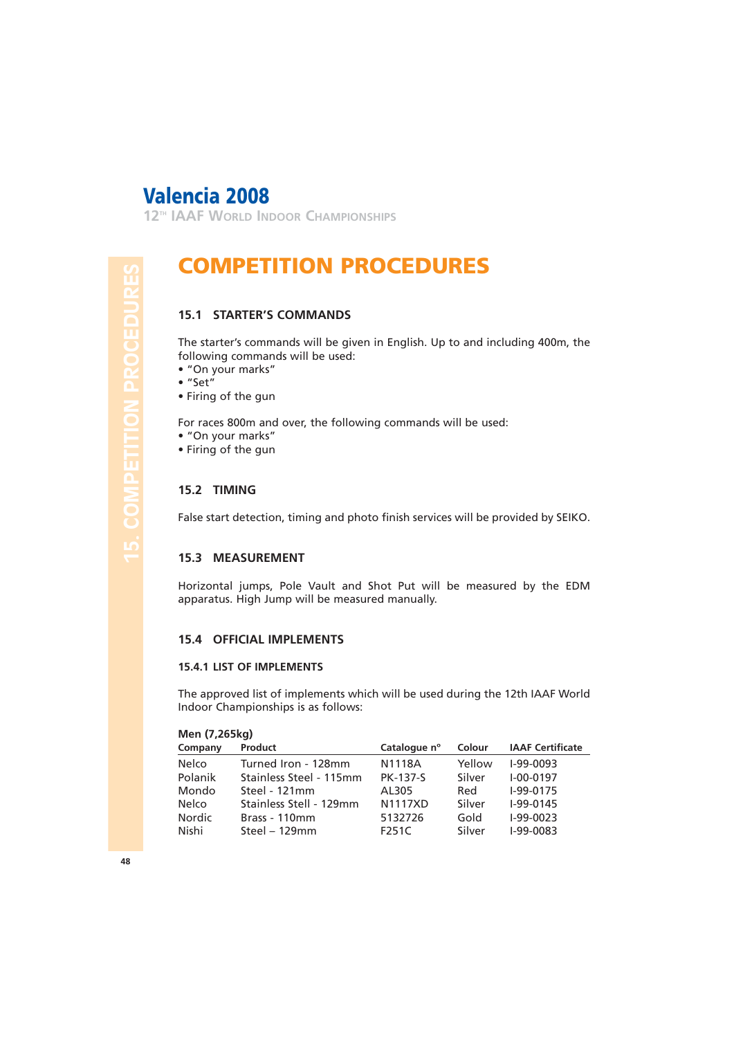# COMPETITION PROCEDURES

## 15.1 STARTER'S COMMANDS

The starter's commands will be given in English. Up to and including 400m, the following commands will be used:

- "On your marks"
- "Set"
- Firing of the gun

For races 800m and over, the following commands will be used:

- "On your marks"
- Firing of the gun

## 15.2 TIMING

False start detection, timing and photo finish services will be provided by SEIKO.

## 15.3 MEASUREMENT

Horizontal jumps, Pole Vault and Shot Put will be measured by the EDM apparatus. High Jump will be measured manually.

## 15.4 OFFICIAL IMPLEMENTS

### 15.4.1 LIST OF IMPLEMENTS

The approved list of implements which will be used during the 12th IAAF World Indoor Championships is as follows:

**Men (7,265kg)**

| Company | Product | Catalogue nº | Colour | IAAF Certificate |
|---|---|---|---|---|
| Nelco | Turned Iron - 128mm | N1118A | Yellow | I-99-0093 |
| Polanik | Stainless Steel - 115mm | PK-137-S | Silver | I-00-0197 |
| Mondo | Steel - 121mm | AL305 | Red | I-99-0175 |
| Nelco | Stainless Stell - 129mm | N1117XD | Silver | I-99-0145 |
| Nordic | Brass - 110mm | 5132726 | Gold | I-99-0023 |
| Nishi | Steel – 129mm | F251C | Silver | I-99-0083 |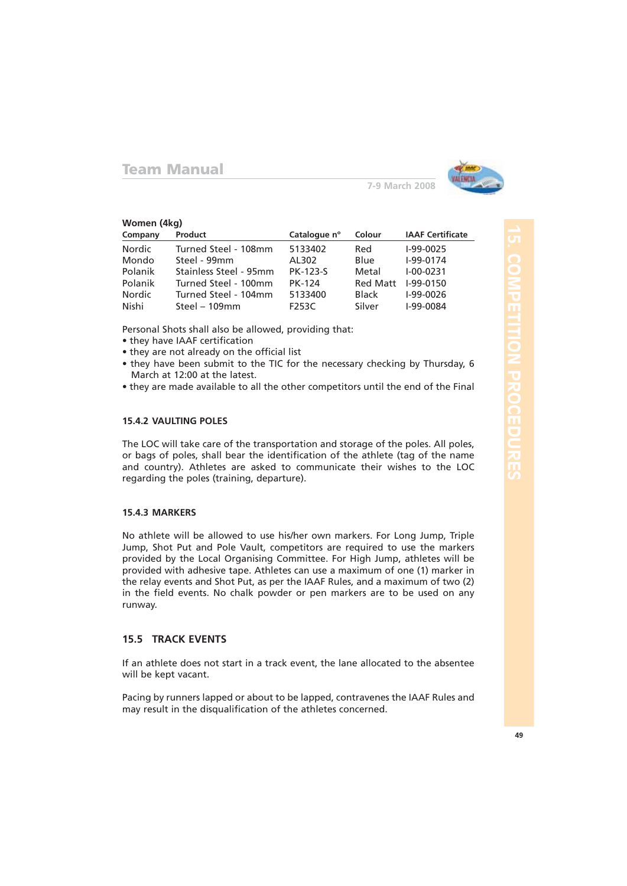**Women (4kg)**

| Company | Product | Catalogue nº | Colour | IAAF Certificate |
|---|---|---|---|---|
| Nordic | Turned Steel - 108mm | 5133402 | Red | I-99-0025 |
| Mondo | Steel - 99mm | AL302 | Blue | I-99-0174 |
| Polanik | Stainless Steel - 95mm | PK-123-S | Metal | I-00-0231 |
| Polanik | Turned Steel - 100mm | PK-124 | Red Matt | I-99-0150 |
| Nordic | Turned Steel - 104mm | 5133400 | Black | I-99-0026 |
| Nishi | Steel – 109mm | F253C | Silver | I-99-0084 |

Personal Shots shall also be allowed, providing that:

- they have IAAF certification
- they are not already on the official list
- they have been submit to the TIC for the necessary checking by Thursday, 6 March at 12:00 at the latest.
- they are made available to all the other competitors until the end of the Final

### 15.4.2 VAULTING POLES

The LOC will take care of the transportation and storage of the poles. All poles, or bags of poles, shall bear the identification of the athlete (tag of the name and country). Athletes are asked to communicate their wishes to the LOC regarding the poles (training, departure).

### 15.4.3 MARKERS

No athlete will be allowed to use his/her own markers. For Long Jump, Triple Jump, Shot Put and Pole Vault, competitors are required to use the markers provided by the Local Organising Committee. For High Jump, athletes will be provided with adhesive tape. Athletes can use a maximum of one (1) marker in the relay events and Shot Put, as per the IAAF Rules, and a maximum of two (2) in the field events. No chalk powder or pen markers are to be used on any runway.

## 15.5 TRACK EVENTS

If an athlete does not start in a track event, the lane allocated to the absentee will be kept vacant.

Pacing by runners lapped or about to be lapped, contravenes the IAAF Rules and may result in the disqualification of the athletes concerned.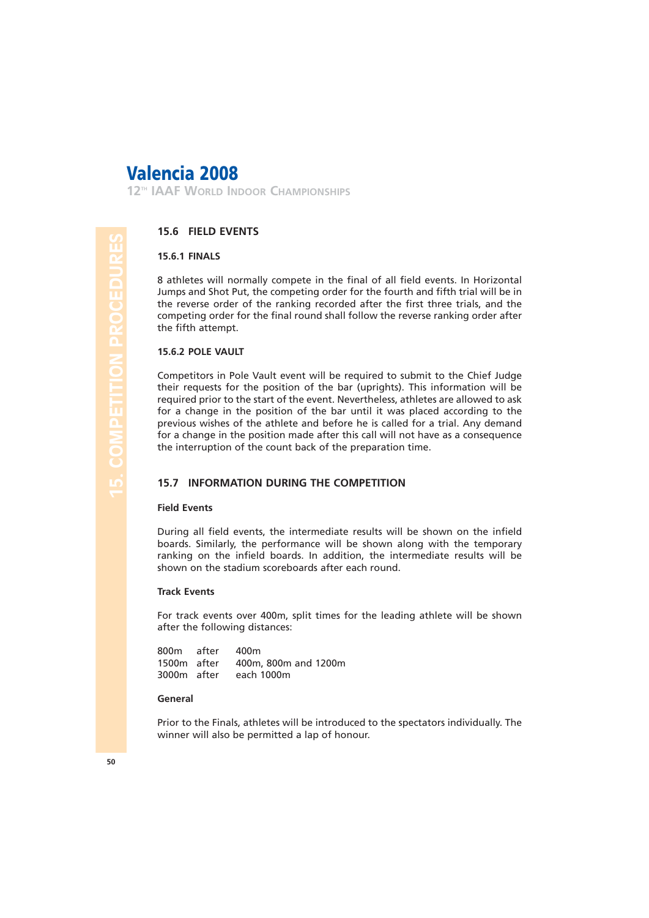## 15.6 FIELD EVENTS

### 15.6.1 FINALS

8 athletes will normally compete in the final of all field events. In Horizontal Jumps and Shot Put, the competing order for the fourth and fifth trial will be in the reverse order of the ranking recorded after the first three trials, and the competing order for the final round shall follow the reverse ranking order after the fifth attempt.

### 15.6.2 POLE VAULT

Competitors in Pole Vault event will be required to submit to the Chief Judge their requests for the position of the bar (uprights). This information will be required prior to the start of the event. Nevertheless, athletes are allowed to ask for a change in the position of the bar until it was placed according to the previous wishes of the athlete and before he is called for a trial. Any demand for a change in the position made after this call will not have as a consequence the interruption of the count back of the preparation time.

## 15.7 INFORMATION DURING THE COMPETITION

**Field Events**

During all field events, the intermediate results will be shown on the infield boards. Similarly, the performance will be shown along with the temporary ranking on the infield boards. In addition, the intermediate results will be shown on the stadium scoreboards after each round.

**Track Events**

For track events over 400m, split times for the leading athlete will be shown after the following distances:

| | | |
|---|---|---|
| 800m | after | 400m |
| 1500m | after | 400m, 800m and 1200m |
| 3000m | after | each 1000m |

**General**

Prior to the Finals, athletes will be introduced to the spectators individually. The winner will also be permitted a lap of honour.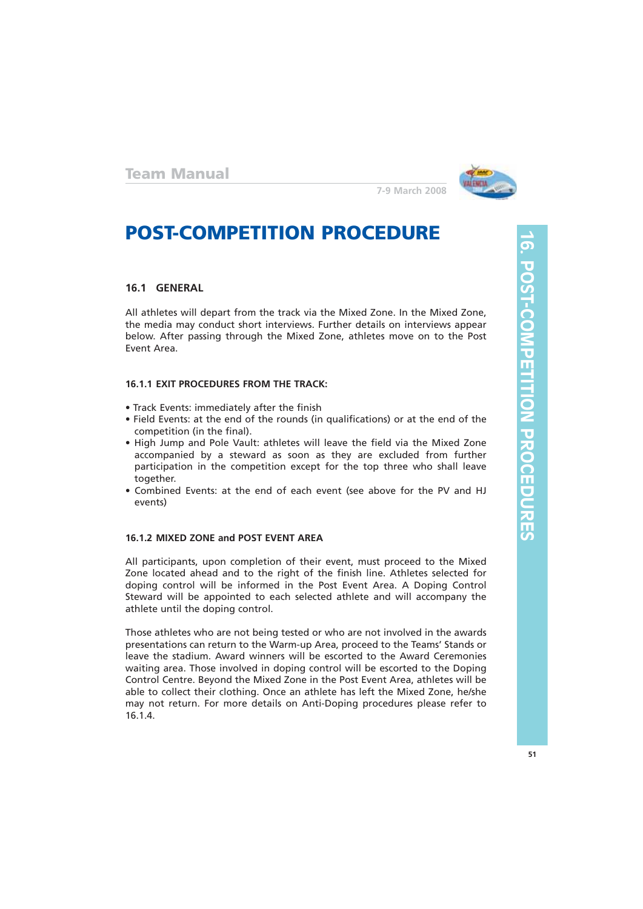# POST-COMPETITION PROCEDURE

## 16.1 GENERAL

All athletes will depart from the track via the Mixed Zone. In the Mixed Zone, the media may conduct short interviews. Further details on interviews appear below. After passing through the Mixed Zone, athletes move on to the Post Event Area.

### 16.1.1 EXIT PROCEDURES FROM THE TRACK:

- Track Events: immediately after the finish
- Field Events: at the end of the rounds (in qualifications) or at the end of the competition (in the final).
- High Jump and Pole Vault: athletes will leave the field via the Mixed Zone accompanied by a steward as soon as they are excluded from further participation in the competition except for the top three who shall leave together.
- Combined Events: at the end of each event (see above for the PV and HJ events)

### 16.1.2 MIXED ZONE and POST EVENT AREA

All participants, upon completion of their event, must proceed to the Mixed Zone located ahead and to the right of the finish line. Athletes selected for doping control will be informed in the Post Event Area. A Doping Control Steward will be appointed to each selected athlete and will accompany the athlete until the doping control.

Those athletes who are not being tested or who are not involved in the awards presentations can return to the Warm-up Area, proceed to the Teams' Stands or leave the stadium. Award winners will be escorted to the Award Ceremonies waiting area. Those involved in doping control will be escorted to the Doping Control Centre. Beyond the Mixed Zone in the Post Event Area, athletes will be able to collect their clothing. Once an athlete has left the Mixed Zone, he/she may not return. For more details on Anti-Doping procedures please refer to 16.1.4.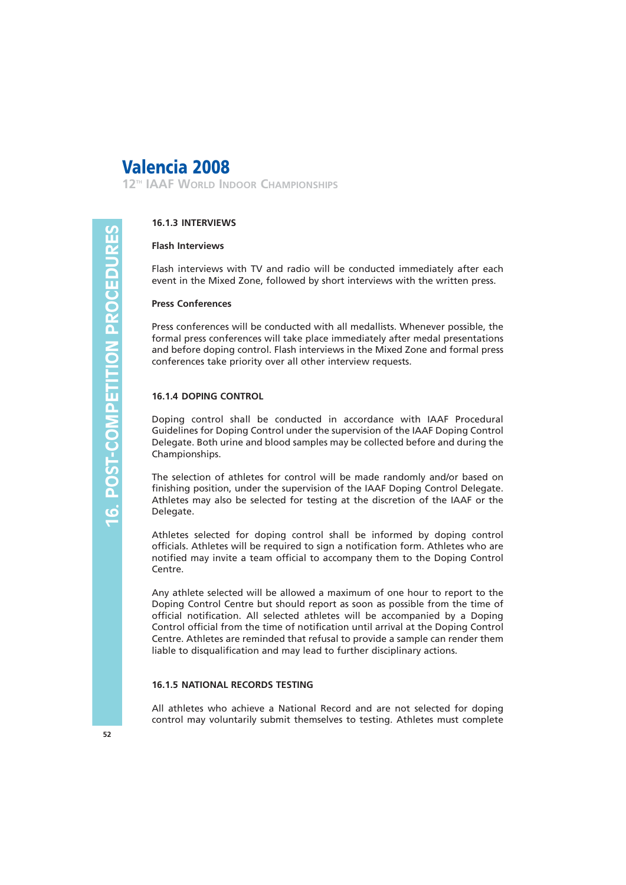### 16.1.3 INTERVIEWS

**Flash Interviews**

Flash interviews with TV and radio will be conducted immediately after each event in the Mixed Zone, followed by short interviews with the written press.

**Press Conferences**

Press conferences will be conducted with all medallists. Whenever possible, the formal press conferences will take place immediately after medal presentations and before doping control. Flash interviews in the Mixed Zone and formal press conferences take priority over all other interview requests.

### 16.1.4 DOPING CONTROL

Doping control shall be conducted in accordance with IAAF Procedural Guidelines for Doping Control under the supervision of the IAAF Doping Control Delegate. Both urine and blood samples may be collected before and during the Championships.

The selection of athletes for control will be made randomly and/or based on finishing position, under the supervision of the IAAF Doping Control Delegate. Athletes may also be selected for testing at the discretion of the IAAF or the Delegate.

Athletes selected for doping control shall be informed by doping control officials. Athletes will be required to sign a notification form. Athletes who are notified may invite a team official to accompany them to the Doping Control Centre.

Any athlete selected will be allowed a maximum of one hour to report to the Doping Control Centre but should report as soon as possible from the time of official notification. All selected athletes will be accompanied by a Doping Control official from the time of notification until arrival at the Doping Control Centre. Athletes are reminded that refusal to provide a sample can render them liable to disqualification and may lead to further disciplinary actions.

### 16.1.5 NATIONAL RECORDS TESTING

All athletes who achieve a National Record and are not selected for doping control may voluntarily submit themselves to testing. Athletes must complete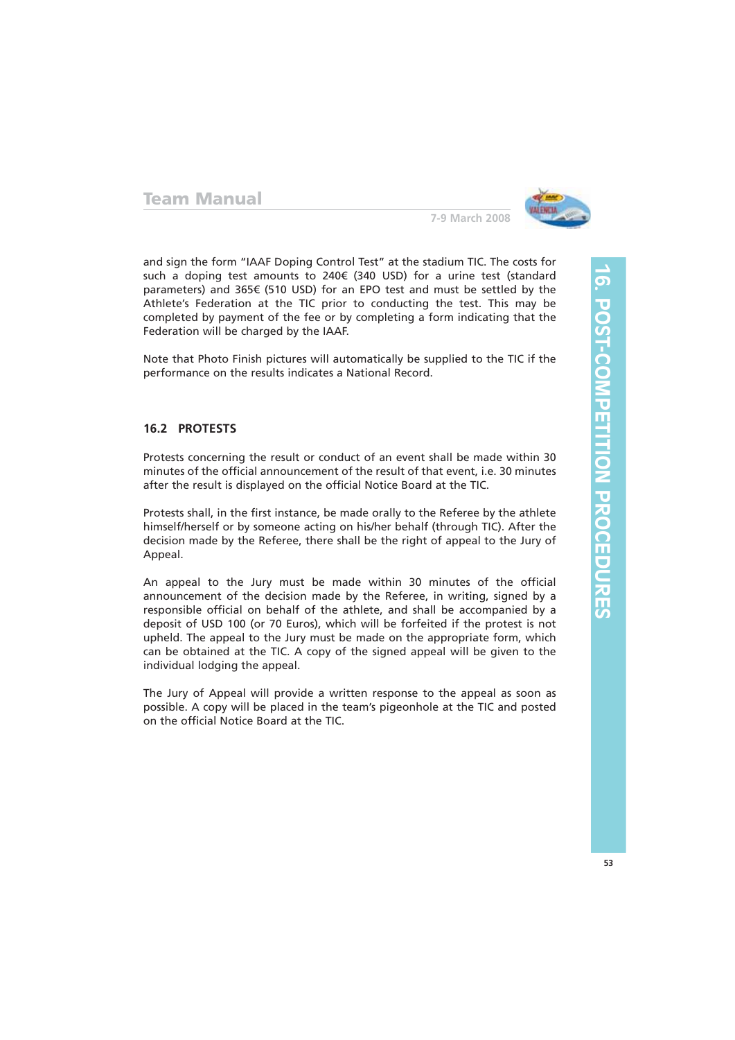and sign the form "IAAF Doping Control Test" at the stadium TIC. The costs for such a doping test amounts to 240€ (340 USD) for a urine test (standard parameters) and 365€ (510 USD) for an EPO test and must be settled by the Athlete's Federation at the TIC prior to conducting the test. This may be completed by payment of the fee or by completing a form indicating that the Federation will be charged by the IAAF.

Note that Photo Finish pictures will automatically be supplied to the TIC if the performance on the results indicates a National Record.

## 16.2 PROTESTS

Protests concerning the result or conduct of an event shall be made within 30 minutes of the official announcement of the result of that event, i.e. 30 minutes after the result is displayed on the official Notice Board at the TIC.

Protests shall, in the first instance, be made orally to the Referee by the athlete himself/herself or by someone acting on his/her behalf (through TIC). After the decision made by the Referee, there shall be the right of appeal to the Jury of Appeal.

An appeal to the Jury must be made within 30 minutes of the official announcement of the decision made by the Referee, in writing, signed by a responsible official on behalf of the athlete, and shall be accompanied by a deposit of USD 100 (or 70 Euros), which will be forfeited if the protest is not upheld. The appeal to the Jury must be made on the appropriate form, which can be obtained at the TIC. A copy of the signed appeal will be given to the individual lodging the appeal.

The Jury of Appeal will provide a written response to the appeal as soon as possible. A copy will be placed in the team's pigeonhole at the TIC and posted on the official Notice Board at the TIC.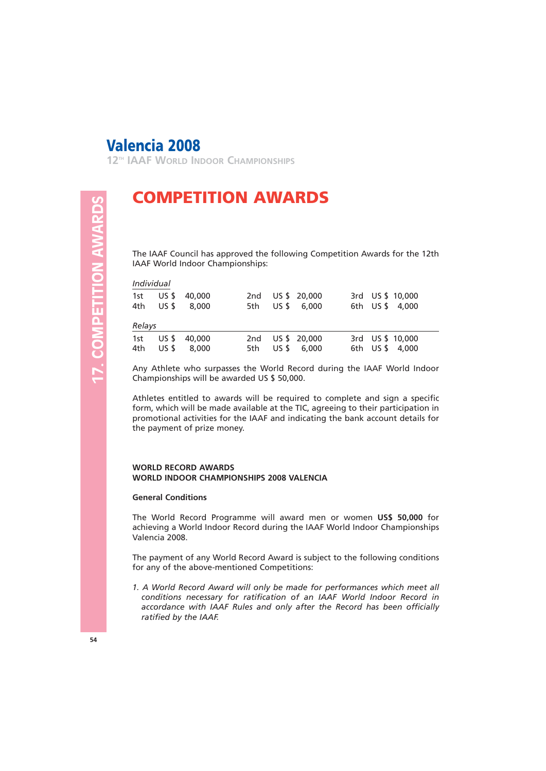# COMPETITION AWARDS

The IAAF Council has approved the following Competition Awards for the 12th IAAF World Indoor Championships:

*Individual*

| | | | | | | | | |
|---|---|---|---|---|---|---|---|---|
| 1st | US $ | 40,000 | 2nd | US $ | 20,000 | 3rd | US $ | 10,000 |
| 4th | US $ | 8,000 | 5th | US $ | 6,000 | 6th | US $ | 4,000 |

*Relays*

| | | | | | | | | |
|---|---|---|---|---|---|---|---|---|
| 1st | US $ | 40,000 | 2nd | US $ | 20,000 | 3rd | US $ | 10,000 |
| 4th | US $ | 8,000 | 5th | US $ | 6,000 | 6th | US $ | 4,000 |

Any Athlete who surpasses the World Record during the IAAF World Indoor Championships will be awarded US $ 50,000.

Athletes entitled to awards will be required to complete and sign a specific form, which will be made available at the TIC, agreeing to their participation in promotional activities for the IAAF and indicating the bank account details for the payment of prize money.

**WORLD RECORD AWARDS**
**WORLD INDOOR CHAMPIONSHIPS 2008 VALENCIA**

**General Conditions**

The World Record Programme will award men or women **US$ 50,000** for achieving a World Indoor Record during the IAAF World Indoor Championships Valencia 2008.

The payment of any World Record Award is subject to the following conditions for any of the above-mentioned Competitions:

1. *A World Record Award will only be made for performances which meet all conditions necessary for ratification of an IAAF World Indoor Record in accordance with IAAF Rules and only after the Record has been officially ratified by the IAAF.*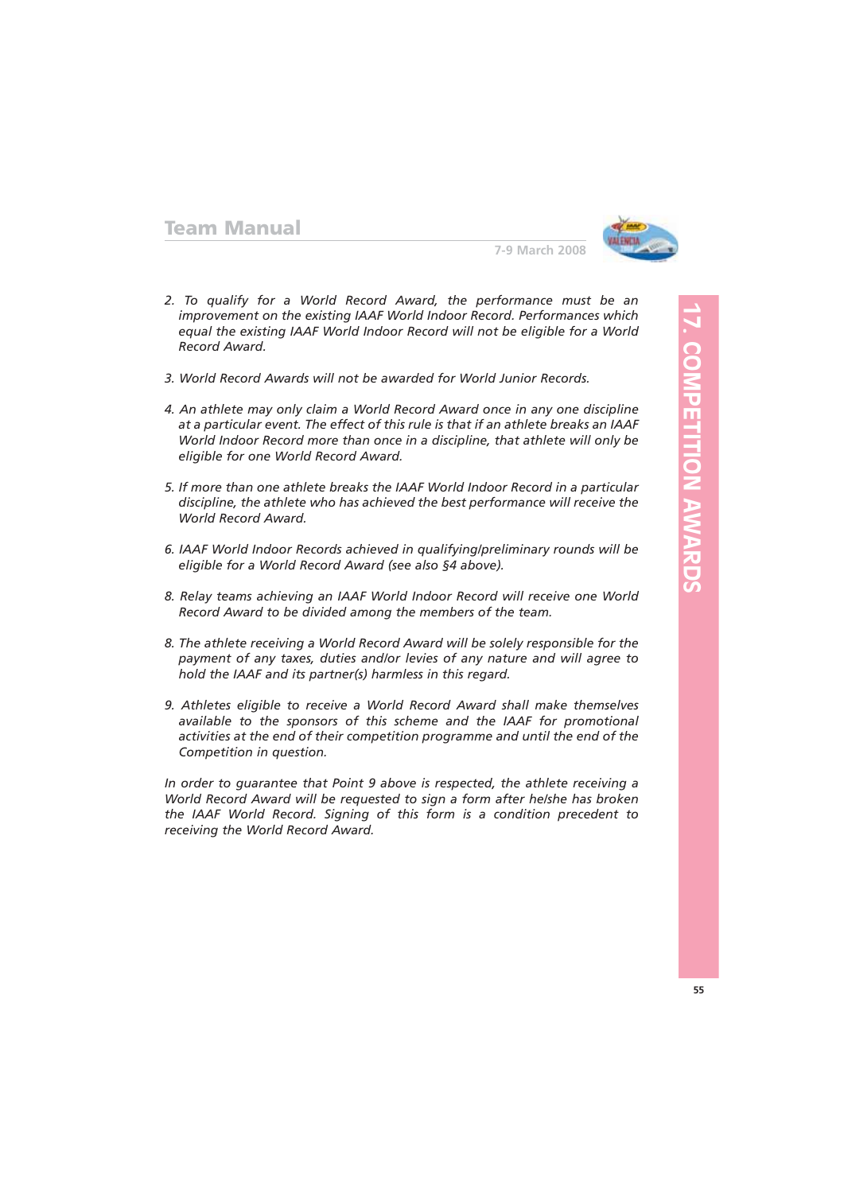*2. To qualify for a World Record Award, the performance must be an improvement on the existing IAAF World Indoor Record. Performances which equal the existing IAAF World Indoor Record will not be eligible for a World Record Award.*

*3. World Record Awards will not be awarded for World Junior Records.*

*4. An athlete may only claim a World Record Award once in any one discipline at a particular event. The effect of this rule is that if an athlete breaks an IAAF World Indoor Record more than once in a discipline, that athlete will only be eligible for one World Record Award.*

*5. If more than one athlete breaks the IAAF World Indoor Record in a particular discipline, the athlete who has achieved the best performance will receive the World Record Award.*

*6. IAAF World Indoor Records achieved in qualifying/preliminary rounds will be eligible for a World Record Award (see also §4 above).*

*8. Relay teams achieving an IAAF World Indoor Record will receive one World Record Award to be divided among the members of the team.*

*8. The athlete receiving a World Record Award will be solely responsible for the payment of any taxes, duties and/or levies of any nature and will agree to hold the IAAF and its partner(s) harmless in this regard.*

*9. Athletes eligible to receive a World Record Award shall make themselves available to the sponsors of this scheme and the IAAF for promotional activities at the end of their competition programme and until the end of the Competition in question.*

*In order to guarantee that Point 9 above is respected, the athlete receiving a World Record Award will be requested to sign a form after he/she has broken the IAAF World Record. Signing of this form is a condition precedent to receiving the World Record Award.*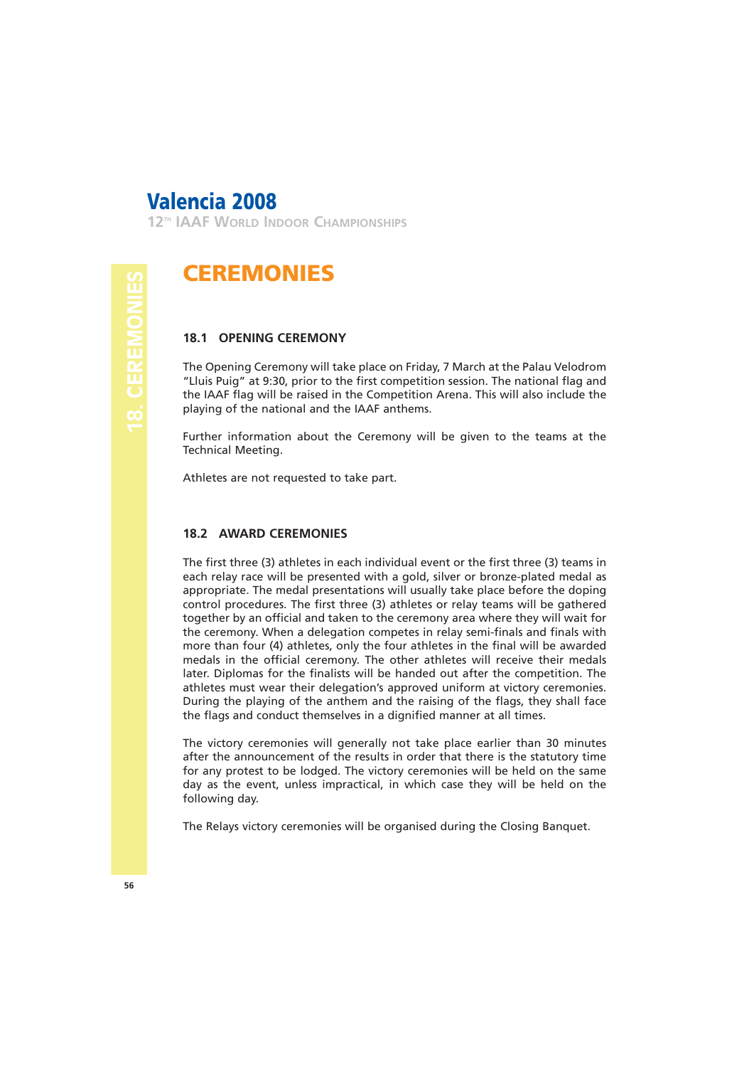# CEREMONIES

## 18.1 OPENING CEREMONY

The Opening Ceremony will take place on Friday, 7 March at the Palau Velodrom "Lluis Puig" at 9:30, prior to the first competition session. The national flag and the IAAF flag will be raised in the Competition Arena. This will also include the playing of the national and the IAAF anthems.

Further information about the Ceremony will be given to the teams at the Technical Meeting.

Athletes are not requested to take part.

## 18.2 AWARD CEREMONIES

The first three (3) athletes in each individual event or the first three (3) teams in each relay race will be presented with a gold, silver or bronze-plated medal as appropriate. The medal presentations will usually take place before the doping control procedures. The first three (3) athletes or relay teams will be gathered together by an official and taken to the ceremony area where they will wait for the ceremony. When a delegation competes in relay semi-finals and finals with more than four (4) athletes, only the four athletes in the final will be awarded medals in the official ceremony. The other athletes will receive their medals later. Diplomas for the finalists will be handed out after the competition. The athletes must wear their delegation's approved uniform at victory ceremonies. During the playing of the anthem and the raising of the flags, they shall face the flags and conduct themselves in a dignified manner at all times.

The victory ceremonies will generally not take place earlier than 30 minutes after the announcement of the results in order that there is the statutory time for any protest to be lodged. The victory ceremonies will be held on the same day as the event, unless impractical, in which case they will be held on the following day.

The Relays victory ceremonies will be organised during the Closing Banquet.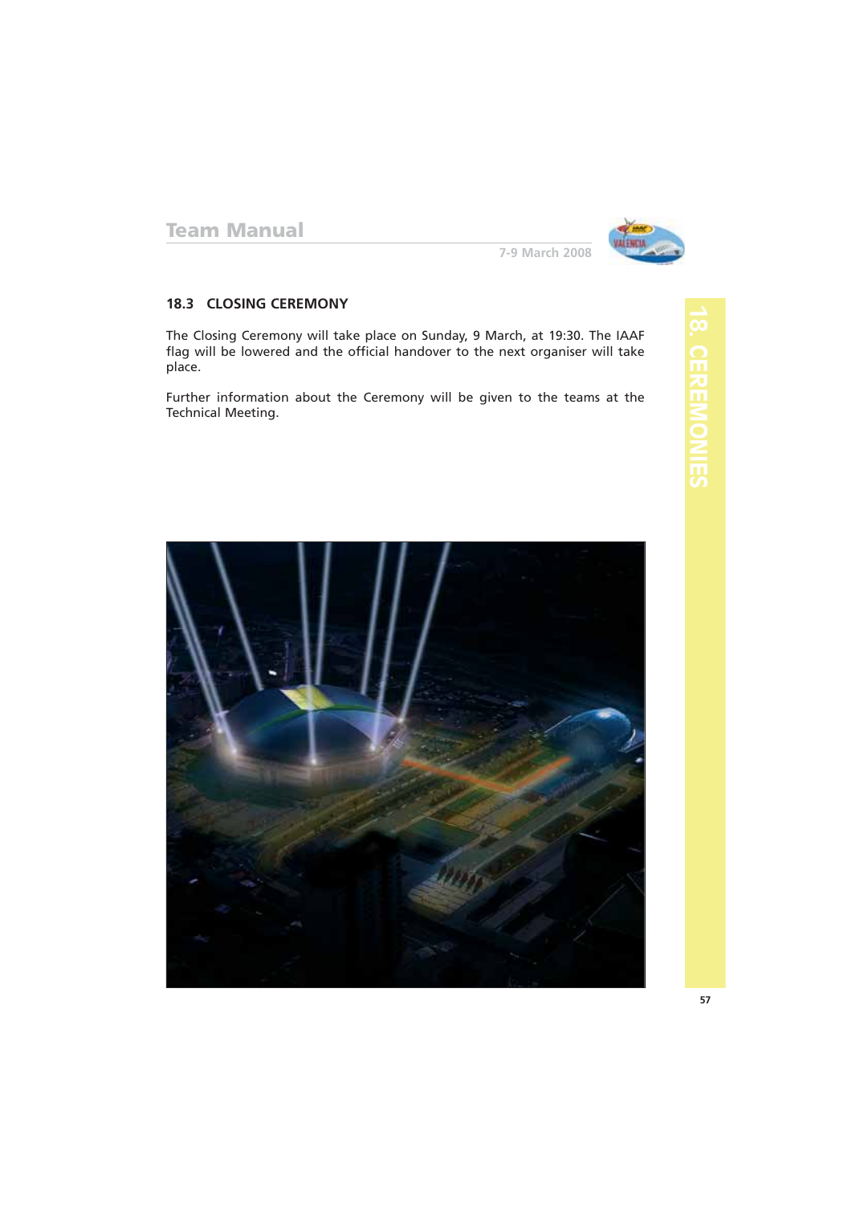## 18.3 CLOSING CEREMONY

The Closing Ceremony will take place on Sunday, 9 March, at 19:30. The IAAF flag will be lowered and the official handover to the next organiser will take place.

Further information about the Ceremony will be given to the teams at the Technical Meeting.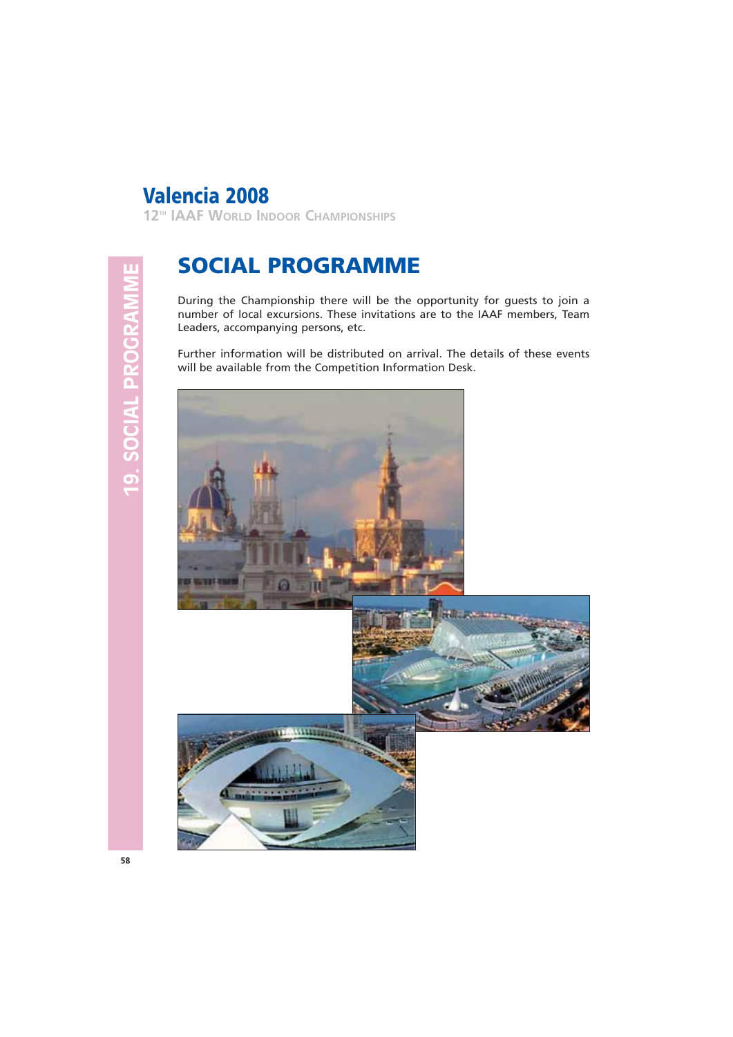# SOCIAL PROGRAMME

During the Championship there will be the opportunity for guests to join a number of local excursions. These invitations are to the IAAF members, Team Leaders, accompanying persons, etc.

Further information will be distributed on arrival. The details of these events will be available from the Competition Information Desk.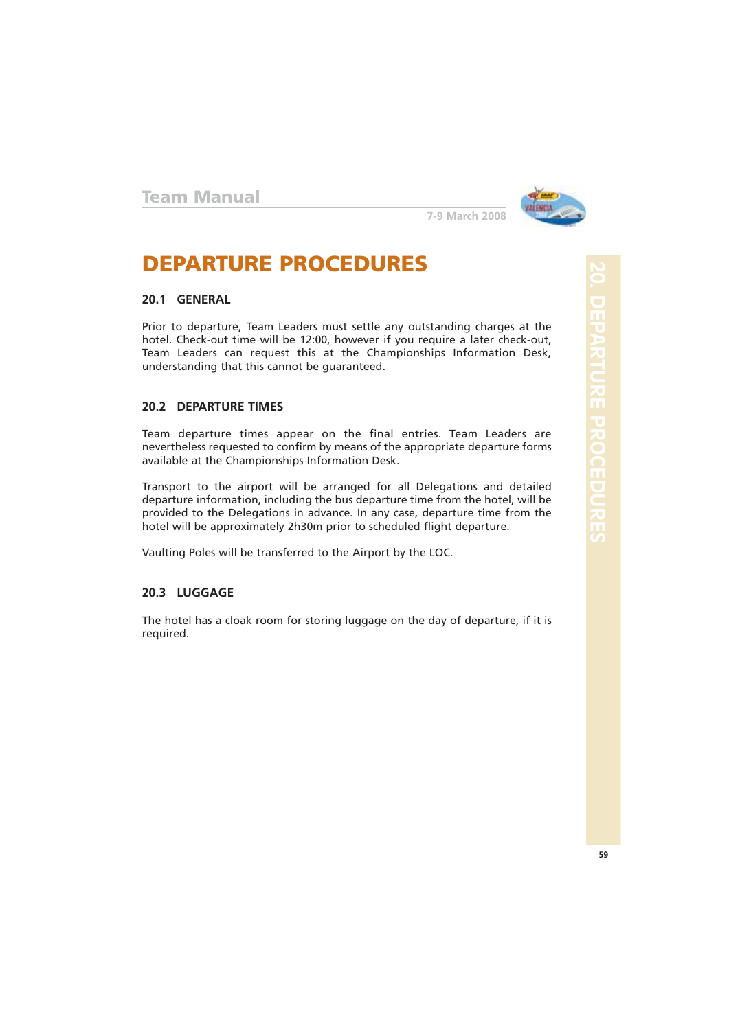# DEPARTURE PROCEDURES

## 20.1 GENERAL

Prior to departure, Team Leaders must settle any outstanding charges at the hotel. Check-out time will be 12:00, however if you require a later check-out, Team Leaders can request this at the Championships Information Desk, understanding that this cannot be guaranteed.

## 20.2 DEPARTURE TIMES

Team departure times appear on the final entries. Team Leaders are nevertheless requested to confirm by means of the appropriate departure forms available at the Championships Information Desk.

Transport to the airport will be arranged for all Delegations and detailed departure information, including the bus departure time from the hotel, will be provided to the Delegations in advance. In any case, departure time from the hotel will be approximately 2h30m prior to scheduled flight departure.

Vaulting Poles will be transferred to the Airport by the LOC.

## 20.3 LUGGAGE

The hotel has a cloak room for storing luggage on the day of departure, if it is required.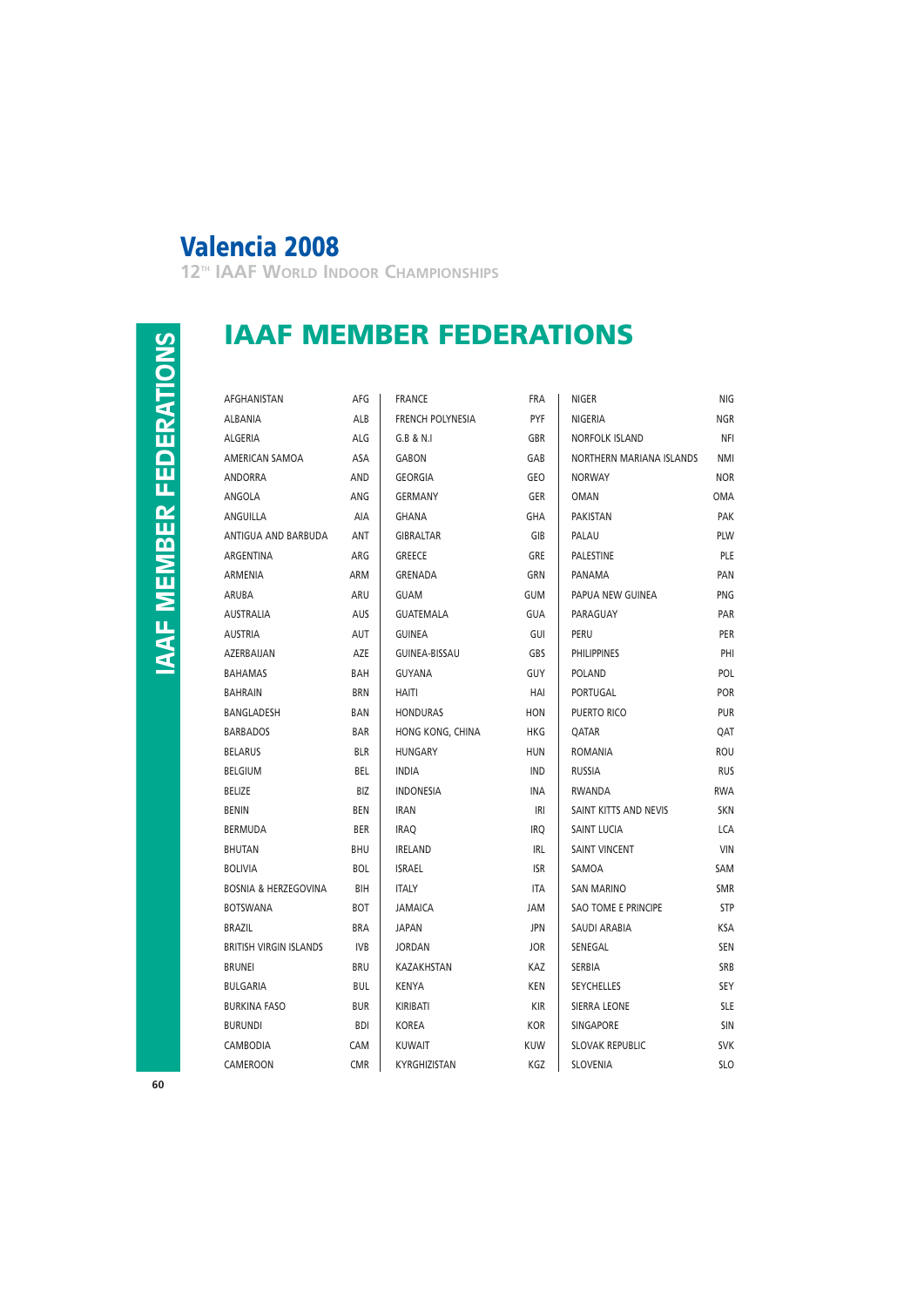# IAAF MEMBER FEDERATIONS

| Country | Code |
|---|---|
| AFGHANISTAN | AFG |
| ALBANIA | ALB |
| ALGERIA | ALG |
| AMERICAN SAMOA | ASA |
| ANDORRA | AND |
| ANGOLA | ANG |
| ANGUILLA | AIA |
| ANTIGUA AND BARBUDA | ANT |
| ARGENTINA | ARG |
| ARMENIA | ARM |
| ARUBA | ARU |
| AUSTRALIA | AUS |
| AUSTRIA | AUT |
| AZERBAIJAN | AZE |
| BAHAMAS | BAH |
| BAHRAIN | BRN |
| BANGLADESH | BAN |
| BARBADOS | BAR |
| BELARUS | BLR |
| BELGIUM | BEL |
| BELIZE | BIZ |
| BENIN | BEN |
| BERMUDA | BER |
| BHUTAN | BHU |
| BOLIVIA | BOL |
| BOSNIA & HERZEGOVINA | BIH |
| BOTSWANA | BOT |
| BRAZIL | BRA |
| BRITISH VIRGIN ISLANDS | IVB |
| BRUNEI | BRU |
| BULGARIA | BUL |
| BURKINA FASO | BUR |
| BURUNDI | BDI |
| CAMBODIA | CAM |
| CAMEROON | CMR |
| FRANCE | FRA |
| FRENCH POLYNESIA | PYF |
| G.B & N.I | GBR |
| GABON | GAB |
| GEORGIA | GEO |
| GERMANY | GER |
| GHANA | GHA |
| GIBRALTAR | GIB |
| GREECE | GRE |
| GRENADA | GRN |
| GUAM | GUM |
| GUATEMALA | GUA |
| GUINEA | GUI |
| GUINEA-BISSAU | GBS |
| GUYANA | GUY |
| HAITI | HAI |
| HONDURAS | HON |
| HONG KONG, CHINA | HKG |
| HUNGARY | HUN |
| INDIA | IND |
| INDONESIA | INA |
| IRAN | IRI |
| IRAQ | IRQ |
| IRELAND | IRL |
| ISRAEL | ISR |
| ITALY | ITA |
| JAMAICA | JAM |
| JAPAN | JPN |
| JORDAN | JOR |
| KAZAKHSTAN | KAZ |
| KENYA | KEN |
| KIRIBATI | KIR |
| KOREA | KOR |
| KUWAIT | KUW |
| KYRGHIZISTAN | KGZ |
| NIGER | NIG |
| NIGERIA | NGR |
| NORFOLK ISLAND | NFI |
| NORTHERN MARIANA ISLANDS | NMI |
| NORWAY | NOR |
| OMAN | OMA |
| PAKISTAN | PAK |
| PALAU | PLW |
| PALESTINE | PLE |
| PANAMA | PAN |
| PAPUA NEW GUINEA | PNG |
| PARAGUAY | PAR |
| PERU | PER |
| PHILIPPINES | PHI |
| POLAND | POL |
| PORTUGAL | POR |
| PUERTO RICO | PUR |
| QATAR | QAT |
| ROMANIA | ROU |
| RUSSIA | RUS |
| RWANDA | RWA |
| SAINT KITTS AND NEVIS | SKN |
| SAINT LUCIA | LCA |
| SAINT VINCENT | VIN |
| SAMOA | SAM |
| SAN MARINO | SMR |
| SAO TOME E PRINCIPE | STP |
| SAUDI ARABIA | KSA |
| SENEGAL | SEN |
| SERBIA | SRB |
| SEYCHELLES | SEY |
| SIERRA LEONE | SLE |
| SINGAPORE | SIN |
| SLOVAK REPUBLIC | SVK |
| SLOVENIA | SLO |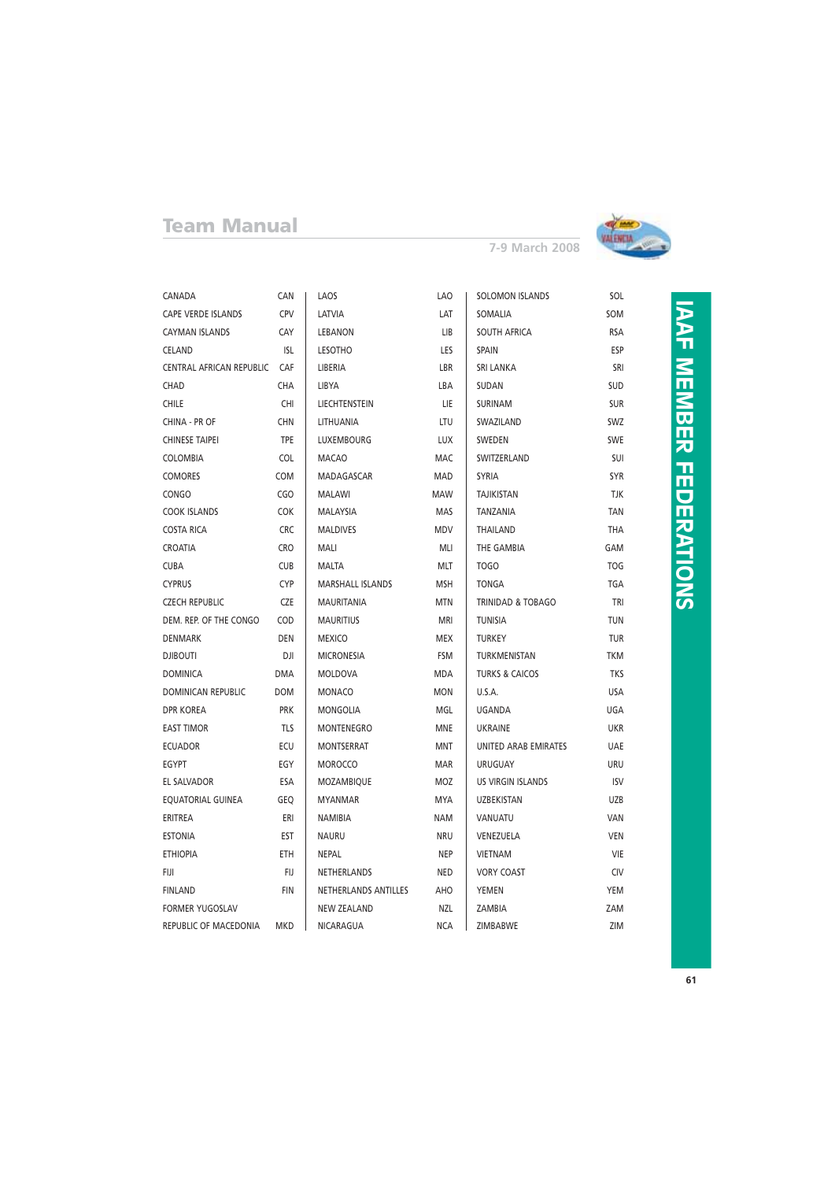# IAAF MEMBER FEDERATIONS

| Country | Code |
|---|---|
| CANADA | CAN |
| CAPE VERDE ISLANDS | CPV |
| CAYMAN ISLANDS | CAY |
| CELAND | ISL |
| CENTRAL AFRICAN REPUBLIC | CAF |
| CHAD | CHA |
| CHILE | CHI |
| CHINA - PR OF | CHN |
| CHINESE TAIPEI | TPE |
| COLOMBIA | COL |
| COMORES | COM |
| CONGO | CGO |
| COOK ISLANDS | COK |
| COSTA RICA | CRC |
| CROATIA | CRO |
| CUBA | CUB |
| CYPRUS | CYP |
| CZECH REPUBLIC | CZE |
| DEM. REP. OF THE CONGO | COD |
| DENMARK | DEN |
| DJIBOUTI | DJI |
| DOMINICA | DMA |
| DOMINICAN REPUBLIC | DOM |
| DPR KOREA | PRK |
| EAST TIMOR | TLS |
| ECUADOR | ECU |
| EGYPT | EGY |
| EL SALVADOR | ESA |
| EQUATORIAL GUINEA | GEQ |
| ERITREA | ERI |
| ESTONIA | EST |
| ETHIOPIA | ETH |
| FIJI | FIJ |
| FINLAND | FIN |
| FORMER YUGOSLAV REPUBLIC OF MACEDONIA | MKD |
| LAOS | LAO |
| LATVIA | LAT |
| LEBANON | LIB |
| LESOTHO | LES |
| LIBERIA | LBR |
| LIBYA | LBA |
| LIECHTENSTEIN | LIE |
| LITHUANIA | LTU |
| LUXEMBOURG | LUX |
| MACAO | MAC |
| MADAGASCAR | MAD |
| MALAWI | MAW |
| MALAYSIA | MAS |
| MALDIVES | MDV |
| MALI | MLI |
| MALTA | MLT |
| MARSHALL ISLANDS | MSH |
| MAURITANIA | MTN |
| MAURITIUS | MRI |
| MEXICO | MEX |
| MICRONESIA | FSM |
| MOLDOVA | MDA |
| MONACO | MON |
| MONGOLIA | MGL |
| MONTENEGRO | MNE |
| MONTSERRAT | MNT |
| MOROCCO | MAR |
| MOZAMBIQUE | MOZ |
| MYANMAR | MYA |
| NAMIBIA | NAM |
| NAURU | NRU |
| NEPAL | NEP |
| NETHERLANDS | NED |
| NETHERLANDS ANTILLES | AHO |
| NEW ZEALAND | NZL |
| NICARAGUA | NCA |
| SOLOMON ISLANDS | SOL |
| SOMALIA | SOM |
| SOUTH AFRICA | RSA |
| SPAIN | ESP |
| SRI LANKA | SRI |
| SUDAN | SUD |
| SURINAM | SUR |
| SWAZILAND | SWZ |
| SWEDEN | SWE |
| SWITZERLAND | SUI |
| SYRIA | SYR |
| TAJIKISTAN | TJK |
| TANZANIA | TAN |
| THAILAND | THA |
| THE GAMBIA | GAM |
| TOGO | TOG |
| TONGA | TGA |
| TRINIDAD & TOBAGO | TRI |
| TUNISIA | TUN |
| TURKEY | TUR |
| TURKMENISTAN | TKM |
| TURKS & CAICOS | TKS |
| U.S.A. | USA |
| UGANDA | UGA |
| UKRAINE | UKR |
| UNITED ARAB EMIRATES | UAE |
| URUGUAY | URU |
| US VIRGIN ISLANDS | ISV |
| UZBEKISTAN | UZB |
| VANUATU | VAN |
| VENEZUELA | VEN |
| VIETNAM | VIE |
| VORY COAST | CIV |
| YEMEN | YEM |
| ZAMBIA | ZAM |
| ZIMBABWE | ZIM |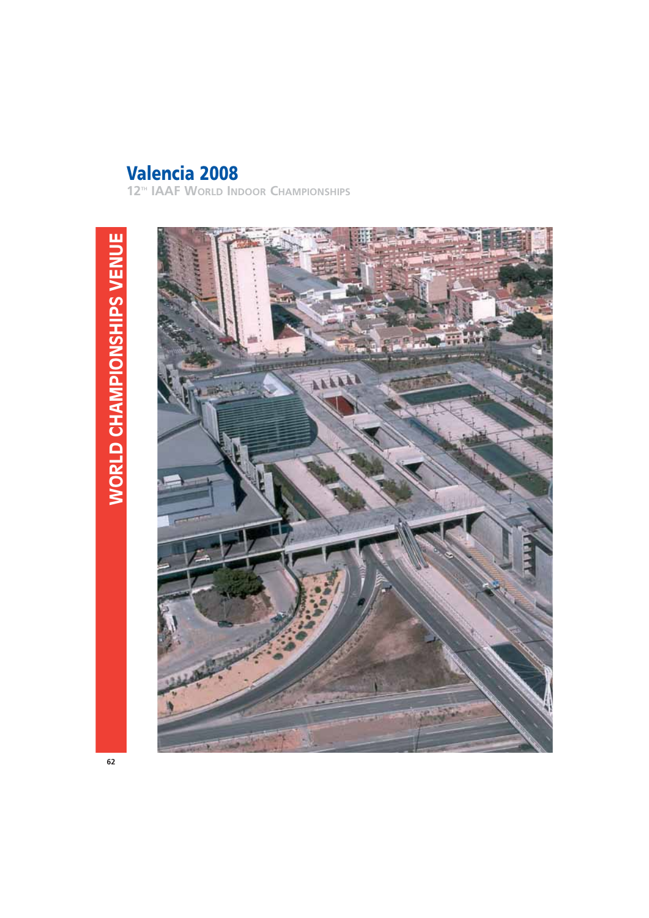# WORLD CHAMPIONSHIPS VENUE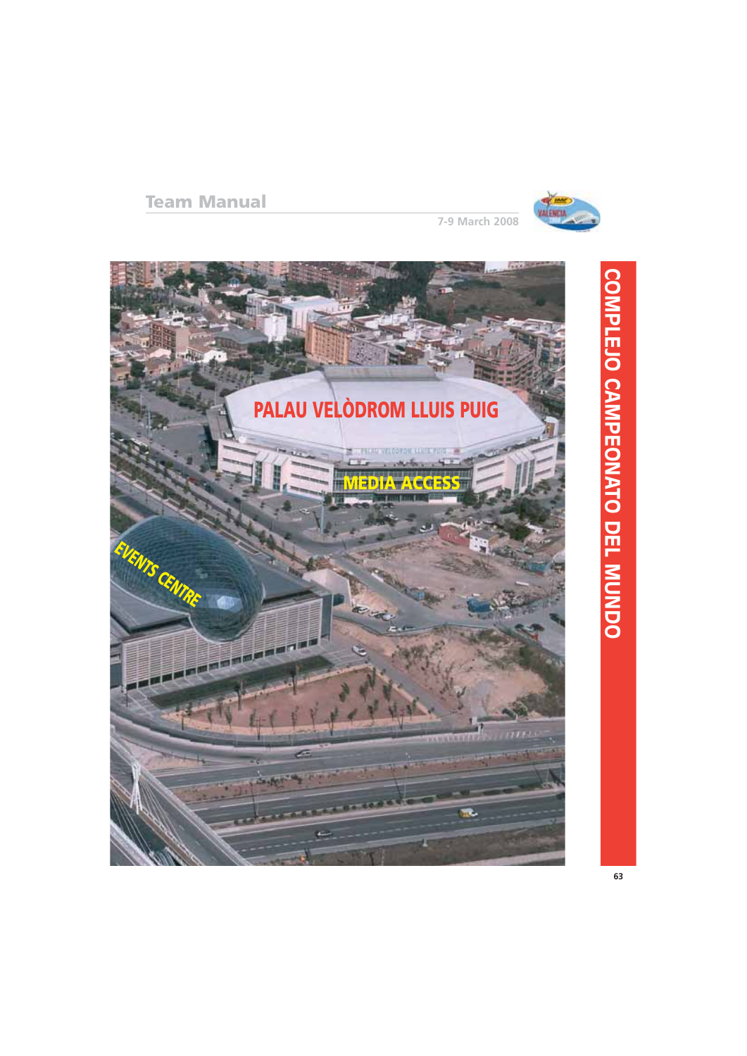# COMPLEJO CAMPEONATO DEL MUNDO

PALAU VELÒDROM LLUIS PUIG

MEDIA ACCESS

EVENTS CENTRE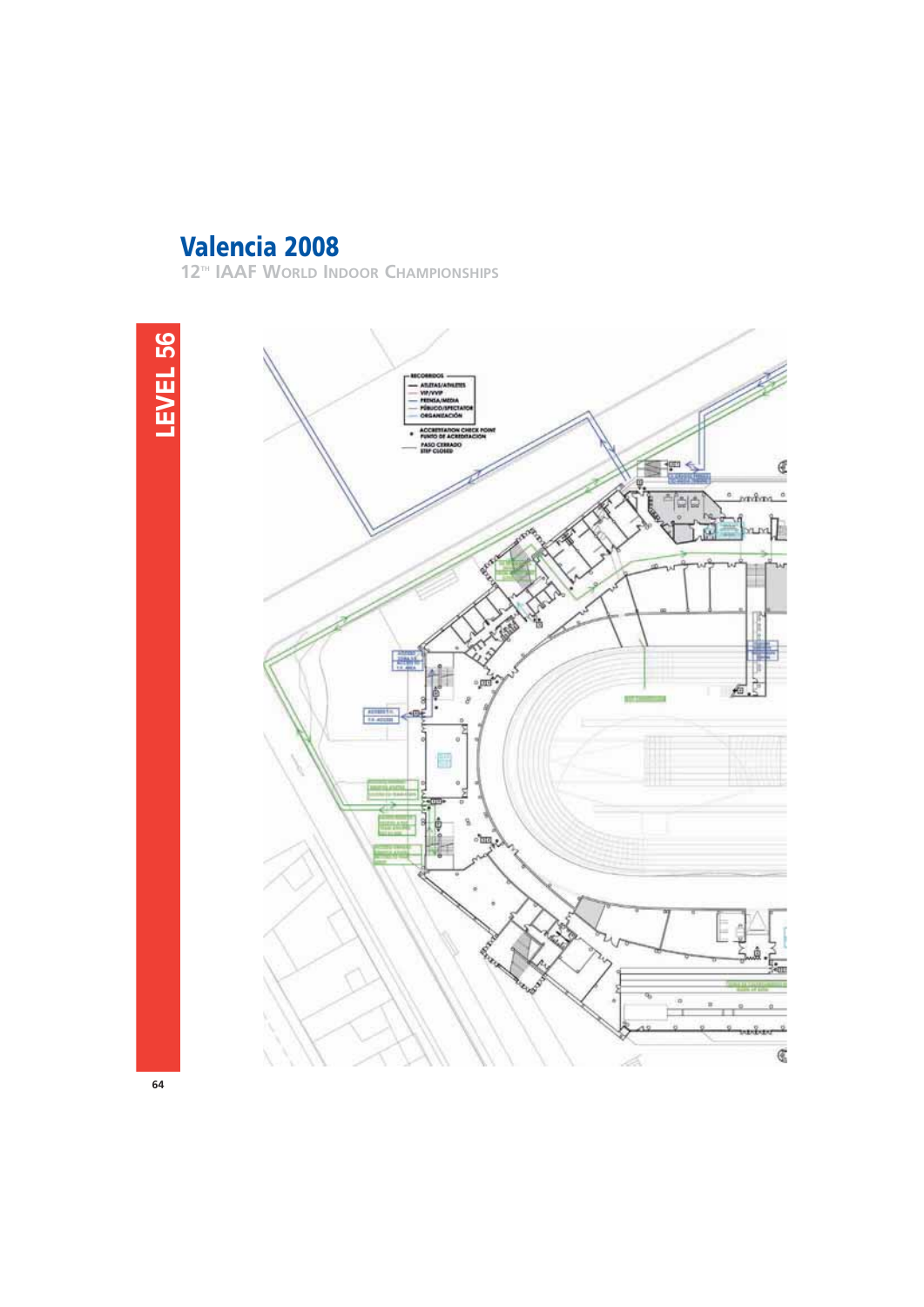# Valencia 2008

12TH IAAF World Indoor Championships

LEVEL 56

RECORRIDOS
- ATLETAS/ATHLETES
- VIP/VVIP
- PRENSA/MEDIA
- PÚBLICO/SPECTATOR
- ORGANIZACIÓN

ACCREDITATION CHECK POINT
PUNTO DE ACREDITACIÓN

PASO CERRADO
STEP CLOSED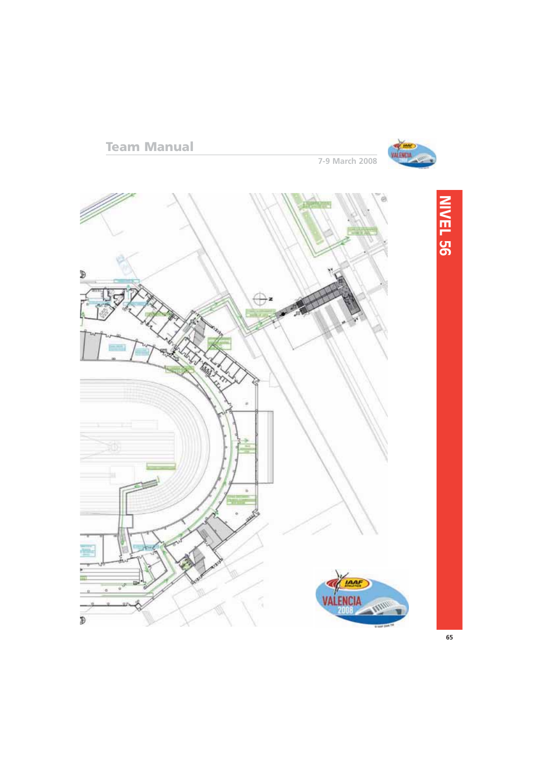# NIVEL 56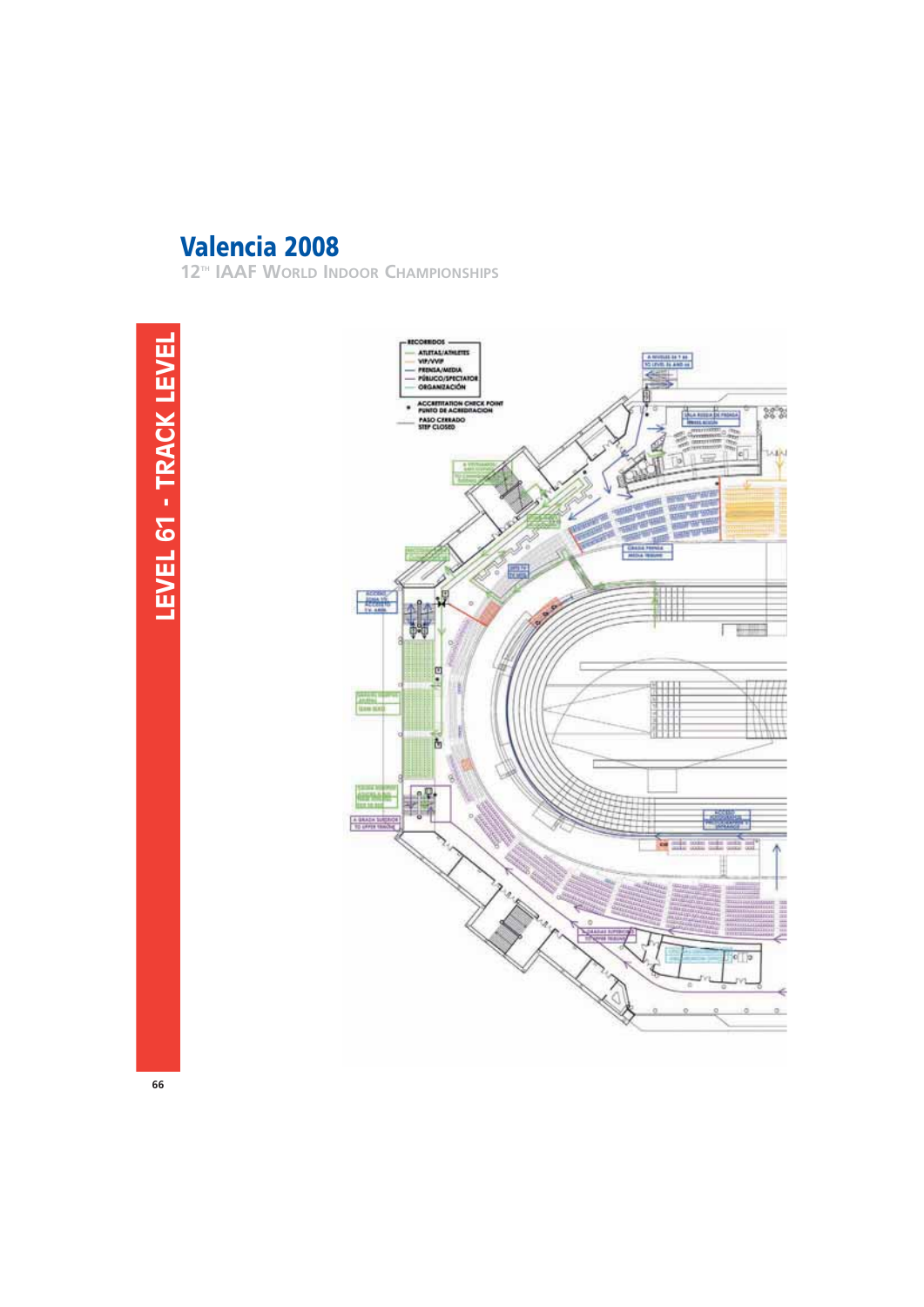# LEVEL 61 - TRACK LEVEL

RECORRIDOS
- ATLETAS/ATHLETES
- VIP/VVIP
- PRENSA/MEDIA
- PÚBLICO/SPECTATOR
- ORGANIZACIÓN

ACCREDITATION CHECK POINT
PUNTO DE ACREDITACION

PASO CERRADO
STEP CLOSED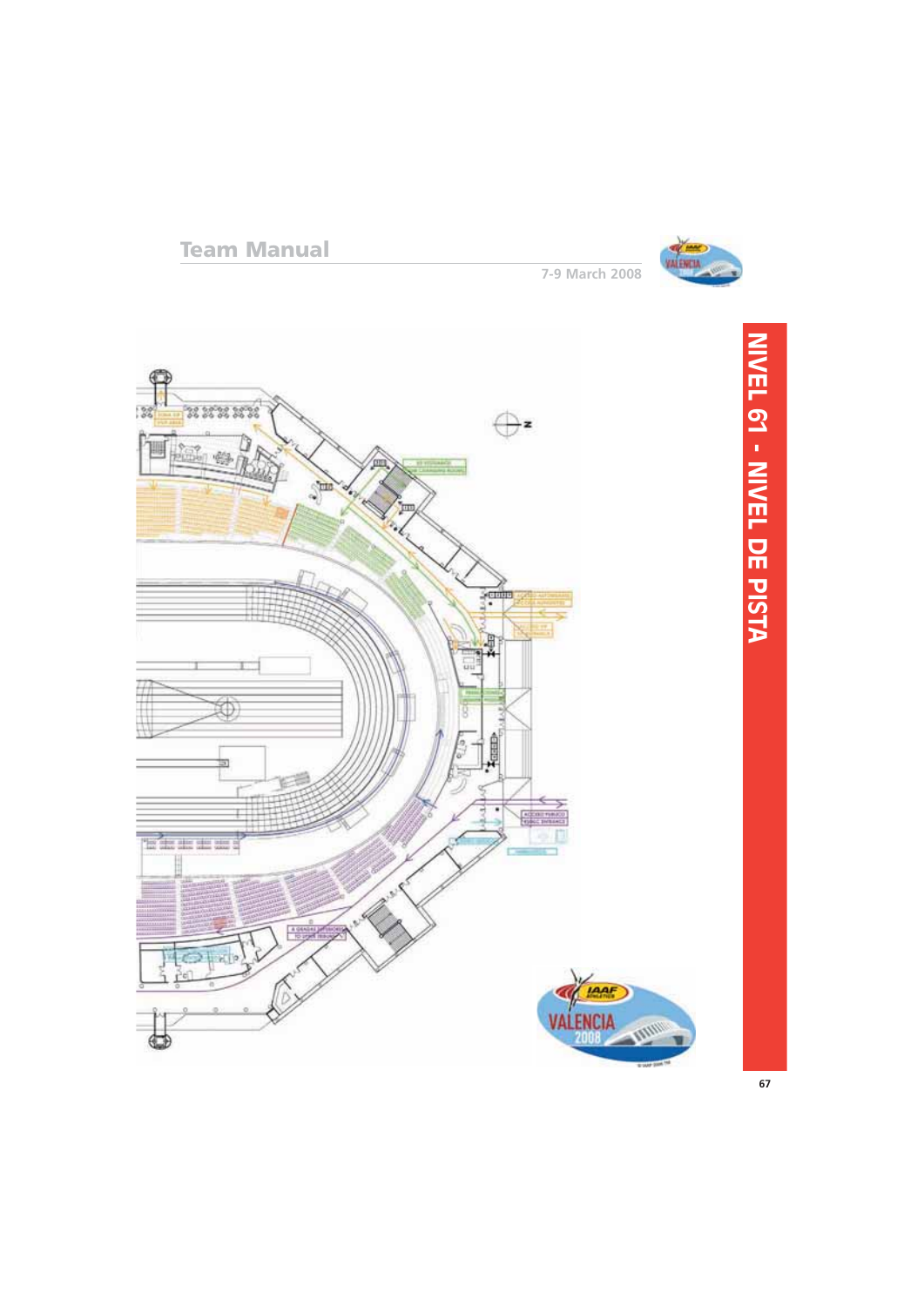# NIVEL 61 - NIVEL DE PISTA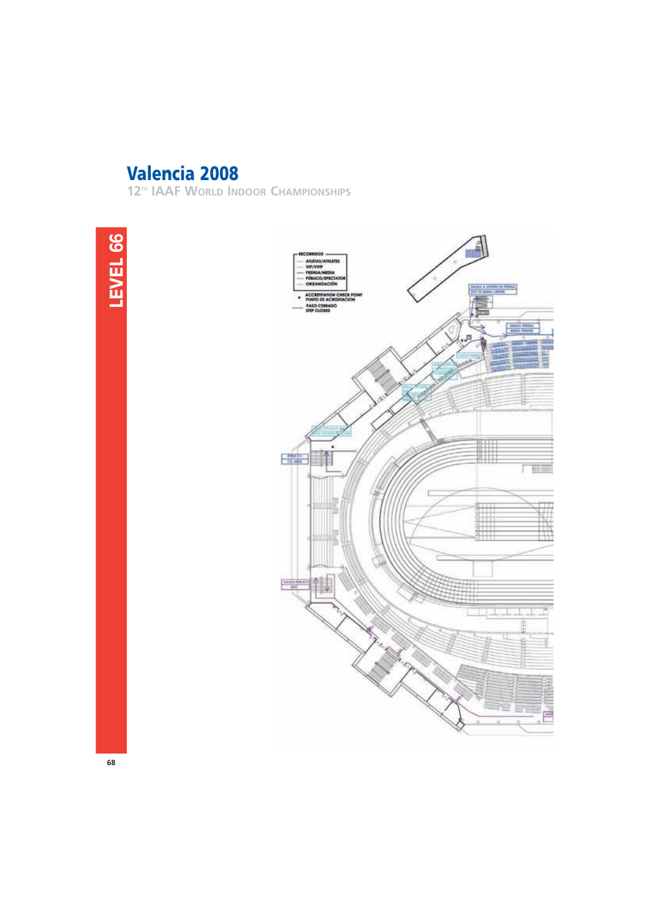# LEVEL 66

RECORRIDOS
- ATLETAS/ATHLETES
- VIP/VVIP
- PRENSA/MEDIA
- PÚBLICO/SPECTATOR
- ORGANIZACIÓN

ACCREDITATION CHECK POINT
PUNTO DE ACREDITACIÓN

PASO CERRADO
STEP CLOSED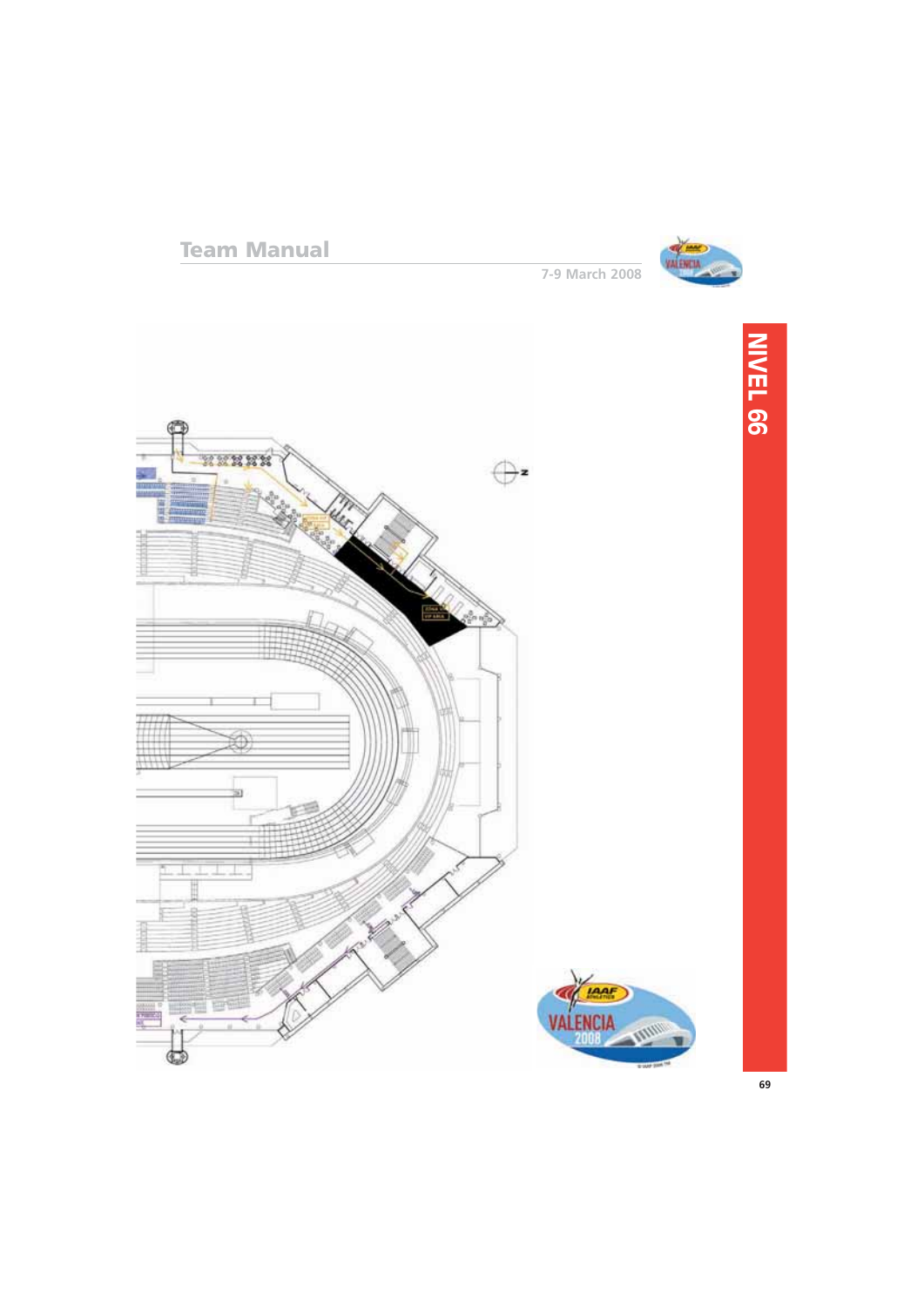# NIVEL 66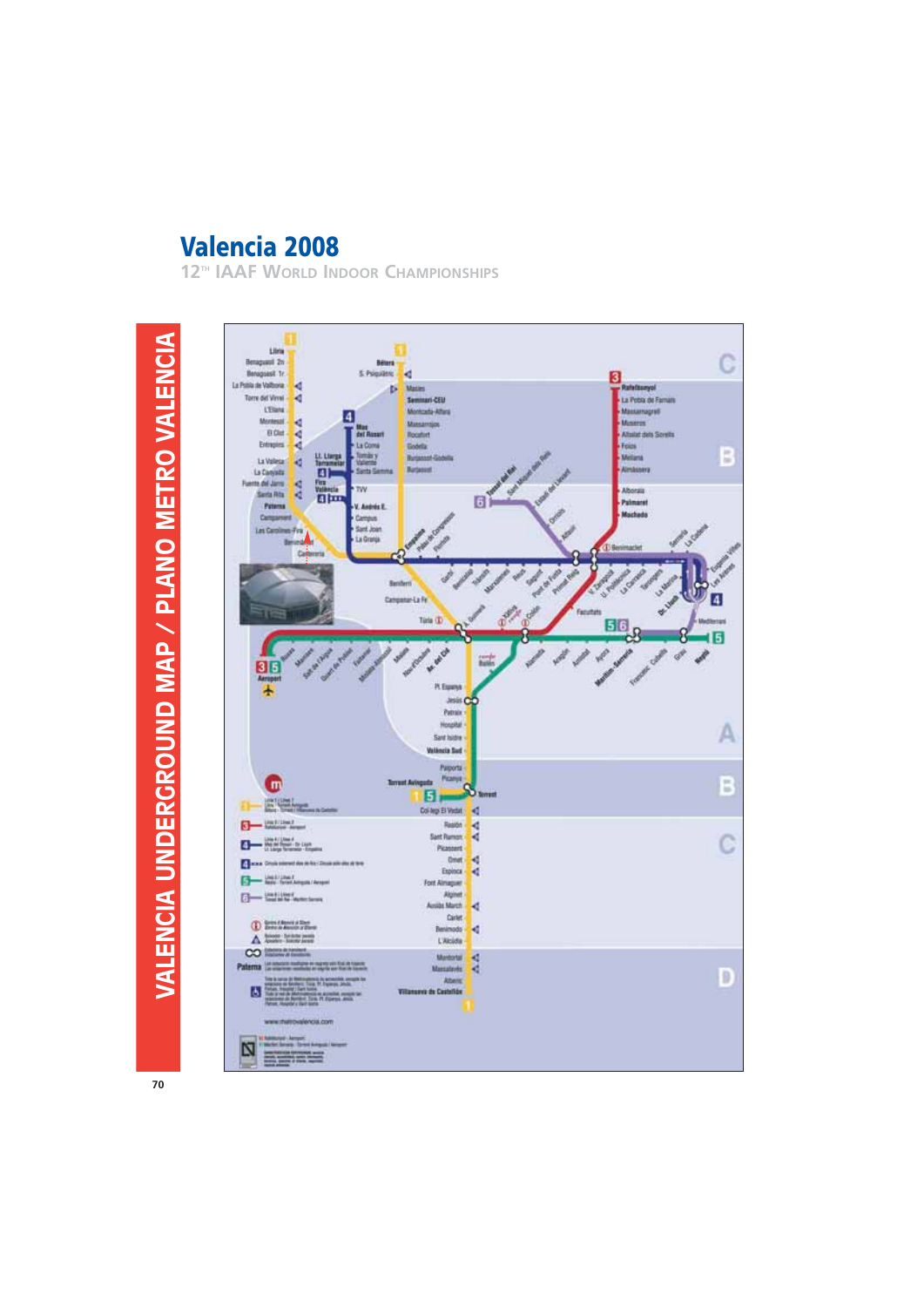# Valencia 2008

12TH IAAF WORLD INDOOR CHAMPIONSHIPS

## VALENCIA UNDERGROUND MAP / PLANO METRO VALENCIA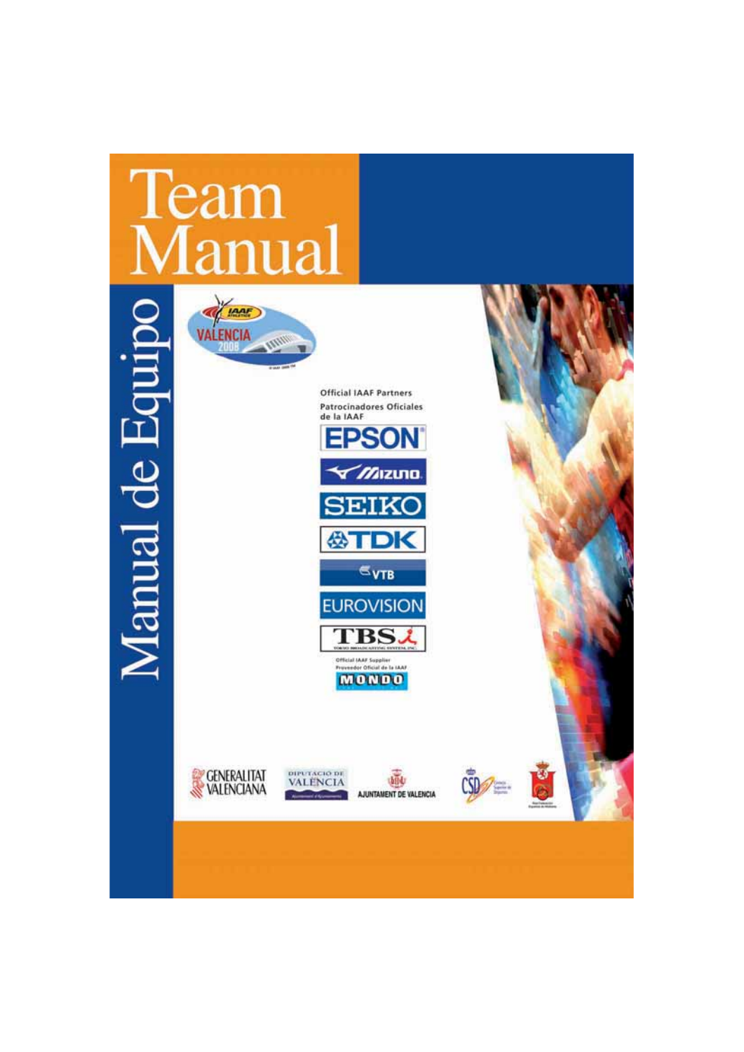# Team Manual

# Manual de Equipo

VALENCIA 2008

Official IAAF Partners
Patrocinadores Oficiales de la IAAF

EPSON

MIZUNO

SEIKO

TDK

VTB

EUROVISION

TBS

Official IAAF Supplier
Proveedor Oficial de la IAAF

MONDO

GENERALITAT VALENCIANA

DIPUTACIÓ DE VALÈNCIA

AJUNTAMENT DE VALENCIA

CSD